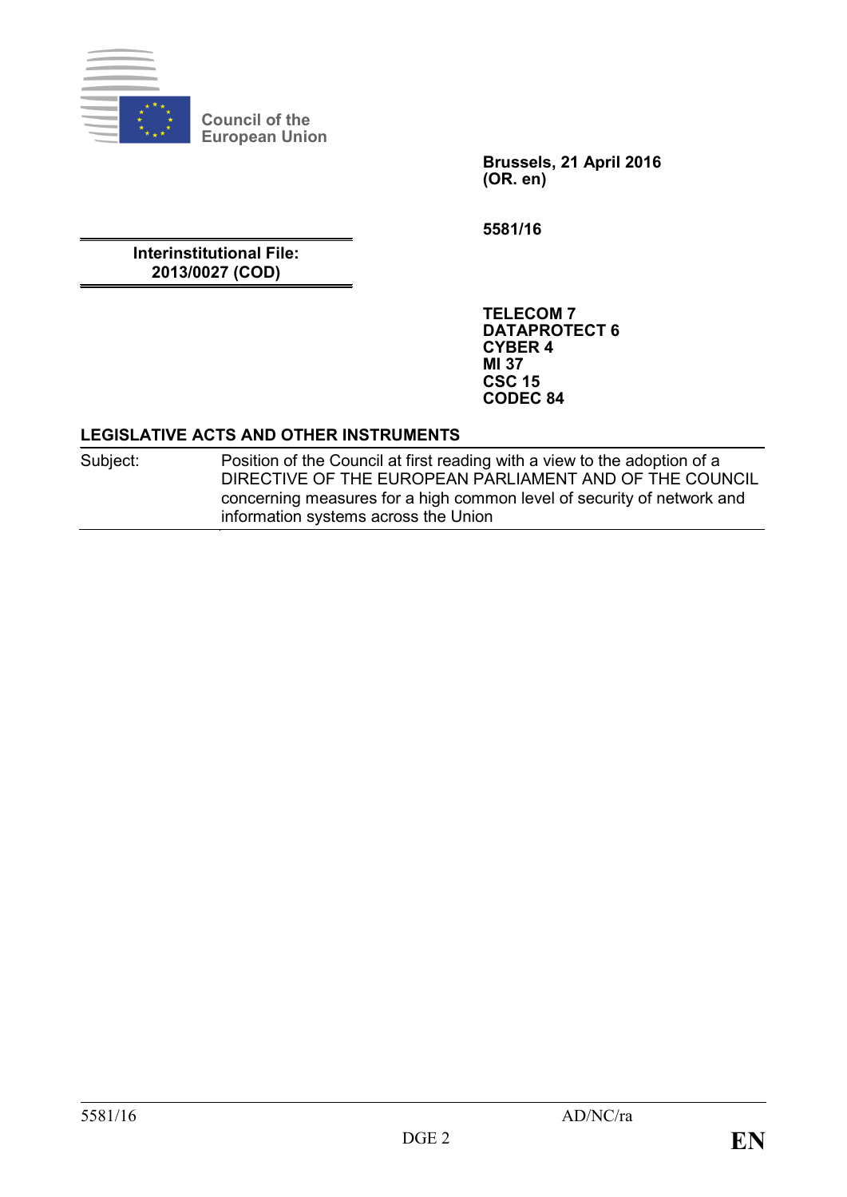Council of the European Union

**Brussels, 21 April 2016**
**(OR. en)**

**5581/16**

**Interinstitutional File:**
**2013/0027 (COD)**

**TELECOM 7**
**DATAPROTECT 6**
**CYBER 4**
**MI 37**
**CSC 15**
**CODEC 84**

**LEGISLATIVE ACTS AND OTHER INSTRUMENTS**

| Subject: | Position of the Council at first reading with a view to the adoption of a DIRECTIVE OF THE EUROPEAN PARLIAMENT AND OF THE COUNCIL concerning measures for a high common level of security of network and information systems across the Union |
|---|---|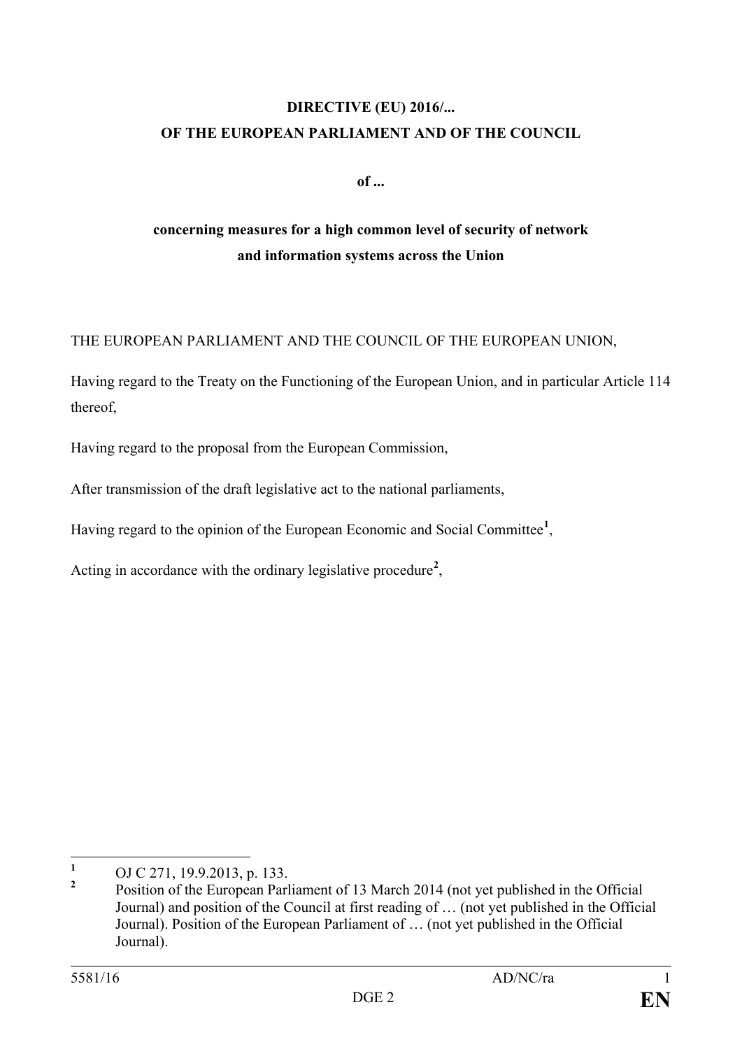**DIRECTIVE (EU) 2016/...**
**OF THE EUROPEAN PARLIAMENT AND OF THE COUNCIL**

**of ...**

**concerning measures for a high common level of security of network and information systems across the Union**

THE EUROPEAN PARLIAMENT AND THE COUNCIL OF THE EUROPEAN UNION,

Having regard to the Treaty on the Functioning of the European Union, and in particular Article 114 thereof,

Having regard to the proposal from the European Commission,

After transmission of the draft legislative act to the national parliaments,

Having regard to the opinion of the European Economic and Social Committee[1],

Acting in accordance with the ordinary legislative procedure[2],

---

[1] OJ C 271, 19.9.2013, p. 133.

[2] Position of the European Parliament of 13 March 2014 (not yet published in the Official Journal) and position of the Council at first reading of … (not yet published in the Official Journal). Position of the European Parliament of … (not yet published in the Official Journal).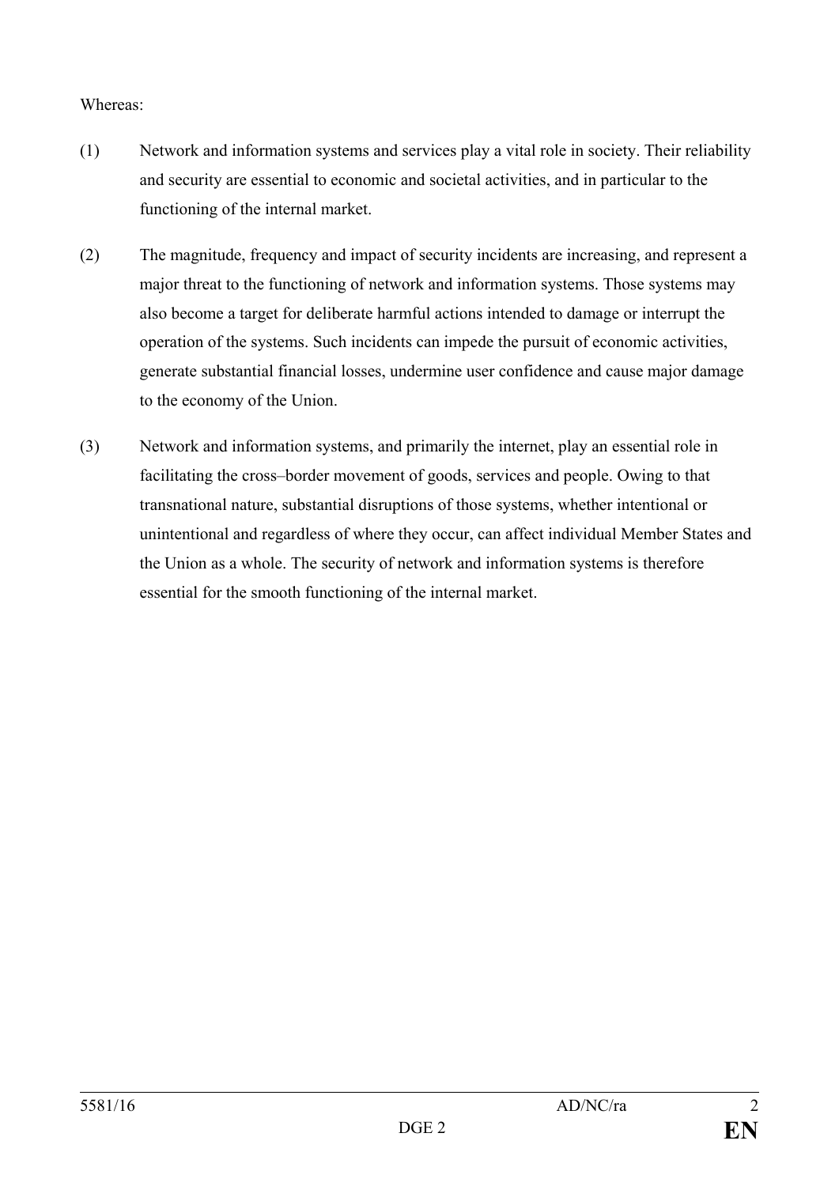Whereas:

(1) Network and information systems and services play a vital role in society. Their reliability and security are essential to economic and societal activities, and in particular to the functioning of the internal market.

(2) The magnitude, frequency and impact of security incidents are increasing, and represent a major threat to the functioning of network and information systems. Those systems may also become a target for deliberate harmful actions intended to damage or interrupt the operation of the systems. Such incidents can impede the pursuit of economic activities, generate substantial financial losses, undermine user confidence and cause major damage to the economy of the Union.

(3) Network and information systems, and primarily the internet, play an essential role in facilitating the cross–border movement of goods, services and people. Owing to that transnational nature, substantial disruptions of those systems, whether intentional or unintentional and regardless of where they occur, can affect individual Member States and the Union as a whole. The security of network and information systems is therefore essential for the smooth functioning of the internal market.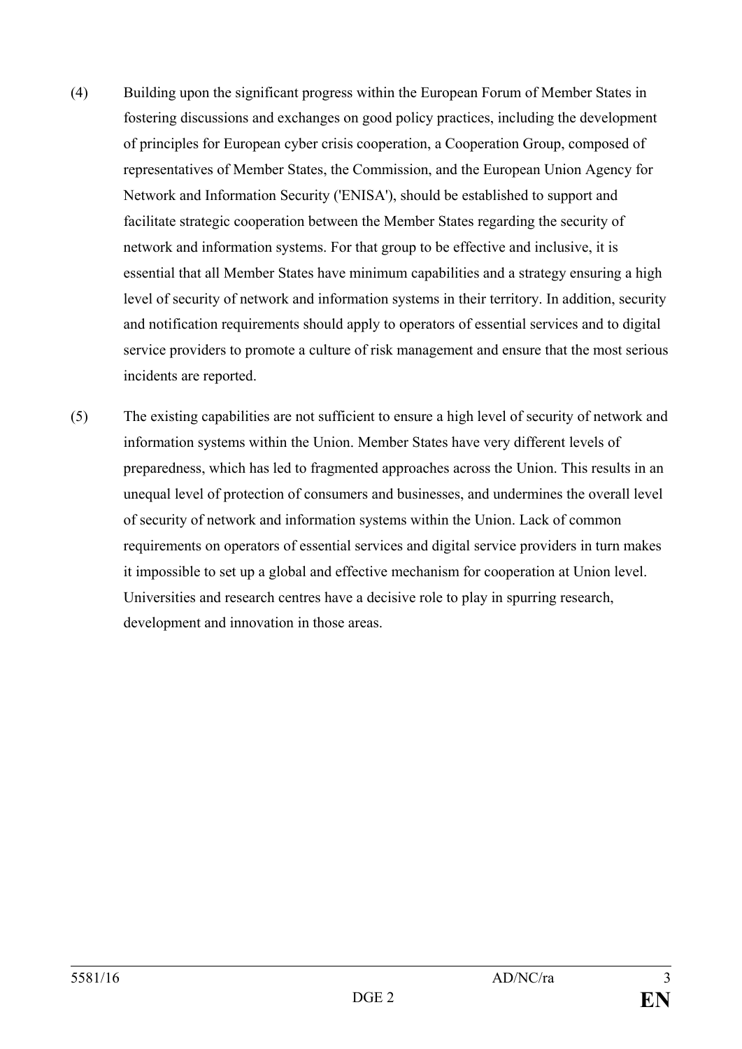(4) Building upon the significant progress within the European Forum of Member States in fostering discussions and exchanges on good policy practices, including the development of principles for European cyber crisis cooperation, a Cooperation Group, composed of representatives of Member States, the Commission, and the European Union Agency for Network and Information Security ('ENISA'), should be established to support and facilitate strategic cooperation between the Member States regarding the security of network and information systems. For that group to be effective and inclusive, it is essential that all Member States have minimum capabilities and a strategy ensuring a high level of security of network and information systems in their territory. In addition, security and notification requirements should apply to operators of essential services and to digital service providers to promote a culture of risk management and ensure that the most serious incidents are reported.

(5) The existing capabilities are not sufficient to ensure a high level of security of network and information systems within the Union. Member States have very different levels of preparedness, which has led to fragmented approaches across the Union. This results in an unequal level of protection of consumers and businesses, and undermines the overall level of security of network and information systems within the Union. Lack of common requirements on operators of essential services and digital service providers in turn makes it impossible to set up a global and effective mechanism for cooperation at Union level. Universities and research centres have a decisive role to play in spurring research, development and innovation in those areas.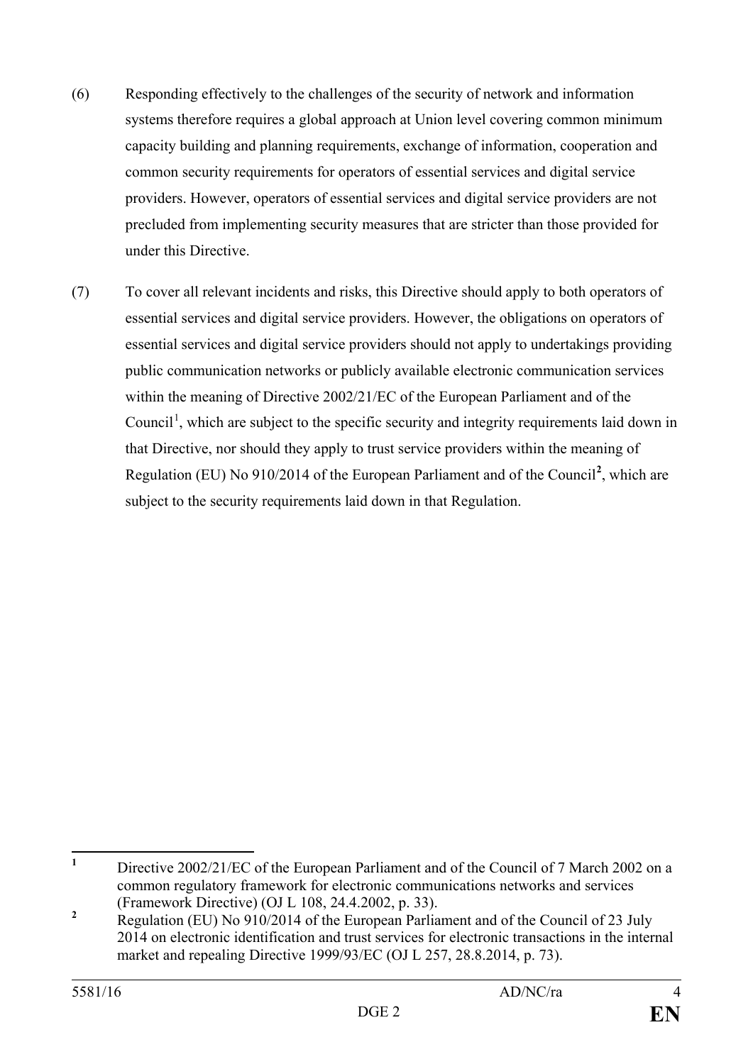(6) Responding effectively to the challenges of the security of network and information systems therefore requires a global approach at Union level covering common minimum capacity building and planning requirements, exchange of information, cooperation and common security requirements for operators of essential services and digital service providers. However, operators of essential services and digital service providers are not precluded from implementing security measures that are stricter than those provided for under this Directive.

(7) To cover all relevant incidents and risks, this Directive should apply to both operators of essential services and digital service providers. However, the obligations on operators of essential services and digital service providers should not apply to undertakings providing public communication networks or publicly available electronic communication services within the meaning of Directive 2002/21/EC of the European Parliament and of the Council[1], which are subject to the specific security and integrity requirements laid down in that Directive, nor should they apply to trust service providers within the meaning of Regulation (EU) No 910/2014 of the European Parliament and of the Council[2], which are subject to the security requirements laid down in that Regulation.

---

[1] Directive 2002/21/EC of the European Parliament and of the Council of 7 March 2002 on a common regulatory framework for electronic communications networks and services (Framework Directive) (OJ L 108, 24.4.2002, p. 33).

[2] Regulation (EU) No 910/2014 of the European Parliament and of the Council of 23 July 2014 on electronic identification and trust services for electronic transactions in the internal market and repealing Directive 1999/93/EC (OJ L 257, 28.8.2014, p. 73).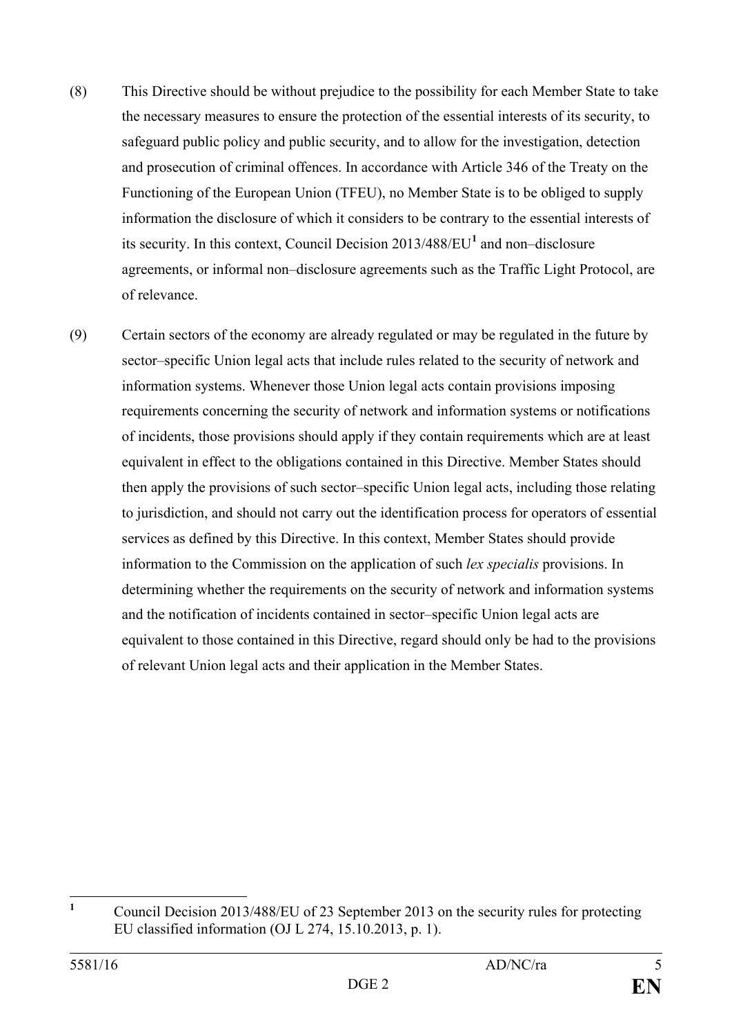(8) This Directive should be without prejudice to the possibility for each Member State to take the necessary measures to ensure the protection of the essential interests of its security, to safeguard public policy and public security, and to allow for the investigation, detection and prosecution of criminal offences. In accordance with Article 346 of the Treaty on the Functioning of the European Union (TFEU), no Member State is to be obliged to supply information the disclosure of which it considers to be contrary to the essential interests of its security. In this context, Council Decision 2013/488/EU[1] and non–disclosure agreements, or informal non–disclosure agreements such as the Traffic Light Protocol, are of relevance.

(9) Certain sectors of the economy are already regulated or may be regulated in the future by sector–specific Union legal acts that include rules related to the security of network and information systems. Whenever those Union legal acts contain provisions imposing requirements concerning the security of network and information systems or notifications of incidents, those provisions should apply if they contain requirements which are at least equivalent in effect to the obligations contained in this Directive. Member States should then apply the provisions of such sector–specific Union legal acts, including those relating to jurisdiction, and should not carry out the identification process for operators of essential services as defined by this Directive. In this context, Member States should provide information to the Commission on the application of such *lex specialis* provisions. In determining whether the requirements on the security of network and information systems and the notification of incidents contained in sector–specific Union legal acts are equivalent to those contained in this Directive, regard should only be had to the provisions of relevant Union legal acts and their application in the Member States.

---

[1] Council Decision 2013/488/EU of 23 September 2013 on the security rules for protecting EU classified information (OJ L 274, 15.10.2013, p. 1).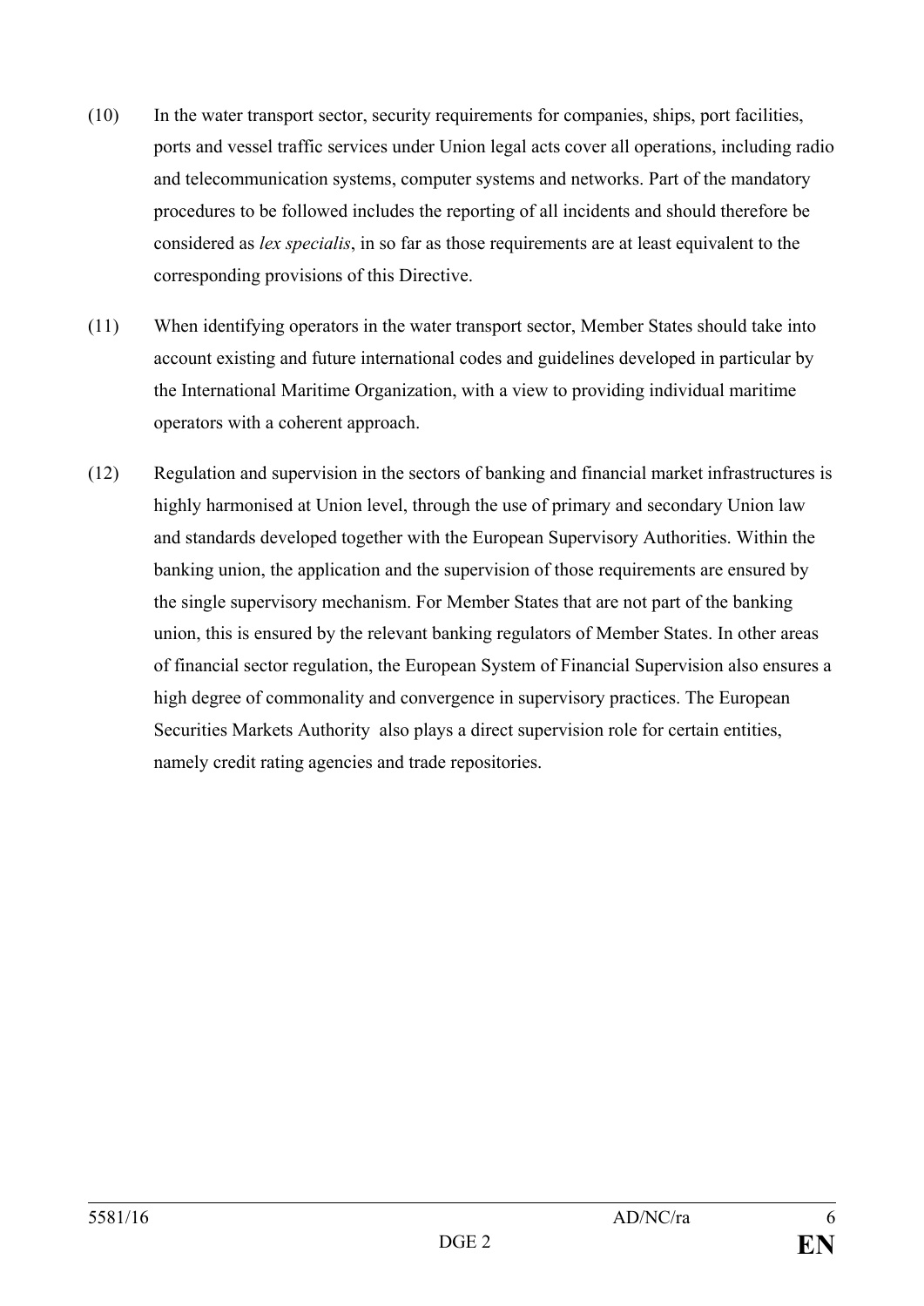(10) In the water transport sector, security requirements for companies, ships, port facilities, ports and vessel traffic services under Union legal acts cover all operations, including radio and telecommunication systems, computer systems and networks. Part of the mandatory procedures to be followed includes the reporting of all incidents and should therefore be considered as *lex specialis*, in so far as those requirements are at least equivalent to the corresponding provisions of this Directive.

(11) When identifying operators in the water transport sector, Member States should take into account existing and future international codes and guidelines developed in particular by the International Maritime Organization, with a view to providing individual maritime operators with a coherent approach.

(12) Regulation and supervision in the sectors of banking and financial market infrastructures is highly harmonised at Union level, through the use of primary and secondary Union law and standards developed together with the European Supervisory Authorities. Within the banking union, the application and the supervision of those requirements are ensured by the single supervisory mechanism. For Member States that are not part of the banking union, this is ensured by the relevant banking regulators of Member States. In other areas of financial sector regulation, the European System of Financial Supervision also ensures a high degree of commonality and convergence in supervisory practices. The European Securities Markets Authority also plays a direct supervision role for certain entities, namely credit rating agencies and trade repositories.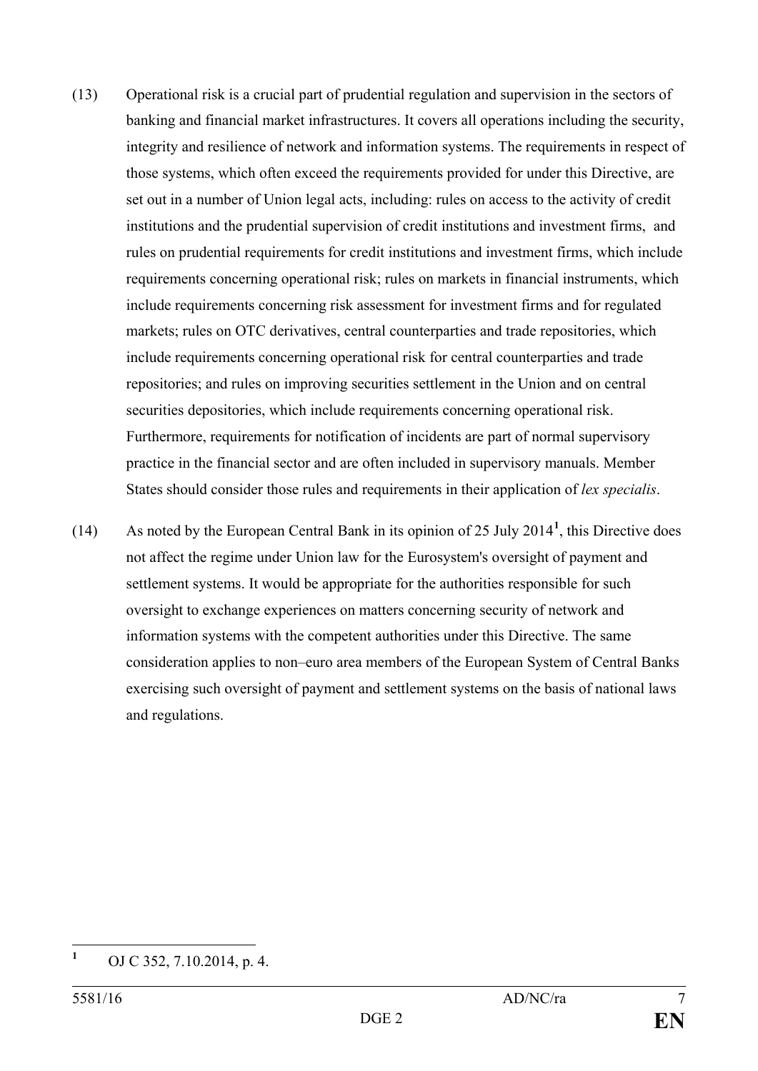(13) Operational risk is a crucial part of prudential regulation and supervision in the sectors of banking and financial market infrastructures. It covers all operations including the security, integrity and resilience of network and information systems. The requirements in respect of those systems, which often exceed the requirements provided for under this Directive, are set out in a number of Union legal acts, including: rules on access to the activity of credit institutions and the prudential supervision of credit institutions and investment firms, and rules on prudential requirements for credit institutions and investment firms, which include requirements concerning operational risk; rules on markets in financial instruments, which include requirements concerning risk assessment for investment firms and for regulated markets; rules on OTC derivatives, central counterparties and trade repositories, which include requirements concerning operational risk for central counterparties and trade repositories; and rules on improving securities settlement in the Union and on central securities depositories, which include requirements concerning operational risk. Furthermore, requirements for notification of incidents are part of normal supervisory practice in the financial sector and are often included in supervisory manuals. Member States should consider those rules and requirements in their application of *lex specialis*.

(14) As noted by the European Central Bank in its opinion of 25 July 2014[1], this Directive does not affect the regime under Union law for the Eurosystem's oversight of payment and settlement systems. It would be appropriate for the authorities responsible for such oversight to exchange experiences on matters concerning security of network and information systems with the competent authorities under this Directive. The same consideration applies to non–euro area members of the European System of Central Banks exercising such oversight of payment and settlement systems on the basis of national laws and regulations.

[1] OJ C 352, 7.10.2014, p. 4.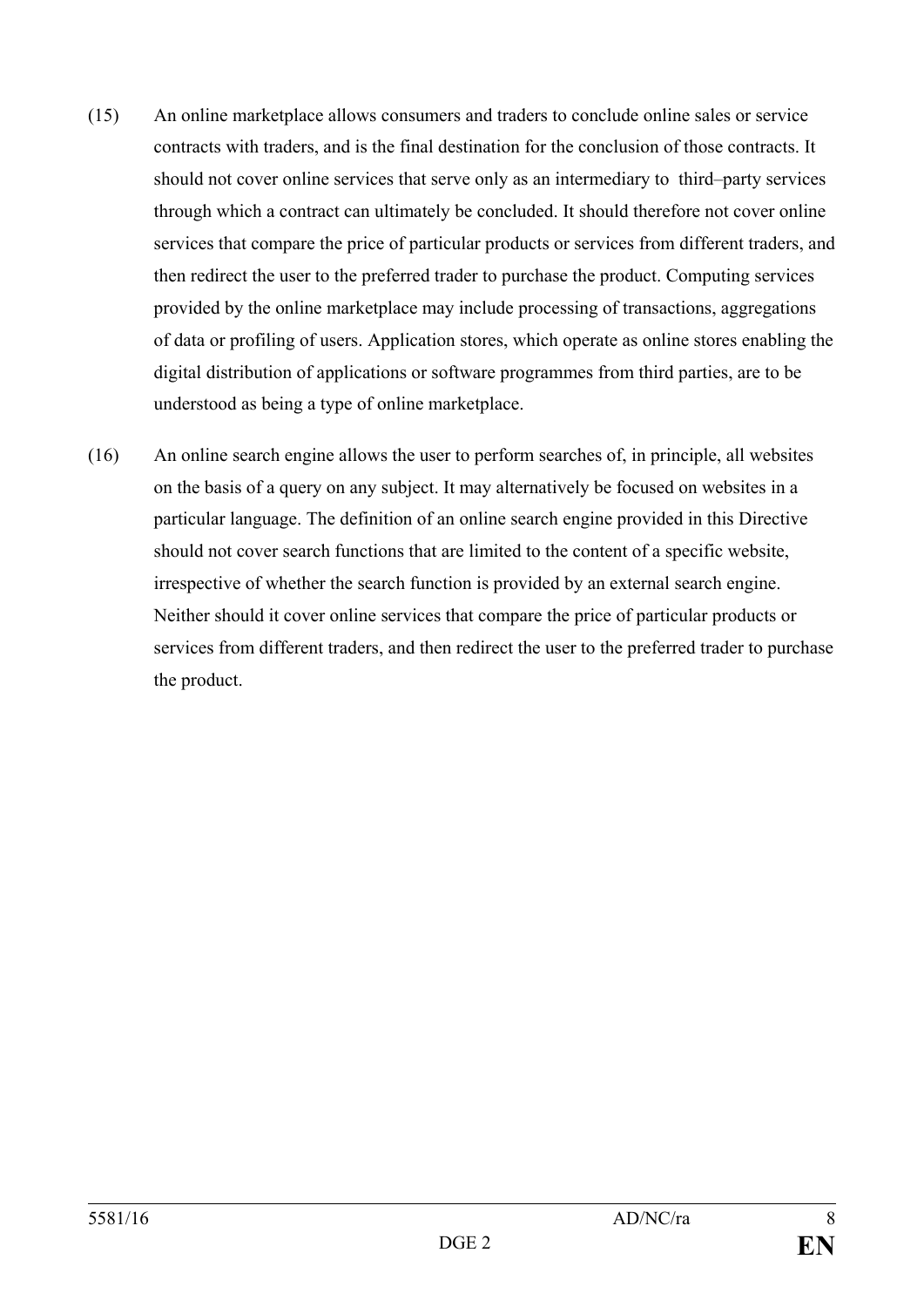(15) An online marketplace allows consumers and traders to conclude online sales or service contracts with traders, and is the final destination for the conclusion of those contracts. It should not cover online services that serve only as an intermediary to third–party services through which a contract can ultimately be concluded. It should therefore not cover online services that compare the price of particular products or services from different traders, and then redirect the user to the preferred trader to purchase the product. Computing services provided by the online marketplace may include processing of transactions, aggregations of data or profiling of users. Application stores, which operate as online stores enabling the digital distribution of applications or software programmes from third parties, are to be understood as being a type of online marketplace.

(16) An online search engine allows the user to perform searches of, in principle, all websites on the basis of a query on any subject. It may alternatively be focused on websites in a particular language. The definition of an online search engine provided in this Directive should not cover search functions that are limited to the content of a specific website, irrespective of whether the search function is provided by an external search engine. Neither should it cover online services that compare the price of particular products or services from different traders, and then redirect the user to the preferred trader to purchase the product.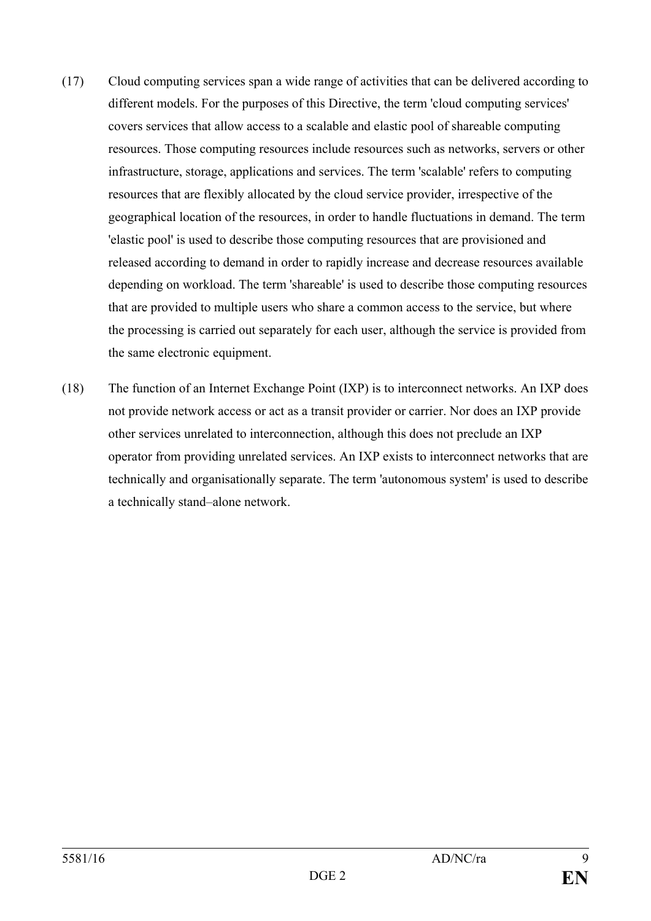(17) Cloud computing services span a wide range of activities that can be delivered according to different models. For the purposes of this Directive, the term 'cloud computing services' covers services that allow access to a scalable and elastic pool of shareable computing resources. Those computing resources include resources such as networks, servers or other infrastructure, storage, applications and services. The term 'scalable' refers to computing resources that are flexibly allocated by the cloud service provider, irrespective of the geographical location of the resources, in order to handle fluctuations in demand. The term 'elastic pool' is used to describe those computing resources that are provisioned and released according to demand in order to rapidly increase and decrease resources available depending on workload. The term 'shareable' is used to describe those computing resources that are provided to multiple users who share a common access to the service, but where the processing is carried out separately for each user, although the service is provided from the same electronic equipment.

(18) The function of an Internet Exchange Point (IXP) is to interconnect networks. An IXP does not provide network access or act as a transit provider or carrier. Nor does an IXP provide other services unrelated to interconnection, although this does not preclude an IXP operator from providing unrelated services. An IXP exists to interconnect networks that are technically and organisationally separate. The term 'autonomous system' is used to describe a technically stand–alone network.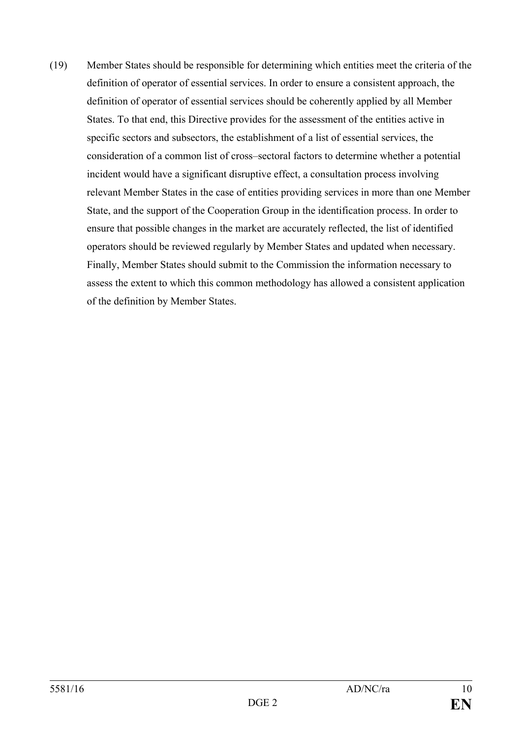(19) Member States should be responsible for determining which entities meet the criteria of the definition of operator of essential services. In order to ensure a consistent approach, the definition of operator of essential services should be coherently applied by all Member States. To that end, this Directive provides for the assessment of the entities active in specific sectors and subsectors, the establishment of a list of essential services, the consideration of a common list of cross–sectoral factors to determine whether a potential incident would have a significant disruptive effect, a consultation process involving relevant Member States in the case of entities providing services in more than one Member State, and the support of the Cooperation Group in the identification process. In order to ensure that possible changes in the market are accurately reflected, the list of identified operators should be reviewed regularly by Member States and updated when necessary. Finally, Member States should submit to the Commission the information necessary to assess the extent to which this common methodology has allowed a consistent application of the definition by Member States.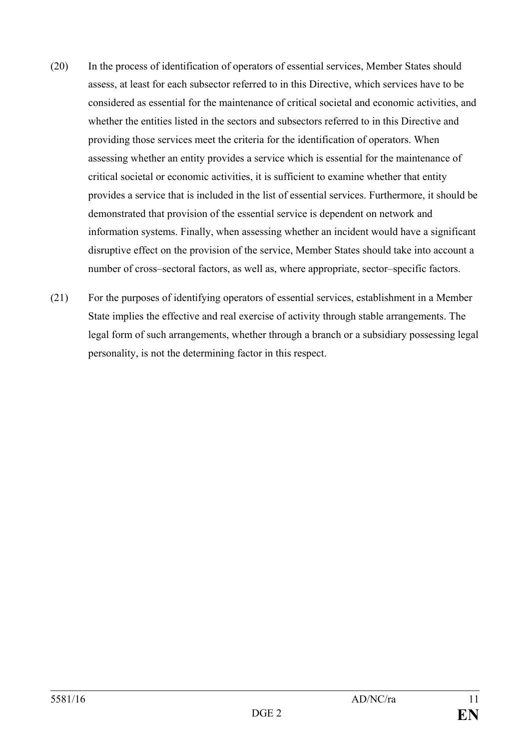(20) In the process of identification of operators of essential services, Member States should assess, at least for each subsector referred to in this Directive, which services have to be considered as essential for the maintenance of critical societal and economic activities, and whether the entities listed in the sectors and subsectors referred to in this Directive and providing those services meet the criteria for the identification of operators. When assessing whether an entity provides a service which is essential for the maintenance of critical societal or economic activities, it is sufficient to examine whether that entity provides a service that is included in the list of essential services. Furthermore, it should be demonstrated that provision of the essential service is dependent on network and information systems. Finally, when assessing whether an incident would have a significant disruptive effect on the provision of the service, Member States should take into account a number of cross–sectoral factors, as well as, where appropriate, sector–specific factors.

(21) For the purposes of identifying operators of essential services, establishment in a Member State implies the effective and real exercise of activity through stable arrangements. The legal form of such arrangements, whether through a branch or a subsidiary possessing legal personality, is not the determining factor in this respect.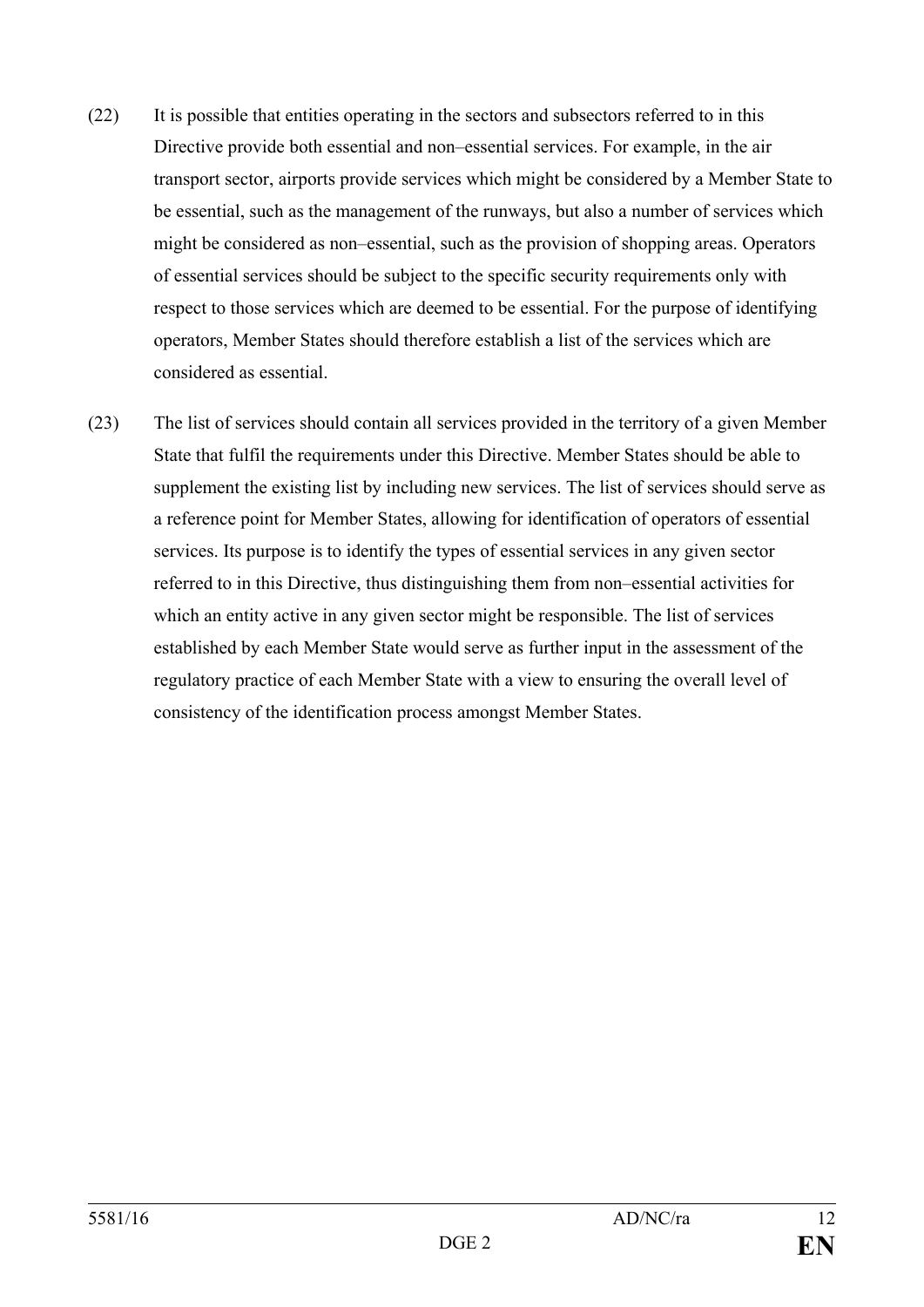(22) It is possible that entities operating in the sectors and subsectors referred to in this Directive provide both essential and non–essential services. For example, in the air transport sector, airports provide services which might be considered by a Member State to be essential, such as the management of the runways, but also a number of services which might be considered as non–essential, such as the provision of shopping areas. Operators of essential services should be subject to the specific security requirements only with respect to those services which are deemed to be essential. For the purpose of identifying operators, Member States should therefore establish a list of the services which are considered as essential.

(23) The list of services should contain all services provided in the territory of a given Member State that fulfil the requirements under this Directive. Member States should be able to supplement the existing list by including new services. The list of services should serve as a reference point for Member States, allowing for identification of operators of essential services. Its purpose is to identify the types of essential services in any given sector referred to in this Directive, thus distinguishing them from non–essential activities for which an entity active in any given sector might be responsible. The list of services established by each Member State would serve as further input in the assessment of the regulatory practice of each Member State with a view to ensuring the overall level of consistency of the identification process amongst Member States.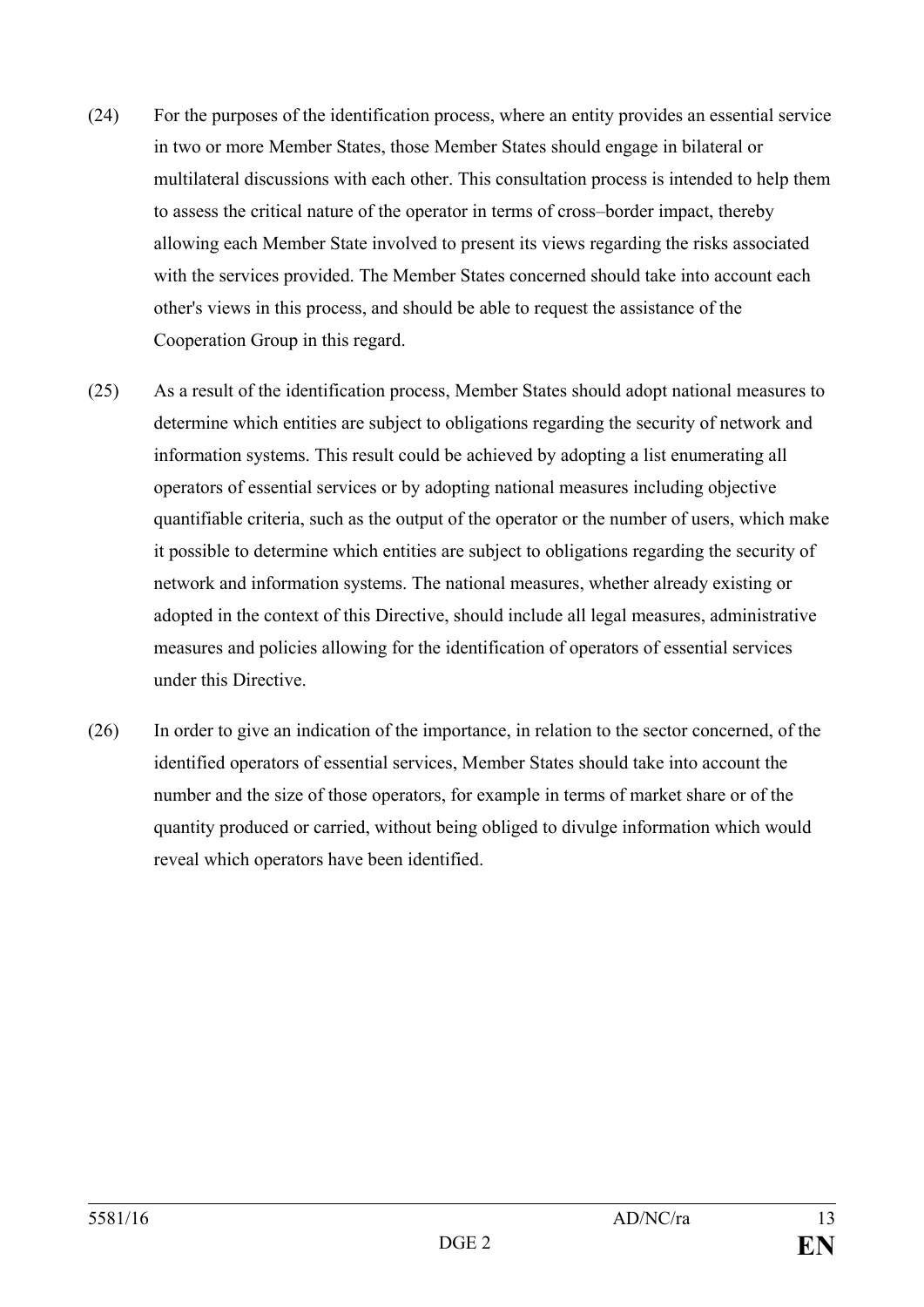(24) For the purposes of the identification process, where an entity provides an essential service in two or more Member States, those Member States should engage in bilateral or multilateral discussions with each other. This consultation process is intended to help them to assess the critical nature of the operator in terms of cross–border impact, thereby allowing each Member State involved to present its views regarding the risks associated with the services provided. The Member States concerned should take into account each other's views in this process, and should be able to request the assistance of the Cooperation Group in this regard.

(25) As a result of the identification process, Member States should adopt national measures to determine which entities are subject to obligations regarding the security of network and information systems. This result could be achieved by adopting a list enumerating all operators of essential services or by adopting national measures including objective quantifiable criteria, such as the output of the operator or the number of users, which make it possible to determine which entities are subject to obligations regarding the security of network and information systems. The national measures, whether already existing or adopted in the context of this Directive, should include all legal measures, administrative measures and policies allowing for the identification of operators of essential services under this Directive.

(26) In order to give an indication of the importance, in relation to the sector concerned, of the identified operators of essential services, Member States should take into account the number and the size of those operators, for example in terms of market share or of the quantity produced or carried, without being obliged to divulge information which would reveal which operators have been identified.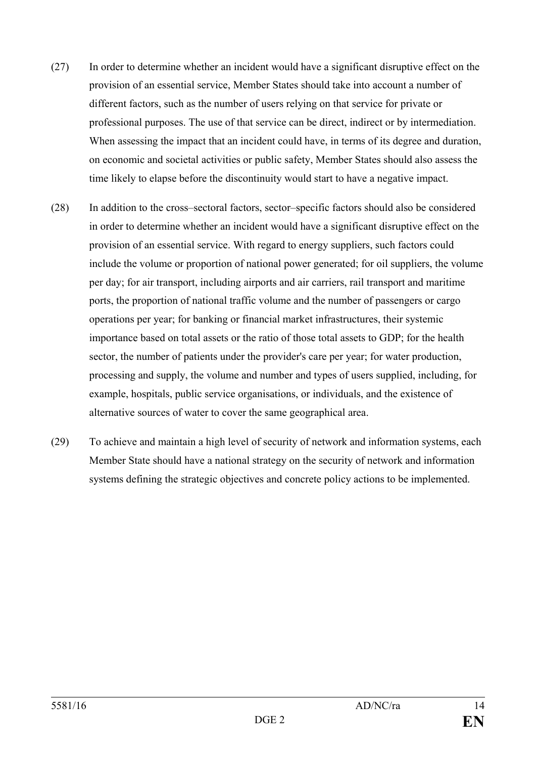(27) In order to determine whether an incident would have a significant disruptive effect on the provision of an essential service, Member States should take into account a number of different factors, such as the number of users relying on that service for private or professional purposes. The use of that service can be direct, indirect or by intermediation. When assessing the impact that an incident could have, in terms of its degree and duration, on economic and societal activities or public safety, Member States should also assess the time likely to elapse before the discontinuity would start to have a negative impact.

(28) In addition to the cross–sectoral factors, sector–specific factors should also be considered in order to determine whether an incident would have a significant disruptive effect on the provision of an essential service. With regard to energy suppliers, such factors could include the volume or proportion of national power generated; for oil suppliers, the volume per day; for air transport, including airports and air carriers, rail transport and maritime ports, the proportion of national traffic volume and the number of passengers or cargo operations per year; for banking or financial market infrastructures, their systemic importance based on total assets or the ratio of those total assets to GDP; for the health sector, the number of patients under the provider's care per year; for water production, processing and supply, the volume and number and types of users supplied, including, for example, hospitals, public service organisations, or individuals, and the existence of alternative sources of water to cover the same geographical area.

(29) To achieve and maintain a high level of security of network and information systems, each Member State should have a national strategy on the security of network and information systems defining the strategic objectives and concrete policy actions to be implemented.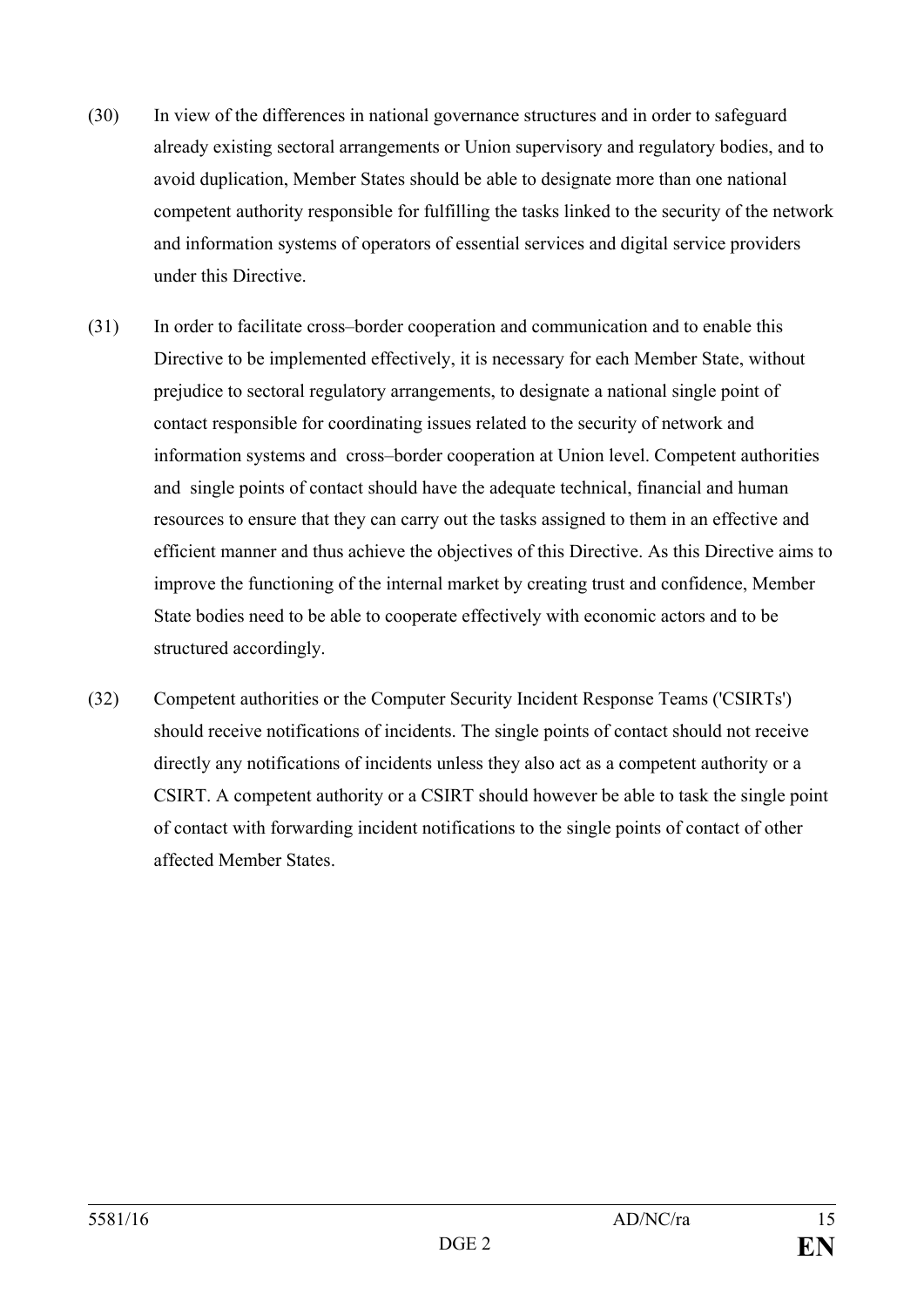(30) In view of the differences in national governance structures and in order to safeguard already existing sectoral arrangements or Union supervisory and regulatory bodies, and to avoid duplication, Member States should be able to designate more than one national competent authority responsible for fulfilling the tasks linked to the security of the network and information systems of operators of essential services and digital service providers under this Directive.

(31) In order to facilitate cross–border cooperation and communication and to enable this Directive to be implemented effectively, it is necessary for each Member State, without prejudice to sectoral regulatory arrangements, to designate a national single point of contact responsible for coordinating issues related to the security of network and information systems and cross–border cooperation at Union level. Competent authorities and single points of contact should have the adequate technical, financial and human resources to ensure that they can carry out the tasks assigned to them in an effective and efficient manner and thus achieve the objectives of this Directive. As this Directive aims to improve the functioning of the internal market by creating trust and confidence, Member State bodies need to be able to cooperate effectively with economic actors and to be structured accordingly.

(32) Competent authorities or the Computer Security Incident Response Teams ('CSIRTs') should receive notifications of incidents. The single points of contact should not receive directly any notifications of incidents unless they also act as a competent authority or a CSIRT. A competent authority or a CSIRT should however be able to task the single point of contact with forwarding incident notifications to the single points of contact of other affected Member States.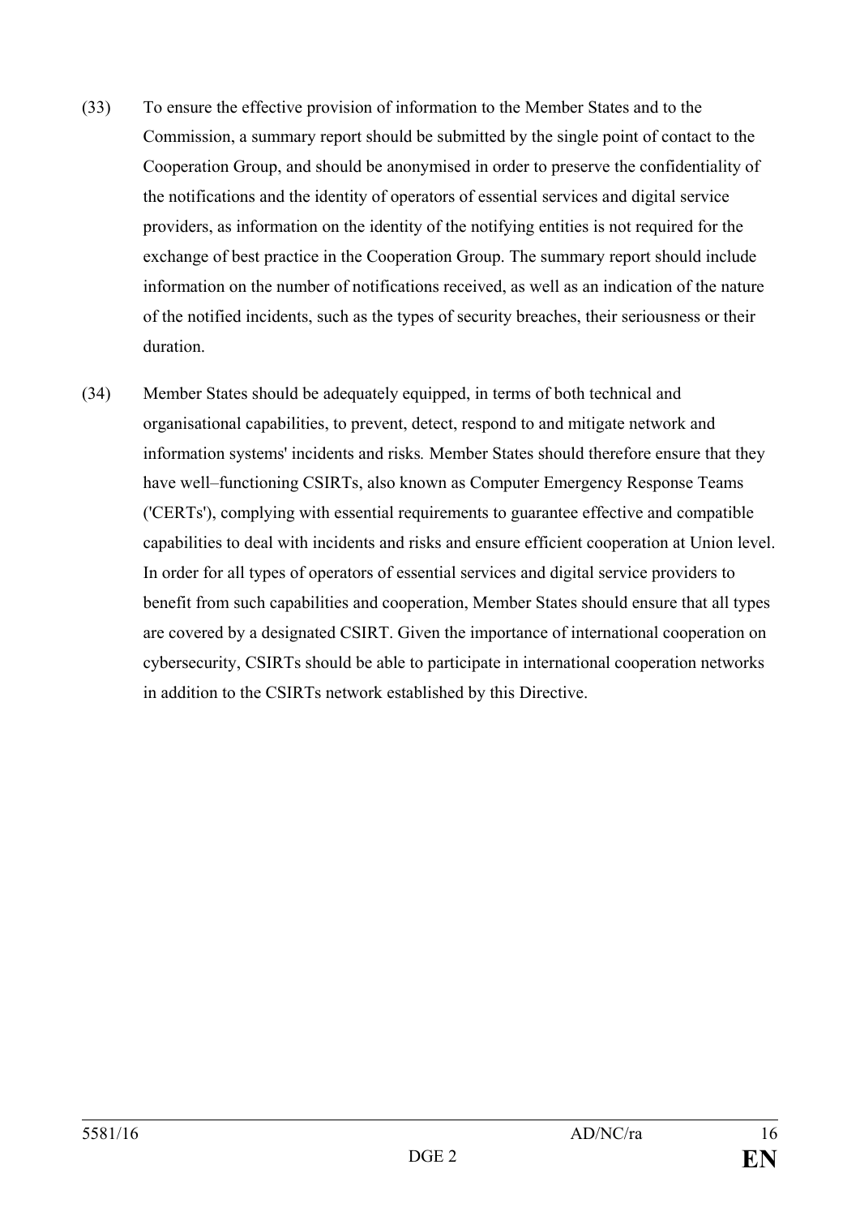(33) To ensure the effective provision of information to the Member States and to the Commission, a summary report should be submitted by the single point of contact to the Cooperation Group, and should be anonymised in order to preserve the confidentiality of the notifications and the identity of operators of essential services and digital service providers, as information on the identity of the notifying entities is not required for the exchange of best practice in the Cooperation Group. The summary report should include information on the number of notifications received, as well as an indication of the nature of the notified incidents, such as the types of security breaches, their seriousness or their duration.

(34) Member States should be adequately equipped, in terms of both technical and organisational capabilities, to prevent, detect, respond to and mitigate network and information systems' incidents and risks. Member States should therefore ensure that they have well–functioning CSIRTs, also known as Computer Emergency Response Teams ('CERTs'), complying with essential requirements to guarantee effective and compatible capabilities to deal with incidents and risks and ensure efficient cooperation at Union level. In order for all types of operators of essential services and digital service providers to benefit from such capabilities and cooperation, Member States should ensure that all types are covered by a designated CSIRT. Given the importance of international cooperation on cybersecurity, CSIRTs should be able to participate in international cooperation networks in addition to the CSIRTs network established by this Directive.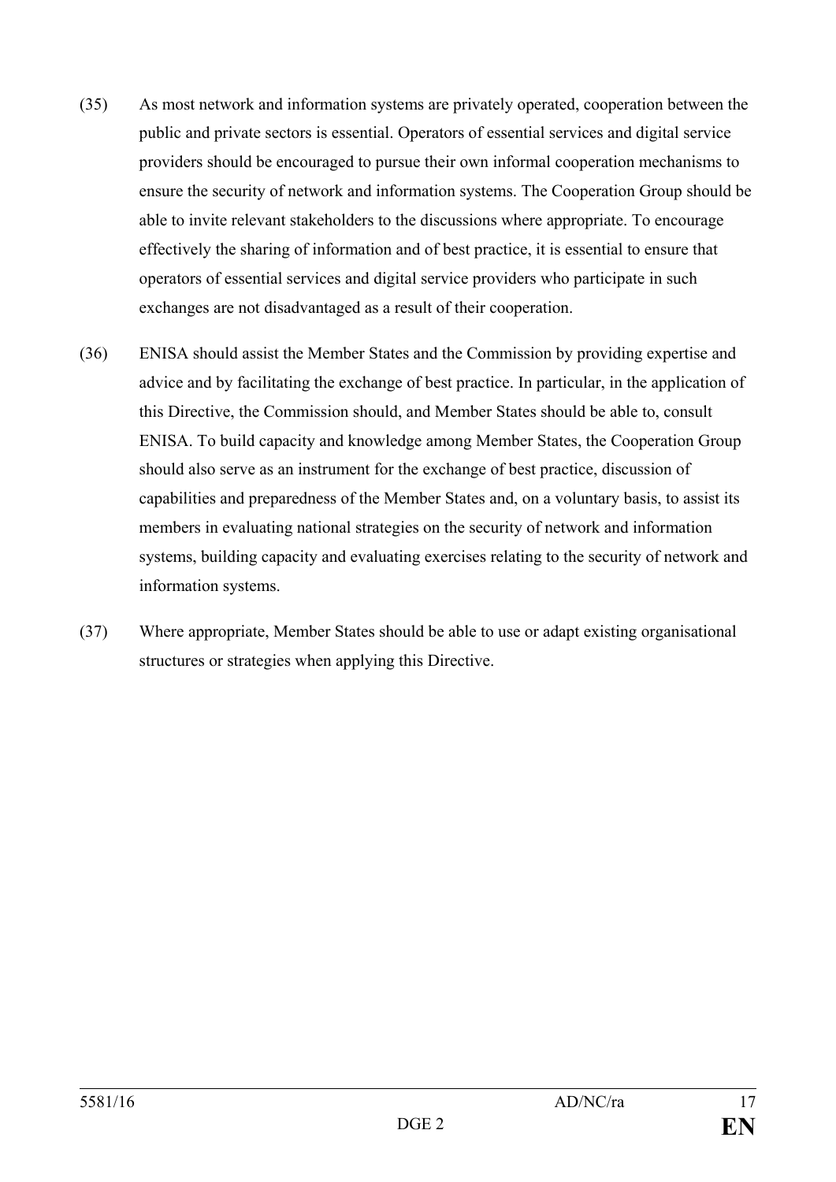(35) As most network and information systems are privately operated, cooperation between the public and private sectors is essential. Operators of essential services and digital service providers should be encouraged to pursue their own informal cooperation mechanisms to ensure the security of network and information systems. The Cooperation Group should be able to invite relevant stakeholders to the discussions where appropriate. To encourage effectively the sharing of information and of best practice, it is essential to ensure that operators of essential services and digital service providers who participate in such exchanges are not disadvantaged as a result of their cooperation.

(36) ENISA should assist the Member States and the Commission by providing expertise and advice and by facilitating the exchange of best practice. In particular, in the application of this Directive, the Commission should, and Member States should be able to, consult ENISA. To build capacity and knowledge among Member States, the Cooperation Group should also serve as an instrument for the exchange of best practice, discussion of capabilities and preparedness of the Member States and, on a voluntary basis, to assist its members in evaluating national strategies on the security of network and information systems, building capacity and evaluating exercises relating to the security of network and information systems.

(37) Where appropriate, Member States should be able to use or adapt existing organisational structures or strategies when applying this Directive.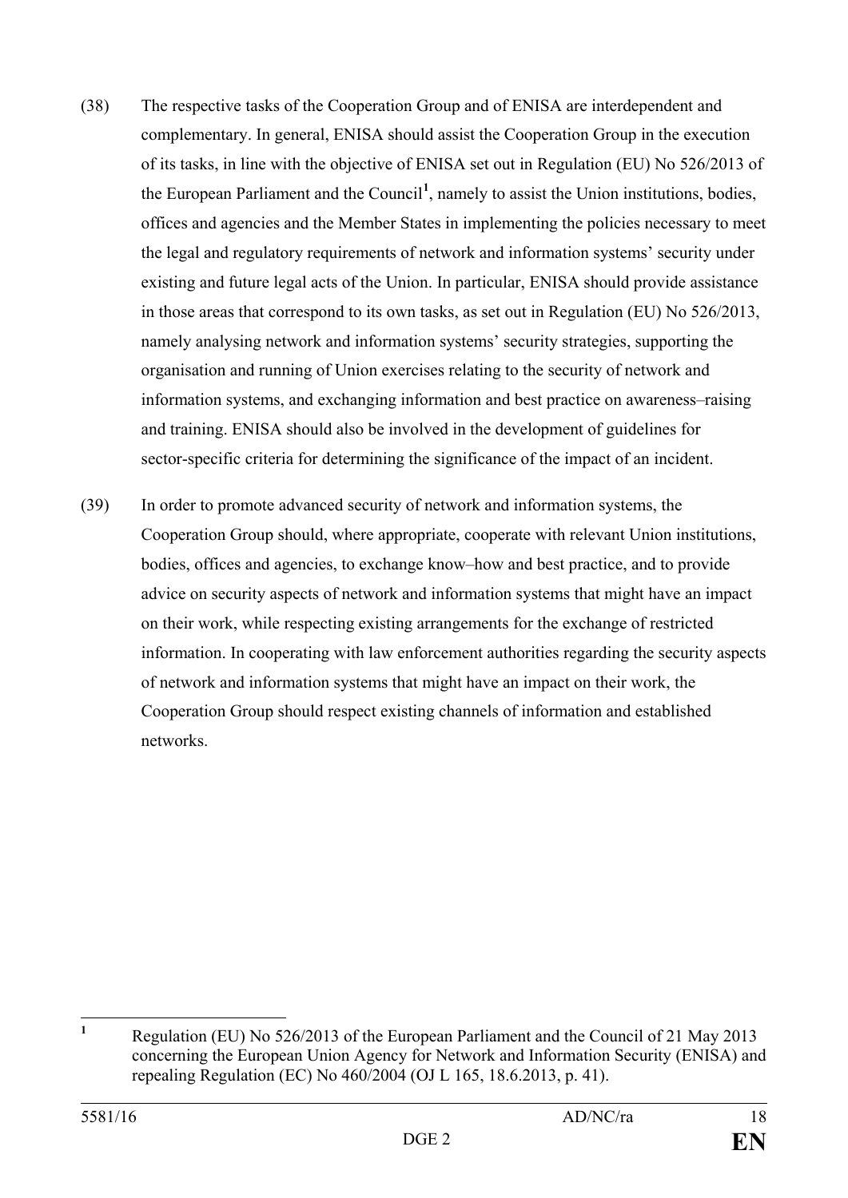(38) The respective tasks of the Cooperation Group and of ENISA are interdependent and complementary. In general, ENISA should assist the Cooperation Group in the execution of its tasks, in line with the objective of ENISA set out in Regulation (EU) No 526/2013 of the European Parliament and the Council[1], namely to assist the Union institutions, bodies, offices and agencies and the Member States in implementing the policies necessary to meet the legal and regulatory requirements of network and information systems' security under existing and future legal acts of the Union. In particular, ENISA should provide assistance in those areas that correspond to its own tasks, as set out in Regulation (EU) No 526/2013, namely analysing network and information systems' security strategies, supporting the organisation and running of Union exercises relating to the security of network and information systems, and exchanging information and best practice on awareness–raising and training. ENISA should also be involved in the development of guidelines for sector-specific criteria for determining the significance of the impact of an incident.

(39) In order to promote advanced security of network and information systems, the Cooperation Group should, where appropriate, cooperate with relevant Union institutions, bodies, offices and agencies, to exchange know–how and best practice, and to provide advice on security aspects of network and information systems that might have an impact on their work, while respecting existing arrangements for the exchange of restricted information. In cooperating with law enforcement authorities regarding the security aspects of network and information systems that might have an impact on their work, the Cooperation Group should respect existing channels of information and established networks.

---

[1] Regulation (EU) No 526/2013 of the European Parliament and the Council of 21 May 2013 concerning the European Union Agency for Network and Information Security (ENISA) and repealing Regulation (EC) No 460/2004 (OJ L 165, 18.6.2013, p. 41).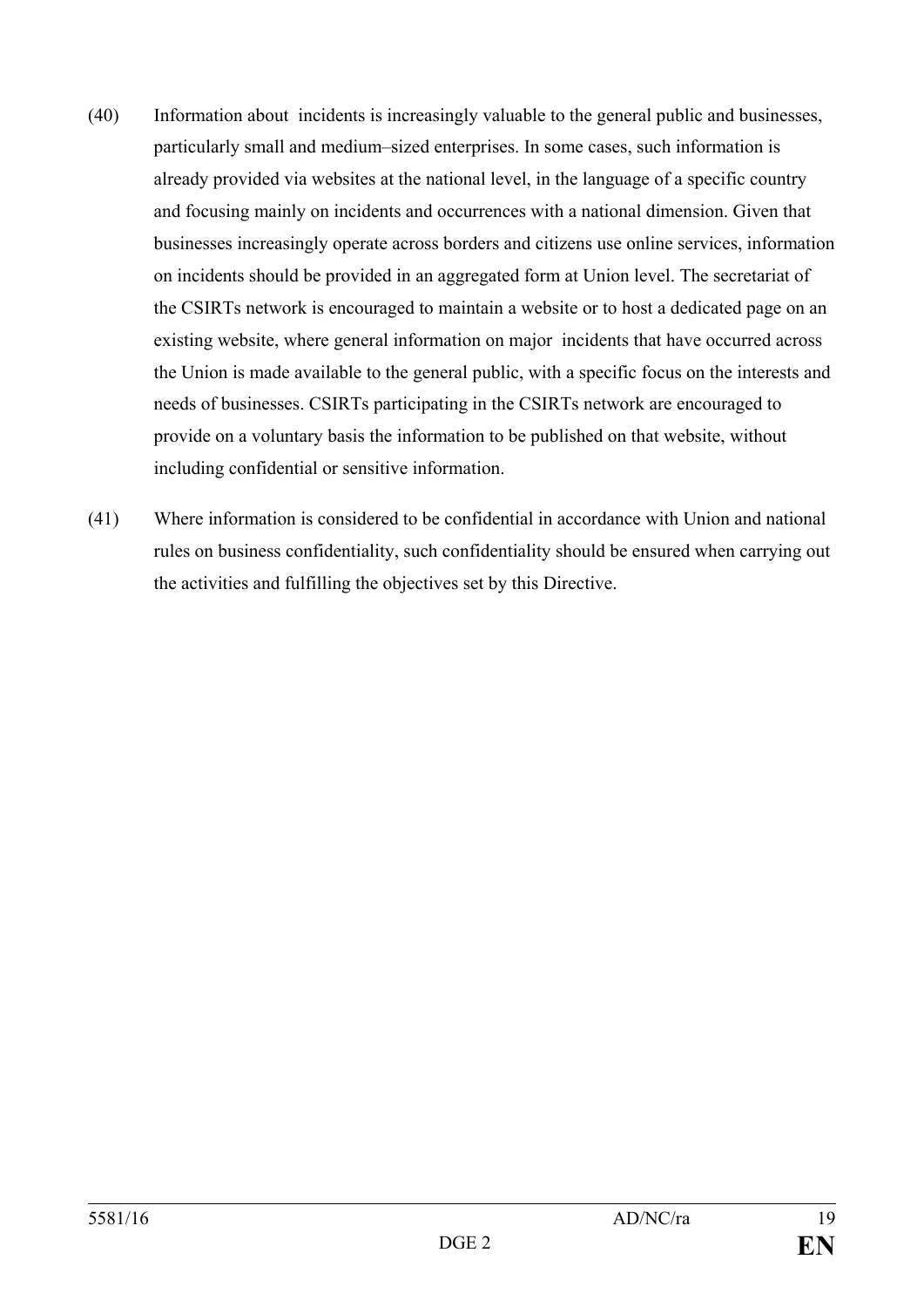(40) Information about incidents is increasingly valuable to the general public and businesses, particularly small and medium–sized enterprises. In some cases, such information is already provided via websites at the national level, in the language of a specific country and focusing mainly on incidents and occurrences with a national dimension. Given that businesses increasingly operate across borders and citizens use online services, information on incidents should be provided in an aggregated form at Union level. The secretariat of the CSIRTs network is encouraged to maintain a website or to host a dedicated page on an existing website, where general information on major incidents that have occurred across the Union is made available to the general public, with a specific focus on the interests and needs of businesses. CSIRTs participating in the CSIRTs network are encouraged to provide on a voluntary basis the information to be published on that website, without including confidential or sensitive information.

(41) Where information is considered to be confidential in accordance with Union and national rules on business confidentiality, such confidentiality should be ensured when carrying out the activities and fulfilling the objectives set by this Directive.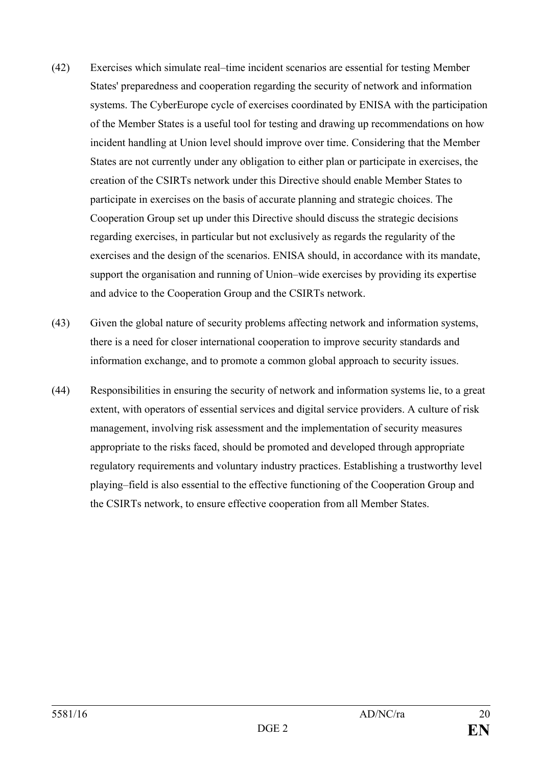(42) Exercises which simulate real–time incident scenarios are essential for testing Member States' preparedness and cooperation regarding the security of network and information systems. The CyberEurope cycle of exercises coordinated by ENISA with the participation of the Member States is a useful tool for testing and drawing up recommendations on how incident handling at Union level should improve over time. Considering that the Member States are not currently under any obligation to either plan or participate in exercises, the creation of the CSIRTs network under this Directive should enable Member States to participate in exercises on the basis of accurate planning and strategic choices. The Cooperation Group set up under this Directive should discuss the strategic decisions regarding exercises, in particular but not exclusively as regards the regularity of the exercises and the design of the scenarios. ENISA should, in accordance with its mandate, support the organisation and running of Union–wide exercises by providing its expertise and advice to the Cooperation Group and the CSIRTs network.

(43) Given the global nature of security problems affecting network and information systems, there is a need for closer international cooperation to improve security standards and information exchange, and to promote a common global approach to security issues.

(44) Responsibilities in ensuring the security of network and information systems lie, to a great extent, with operators of essential services and digital service providers. A culture of risk management, involving risk assessment and the implementation of security measures appropriate to the risks faced, should be promoted and developed through appropriate regulatory requirements and voluntary industry practices. Establishing a trustworthy level playing–field is also essential to the effective functioning of the Cooperation Group and the CSIRTs network, to ensure effective cooperation from all Member States.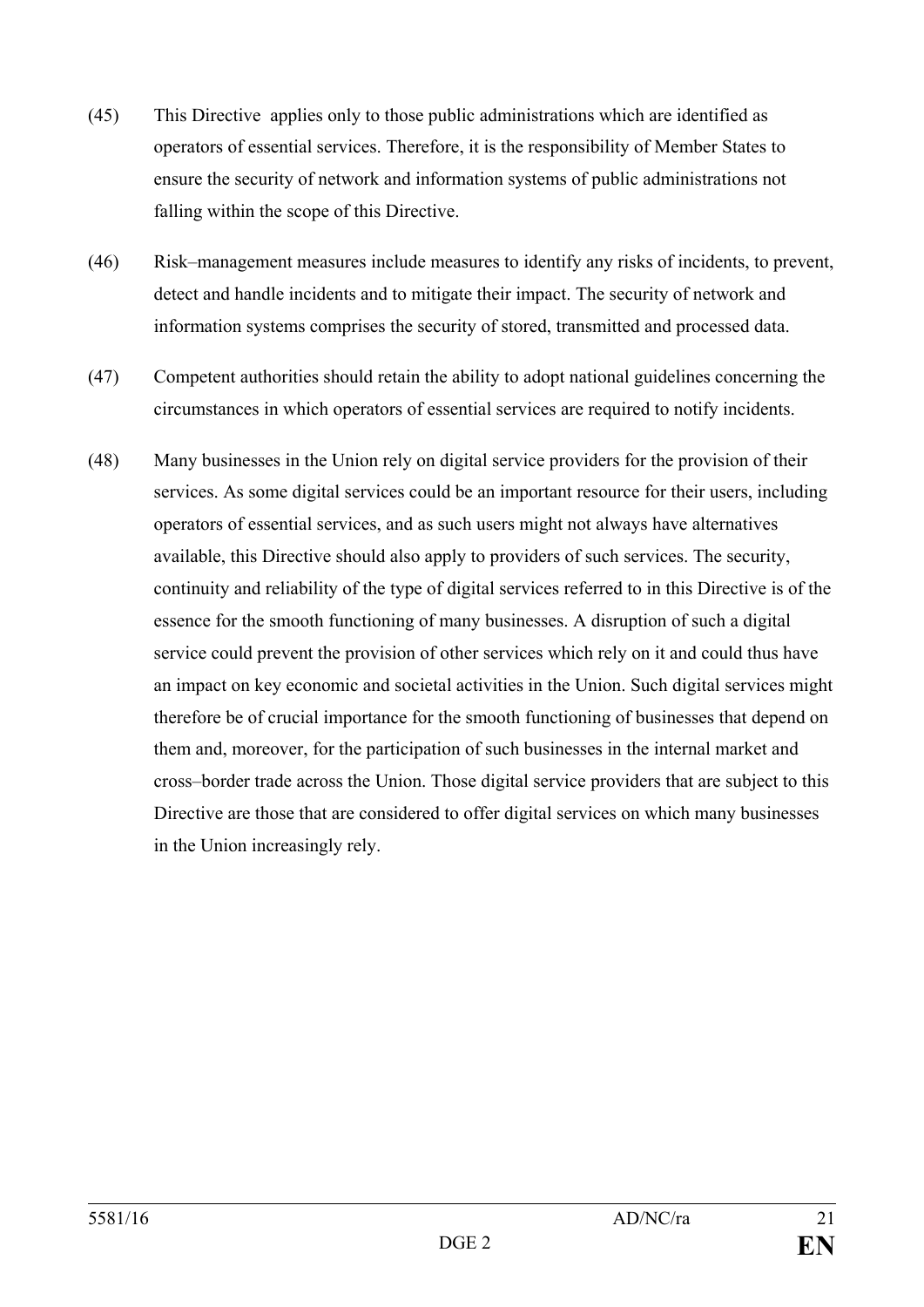(45) This Directive applies only to those public administrations which are identified as operators of essential services. Therefore, it is the responsibility of Member States to ensure the security of network and information systems of public administrations not falling within the scope of this Directive.

(46) Risk–management measures include measures to identify any risks of incidents, to prevent, detect and handle incidents and to mitigate their impact. The security of network and information systems comprises the security of stored, transmitted and processed data.

(47) Competent authorities should retain the ability to adopt national guidelines concerning the circumstances in which operators of essential services are required to notify incidents.

(48) Many businesses in the Union rely on digital service providers for the provision of their services. As some digital services could be an important resource for their users, including operators of essential services, and as such users might not always have alternatives available, this Directive should also apply to providers of such services. The security, continuity and reliability of the type of digital services referred to in this Directive is of the essence for the smooth functioning of many businesses. A disruption of such a digital service could prevent the provision of other services which rely on it and could thus have an impact on key economic and societal activities in the Union. Such digital services might therefore be of crucial importance for the smooth functioning of businesses that depend on them and, moreover, for the participation of such businesses in the internal market and cross–border trade across the Union. Those digital service providers that are subject to this Directive are those that are considered to offer digital services on which many businesses in the Union increasingly rely.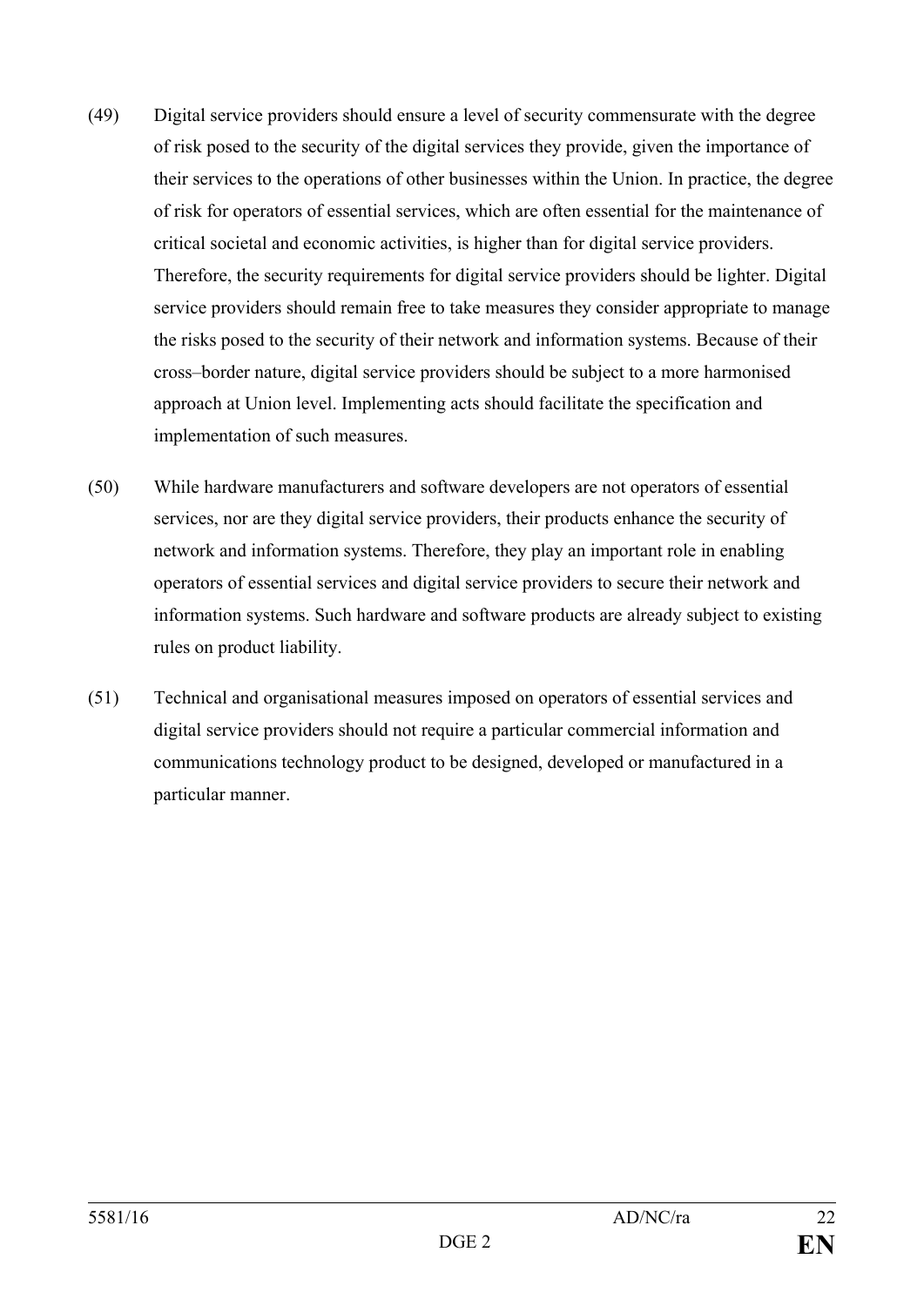(49) Digital service providers should ensure a level of security commensurate with the degree of risk posed to the security of the digital services they provide, given the importance of their services to the operations of other businesses within the Union. In practice, the degree of risk for operators of essential services, which are often essential for the maintenance of critical societal and economic activities, is higher than for digital service providers. Therefore, the security requirements for digital service providers should be lighter. Digital service providers should remain free to take measures they consider appropriate to manage the risks posed to the security of their network and information systems. Because of their cross–border nature, digital service providers should be subject to a more harmonised approach at Union level. Implementing acts should facilitate the specification and implementation of such measures.

(50) While hardware manufacturers and software developers are not operators of essential services, nor are they digital service providers, their products enhance the security of network and information systems. Therefore, they play an important role in enabling operators of essential services and digital service providers to secure their network and information systems. Such hardware and software products are already subject to existing rules on product liability.

(51) Technical and organisational measures imposed on operators of essential services and digital service providers should not require a particular commercial information and communications technology product to be designed, developed or manufactured in a particular manner.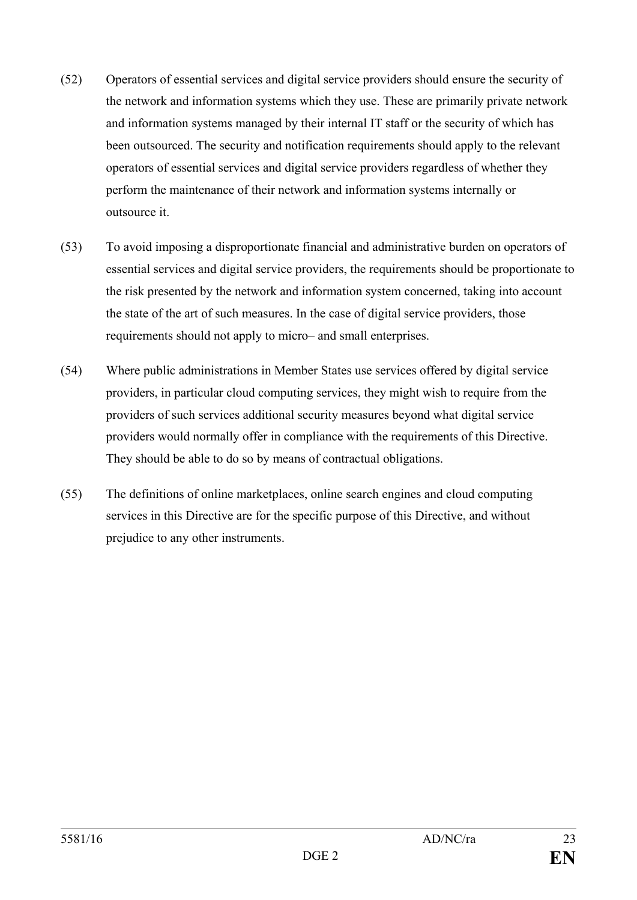(52) Operators of essential services and digital service providers should ensure the security of the network and information systems which they use. These are primarily private network and information systems managed by their internal IT staff or the security of which has been outsourced. The security and notification requirements should apply to the relevant operators of essential services and digital service providers regardless of whether they perform the maintenance of their network and information systems internally or outsource it.

(53) To avoid imposing a disproportionate financial and administrative burden on operators of essential services and digital service providers, the requirements should be proportionate to the risk presented by the network and information system concerned, taking into account the state of the art of such measures. In the case of digital service providers, those requirements should not apply to micro– and small enterprises.

(54) Where public administrations in Member States use services offered by digital service providers, in particular cloud computing services, they might wish to require from the providers of such services additional security measures beyond what digital service providers would normally offer in compliance with the requirements of this Directive. They should be able to do so by means of contractual obligations.

(55) The definitions of online marketplaces, online search engines and cloud computing services in this Directive are for the specific purpose of this Directive, and without prejudice to any other instruments.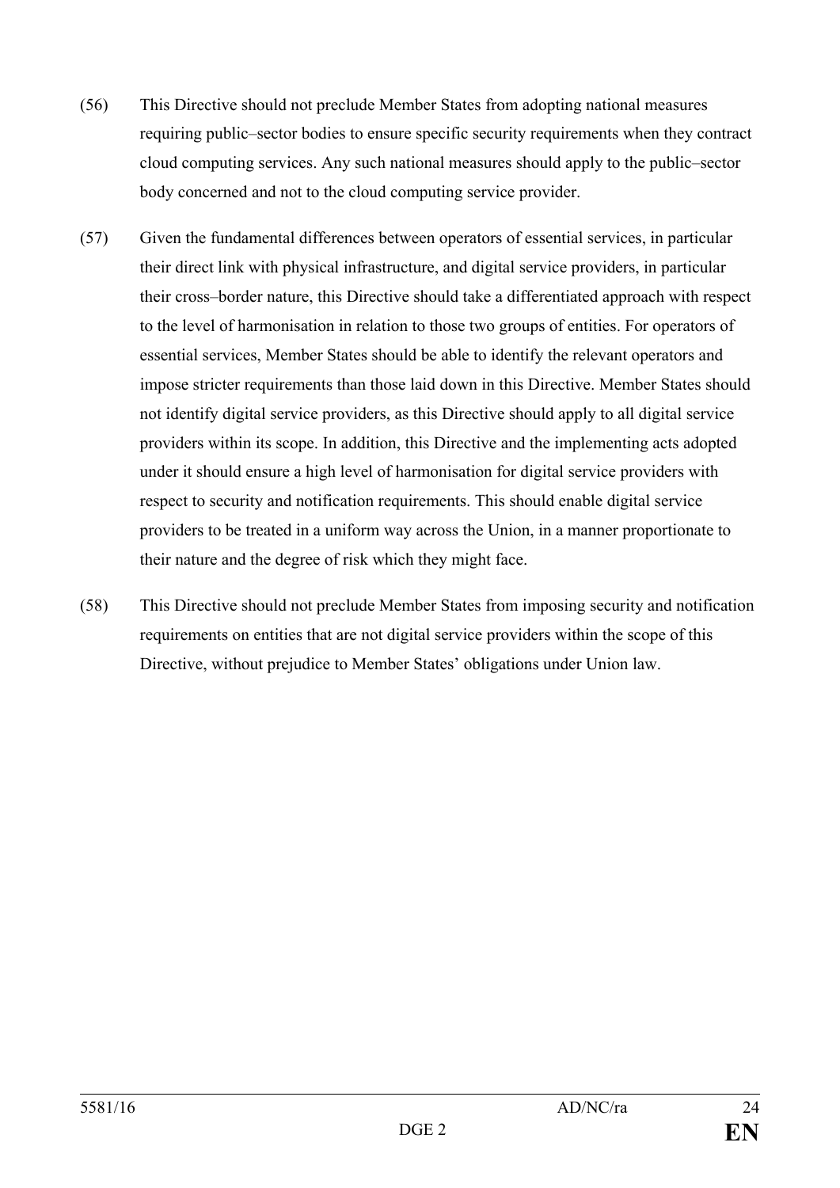(56) This Directive should not preclude Member States from adopting national measures requiring public–sector bodies to ensure specific security requirements when they contract cloud computing services. Any such national measures should apply to the public–sector body concerned and not to the cloud computing service provider.

(57) Given the fundamental differences between operators of essential services, in particular their direct link with physical infrastructure, and digital service providers, in particular their cross–border nature, this Directive should take a differentiated approach with respect to the level of harmonisation in relation to those two groups of entities. For operators of essential services, Member States should be able to identify the relevant operators and impose stricter requirements than those laid down in this Directive. Member States should not identify digital service providers, as this Directive should apply to all digital service providers within its scope. In addition, this Directive and the implementing acts adopted under it should ensure a high level of harmonisation for digital service providers with respect to security and notification requirements. This should enable digital service providers to be treated in a uniform way across the Union, in a manner proportionate to their nature and the degree of risk which they might face.

(58) This Directive should not preclude Member States from imposing security and notification requirements on entities that are not digital service providers within the scope of this Directive, without prejudice to Member States' obligations under Union law.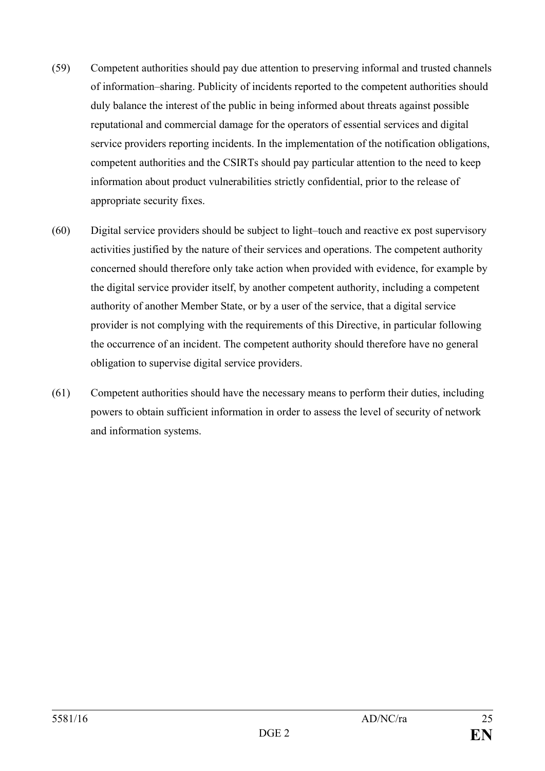(59) Competent authorities should pay due attention to preserving informal and trusted channels of information–sharing. Publicity of incidents reported to the competent authorities should duly balance the interest of the public in being informed about threats against possible reputational and commercial damage for the operators of essential services and digital service providers reporting incidents. In the implementation of the notification obligations, competent authorities and the CSIRTs should pay particular attention to the need to keep information about product vulnerabilities strictly confidential, prior to the release of appropriate security fixes.

(60) Digital service providers should be subject to light–touch and reactive ex post supervisory activities justified by the nature of their services and operations. The competent authority concerned should therefore only take action when provided with evidence, for example by the digital service provider itself, by another competent authority, including a competent authority of another Member State, or by a user of the service, that a digital service provider is not complying with the requirements of this Directive, in particular following the occurrence of an incident. The competent authority should therefore have no general obligation to supervise digital service providers.

(61) Competent authorities should have the necessary means to perform their duties, including powers to obtain sufficient information in order to assess the level of security of network and information systems.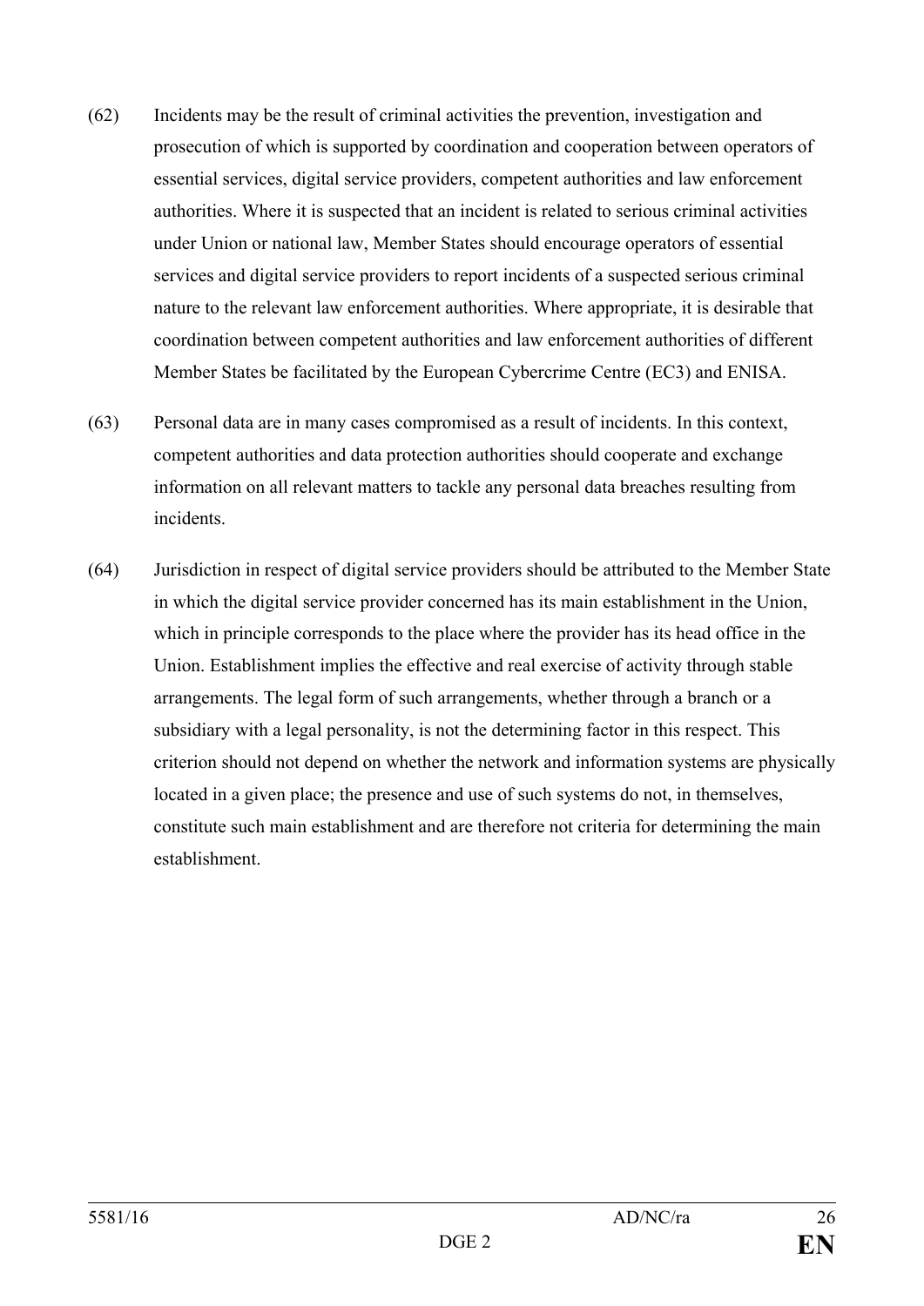(62) Incidents may be the result of criminal activities the prevention, investigation and prosecution of which is supported by coordination and cooperation between operators of essential services, digital service providers, competent authorities and law enforcement authorities. Where it is suspected that an incident is related to serious criminal activities under Union or national law, Member States should encourage operators of essential services and digital service providers to report incidents of a suspected serious criminal nature to the relevant law enforcement authorities. Where appropriate, it is desirable that coordination between competent authorities and law enforcement authorities of different Member States be facilitated by the European Cybercrime Centre (EC3) and ENISA.

(63) Personal data are in many cases compromised as a result of incidents. In this context, competent authorities and data protection authorities should cooperate and exchange information on all relevant matters to tackle any personal data breaches resulting from incidents.

(64) Jurisdiction in respect of digital service providers should be attributed to the Member State in which the digital service provider concerned has its main establishment in the Union, which in principle corresponds to the place where the provider has its head office in the Union. Establishment implies the effective and real exercise of activity through stable arrangements. The legal form of such arrangements, whether through a branch or a subsidiary with a legal personality, is not the determining factor in this respect. This criterion should not depend on whether the network and information systems are physically located in a given place; the presence and use of such systems do not, in themselves, constitute such main establishment and are therefore not criteria for determining the main establishment.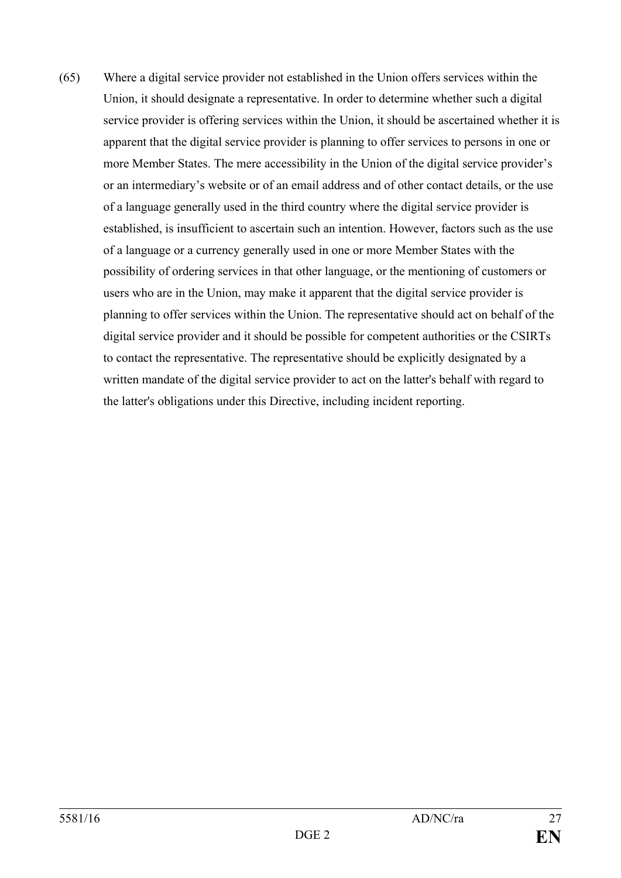(65) Where a digital service provider not established in the Union offers services within the Union, it should designate a representative. In order to determine whether such a digital service provider is offering services within the Union, it should be ascertained whether it is apparent that the digital service provider is planning to offer services to persons in one or more Member States. The mere accessibility in the Union of the digital service provider’s or an intermediary’s website or of an email address and of other contact details, or the use of a language generally used in the third country where the digital service provider is established, is insufficient to ascertain such an intention. However, factors such as the use of a language or a currency generally used in one or more Member States with the possibility of ordering services in that other language, or the mentioning of customers or users who are in the Union, may make it apparent that the digital service provider is planning to offer services within the Union. The representative should act on behalf of the digital service provider and it should be possible for competent authorities or the CSIRTs to contact the representative. The representative should be explicitly designated by a written mandate of the digital service provider to act on the latter's behalf with regard to the latter's obligations under this Directive, including incident reporting.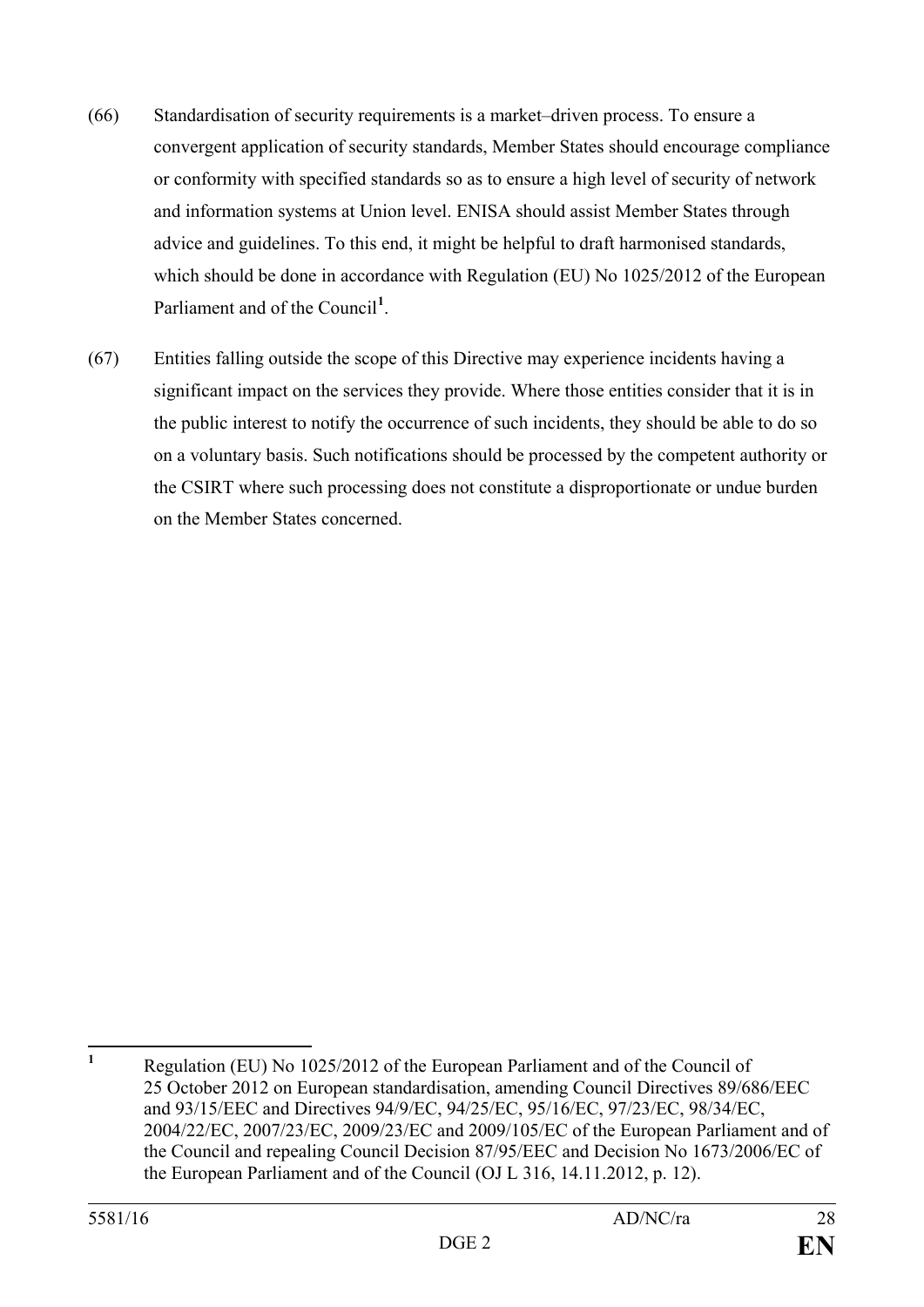(66) Standardisation of security requirements is a market–driven process. To ensure a convergent application of security standards, Member States should encourage compliance or conformity with specified standards so as to ensure a high level of security of network and information systems at Union level. ENISA should assist Member States through advice and guidelines. To this end, it might be helpful to draft harmonised standards, which should be done in accordance with Regulation (EU) No 1025/2012 of the European Parliament and of the Council[1].

(67) Entities falling outside the scope of this Directive may experience incidents having a significant impact on the services they provide. Where those entities consider that it is in the public interest to notify the occurrence of such incidents, they should be able to do so on a voluntary basis. Such notifications should be processed by the competent authority or the CSIRT where such processing does not constitute a disproportionate or undue burden on the Member States concerned.

---

[1] Regulation (EU) No 1025/2012 of the European Parliament and of the Council of 25 October 2012 on European standardisation, amending Council Directives 89/686/EEC and 93/15/EEC and Directives 94/9/EC, 94/25/EC, 95/16/EC, 97/23/EC, 98/34/EC, 2004/22/EC, 2007/23/EC, 2009/23/EC and 2009/105/EC of the European Parliament and of the Council and repealing Council Decision 87/95/EEC and Decision No 1673/2006/EC of the European Parliament and of the Council (OJ L 316, 14.11.2012, p. 12).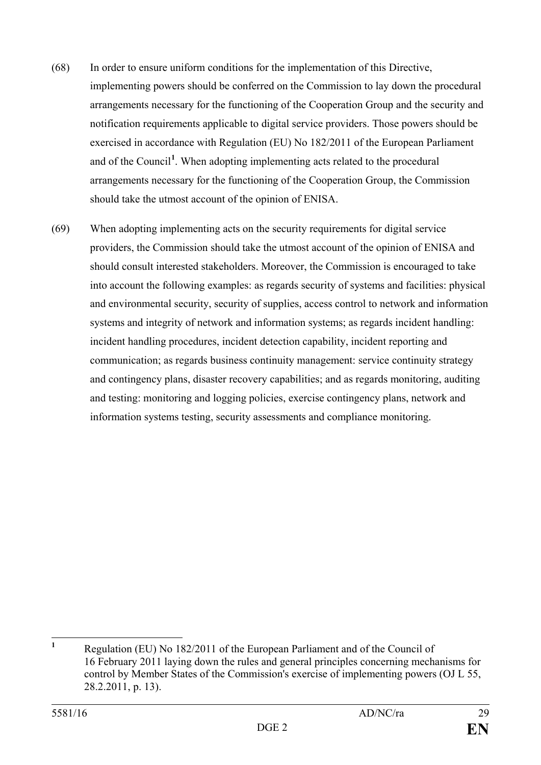(68) In order to ensure uniform conditions for the implementation of this Directive, implementing powers should be conferred on the Commission to lay down the procedural arrangements necessary for the functioning of the Cooperation Group and the security and notification requirements applicable to digital service providers. Those powers should be exercised in accordance with Regulation (EU) No 182/2011 of the European Parliament and of the Council[1]. When adopting implementing acts related to the procedural arrangements necessary for the functioning of the Cooperation Group, the Commission should take the utmost account of the opinion of ENISA.

(69) When adopting implementing acts on the security requirements for digital service providers, the Commission should take the utmost account of the opinion of ENISA and should consult interested stakeholders. Moreover, the Commission is encouraged to take into account the following examples: as regards security of systems and facilities: physical and environmental security, security of supplies, access control to network and information systems and integrity of network and information systems; as regards incident handling: incident handling procedures, incident detection capability, incident reporting and communication; as regards business continuity management: service continuity strategy and contingency plans, disaster recovery capabilities; and as regards monitoring, auditing and testing: monitoring and logging policies, exercise contingency plans, network and information systems testing, security assessments and compliance monitoring.

---

[1] Regulation (EU) No 182/2011 of the European Parliament and of the Council of 16 February 2011 laying down the rules and general principles concerning mechanisms for control by Member States of the Commission's exercise of implementing powers (OJ L 55, 28.2.2011, p. 13).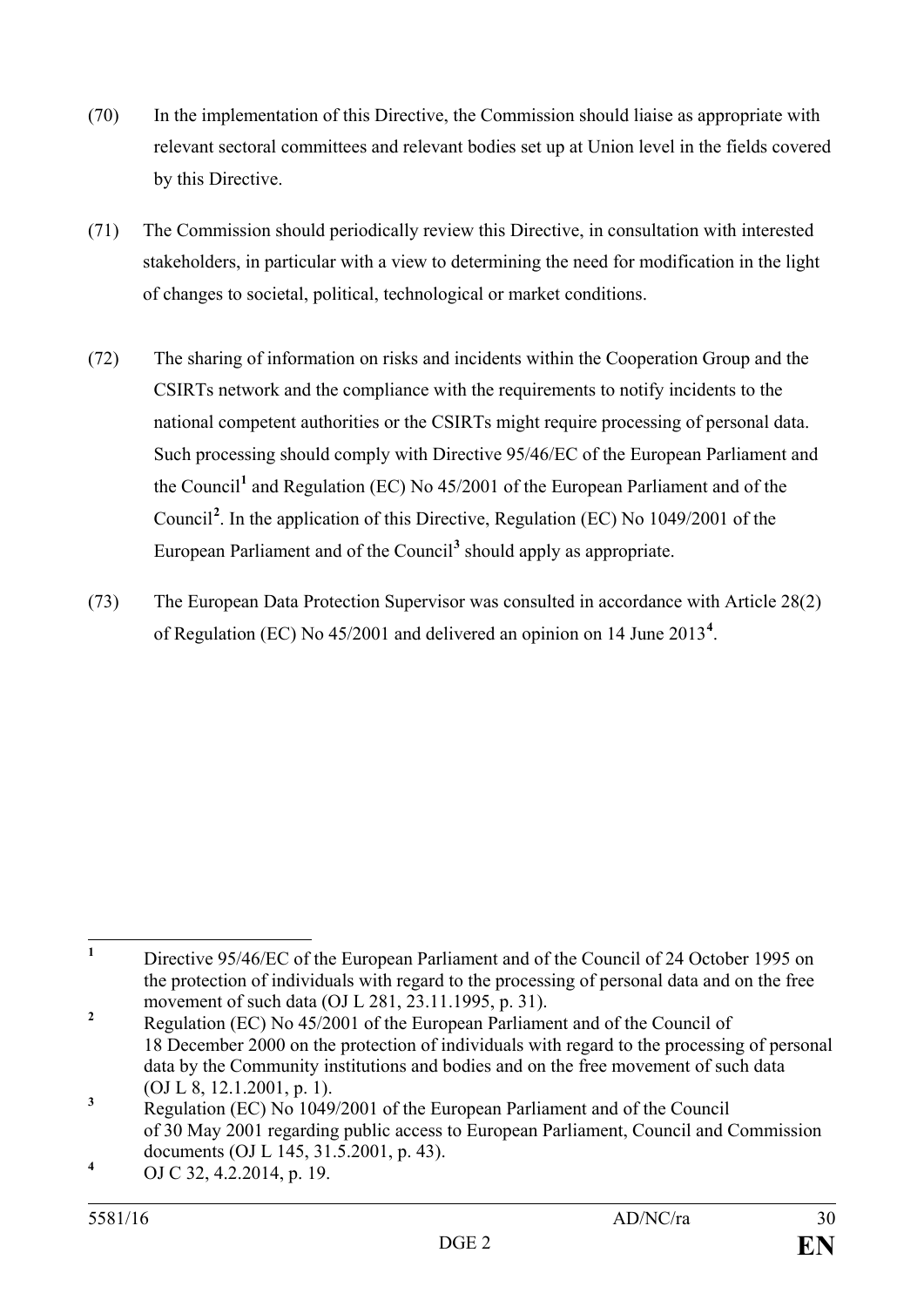(70) In the implementation of this Directive, the Commission should liaise as appropriate with relevant sectoral committees and relevant bodies set up at Union level in the fields covered by this Directive.

(71) The Commission should periodically review this Directive, in consultation with interested stakeholders, in particular with a view to determining the need for modification in the light of changes to societal, political, technological or market conditions.

(72) The sharing of information on risks and incidents within the Cooperation Group and the CSIRTs network and the compliance with the requirements to notify incidents to the national competent authorities or the CSIRTs might require processing of personal data. Such processing should comply with Directive 95/46/EC of the European Parliament and the Council[1] and Regulation (EC) No 45/2001 of the European Parliament and of the Council[2]. In the application of this Directive, Regulation (EC) No 1049/2001 of the European Parliament and of the Council[3] should apply as appropriate.

(73) The European Data Protection Supervisor was consulted in accordance with Article 28(2) of Regulation (EC) No 45/2001 and delivered an opinion on 14 June 2013[4].

---

[1] Directive 95/46/EC of the European Parliament and of the Council of 24 October 1995 on the protection of individuals with regard to the processing of personal data and on the free movement of such data (OJ L 281, 23.11.1995, p. 31).

[2] Regulation (EC) No 45/2001 of the European Parliament and of the Council of 18 December 2000 on the protection of individuals with regard to the processing of personal data by the Community institutions and bodies and on the free movement of such data (OJ L 8, 12.1.2001, p. 1).

[3] Regulation (EC) No 1049/2001 of the European Parliament and of the Council of 30 May 2001 regarding public access to European Parliament, Council and Commission documents (OJ L 145, 31.5.2001, p. 43).

[4] OJ C 32, 4.2.2014, p. 19.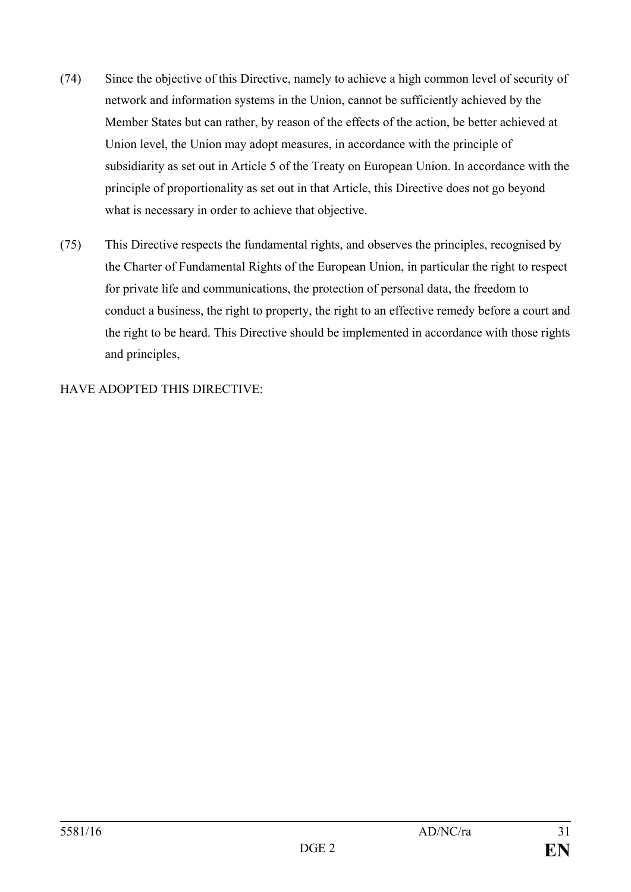(74) Since the objective of this Directive, namely to achieve a high common level of security of network and information systems in the Union, cannot be sufficiently achieved by the Member States but can rather, by reason of the effects of the action, be better achieved at Union level, the Union may adopt measures, in accordance with the principle of subsidiarity as set out in Article 5 of the Treaty on European Union. In accordance with the principle of proportionality as set out in that Article, this Directive does not go beyond what is necessary in order to achieve that objective.

(75) This Directive respects the fundamental rights, and observes the principles, recognised by the Charter of Fundamental Rights of the European Union, in particular the right to respect for private life and communications, the protection of personal data, the freedom to conduct a business, the right to property, the right to an effective remedy before a court and the right to be heard. This Directive should be implemented in accordance with those rights and principles,

HAVE ADOPTED THIS DIRECTIVE: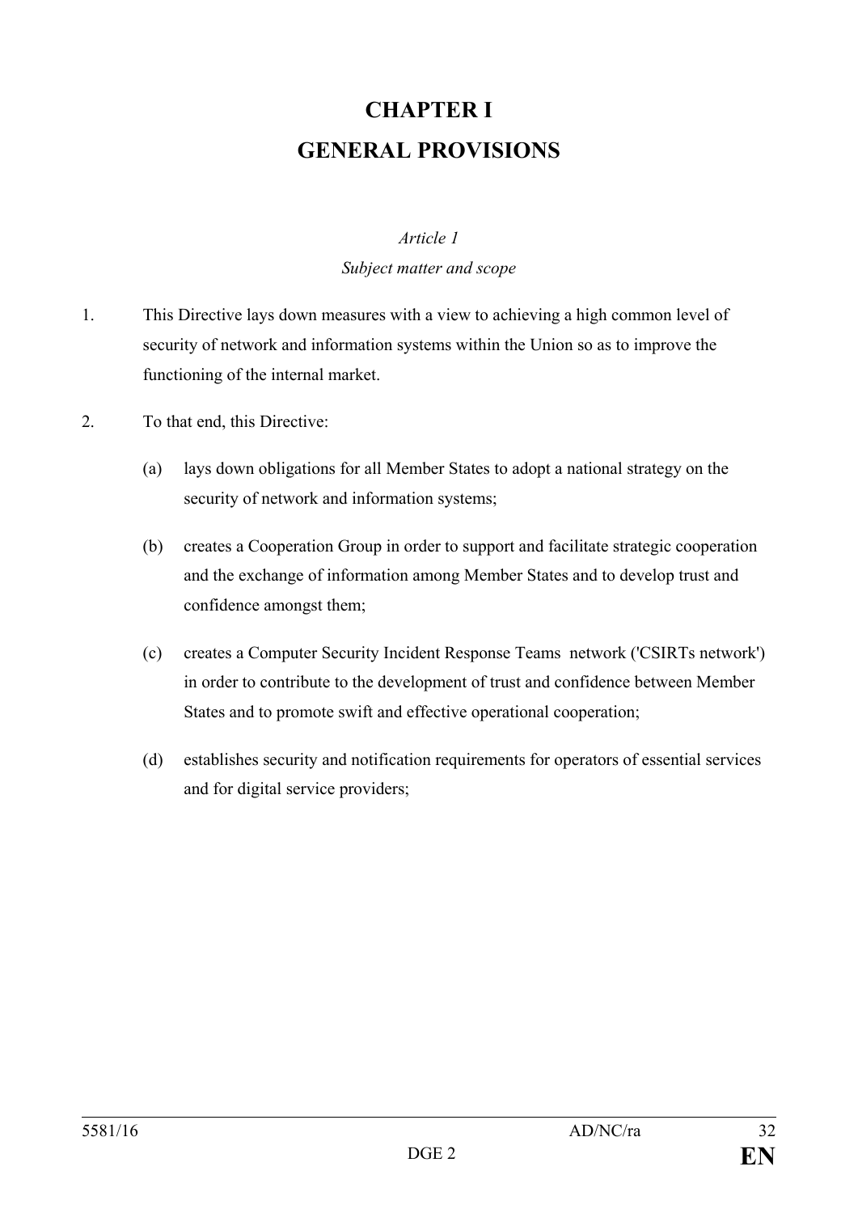# CHAPTER I
# GENERAL PROVISIONS

*Article 1*

*Subject matter and scope*

1. This Directive lays down measures with a view to achieving a high common level of security of network and information systems within the Union so as to improve the functioning of the internal market.

2. To that end, this Directive:

   (a) lays down obligations for all Member States to adopt a national strategy on the security of network and information systems;

   (b) creates a Cooperation Group in order to support and facilitate strategic cooperation and the exchange of information among Member States and to develop trust and confidence amongst them;

   (c) creates a Computer Security Incident Response Teams network ('CSIRTs network') in order to contribute to the development of trust and confidence between Member States and to promote swift and effective operational cooperation;

   (d) establishes security and notification requirements for operators of essential services and for digital service providers;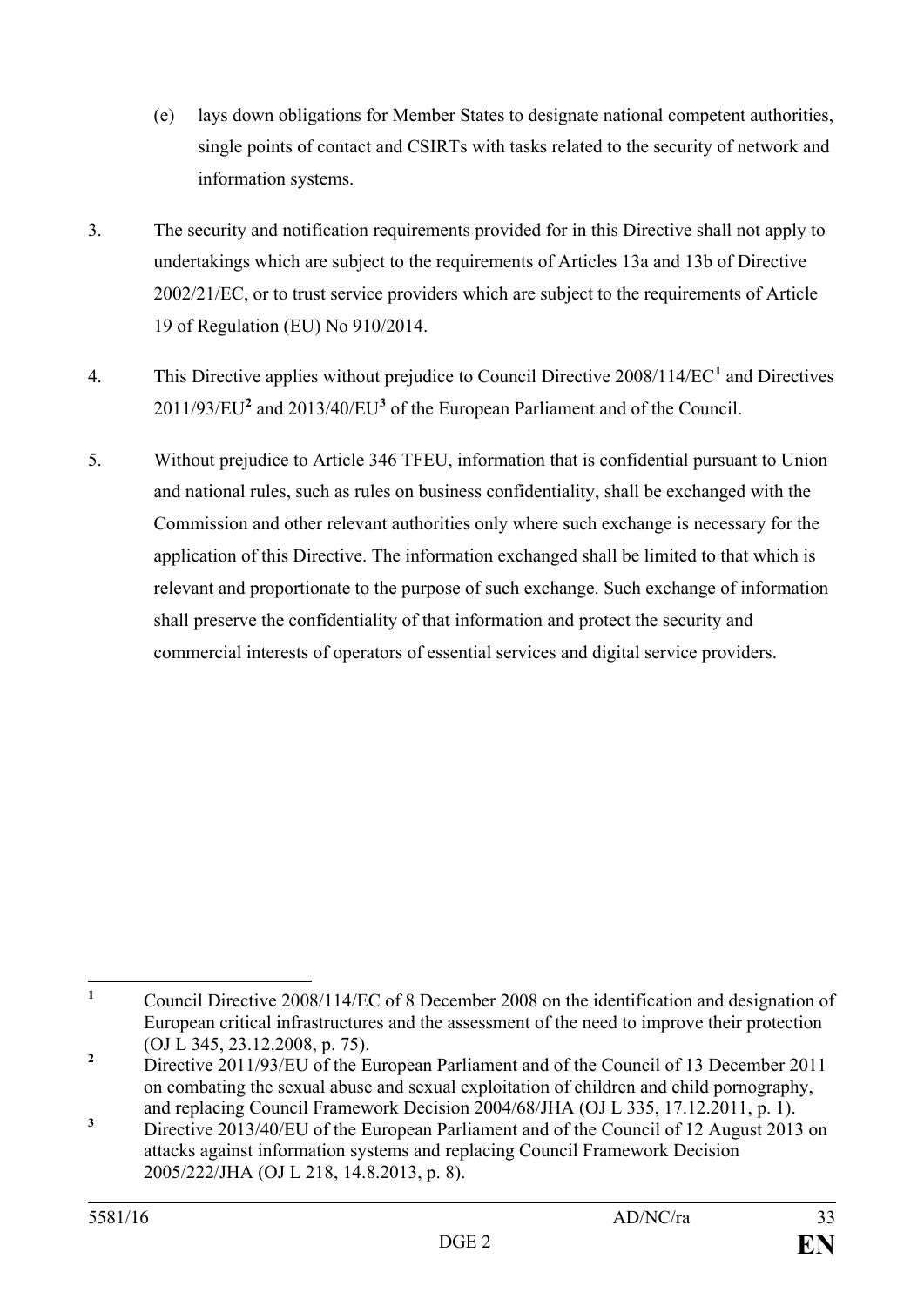(e) lays down obligations for Member States to designate national competent authorities, single points of contact and CSIRTs with tasks related to the security of network and information systems.

3. The security and notification requirements provided for in this Directive shall not apply to undertakings which are subject to the requirements of Articles 13a and 13b of Directive 2002/21/EC, or to trust service providers which are subject to the requirements of Article 19 of Regulation (EU) No 910/2014.

4. This Directive applies without prejudice to Council Directive 2008/114/EC[1] and Directives 2011/93/EU[2] and 2013/40/EU[3] of the European Parliament and of the Council.

5. Without prejudice to Article 346 TFEU, information that is confidential pursuant to Union and national rules, such as rules on business confidentiality, shall be exchanged with the Commission and other relevant authorities only where such exchange is necessary for the application of this Directive. The information exchanged shall be limited to that which is relevant and proportionate to the purpose of such exchange. Such exchange of information shall preserve the confidentiality of that information and protect the security and commercial interests of operators of essential services and digital service providers.

---

[1] Council Directive 2008/114/EC of 8 December 2008 on the identification and designation of European critical infrastructures and the assessment of the need to improve their protection (OJ L 345, 23.12.2008, p. 75).

[2] Directive 2011/93/EU of the European Parliament and of the Council of 13 December 2011 on combating the sexual abuse and sexual exploitation of children and child pornography, and replacing Council Framework Decision 2004/68/JHA (OJ L 335, 17.12.2011, p. 1).

[3] Directive 2013/40/EU of the European Parliament and of the Council of 12 August 2013 on attacks against information systems and replacing Council Framework Decision 2005/222/JHA (OJ L 218, 14.8.2013, p. 8).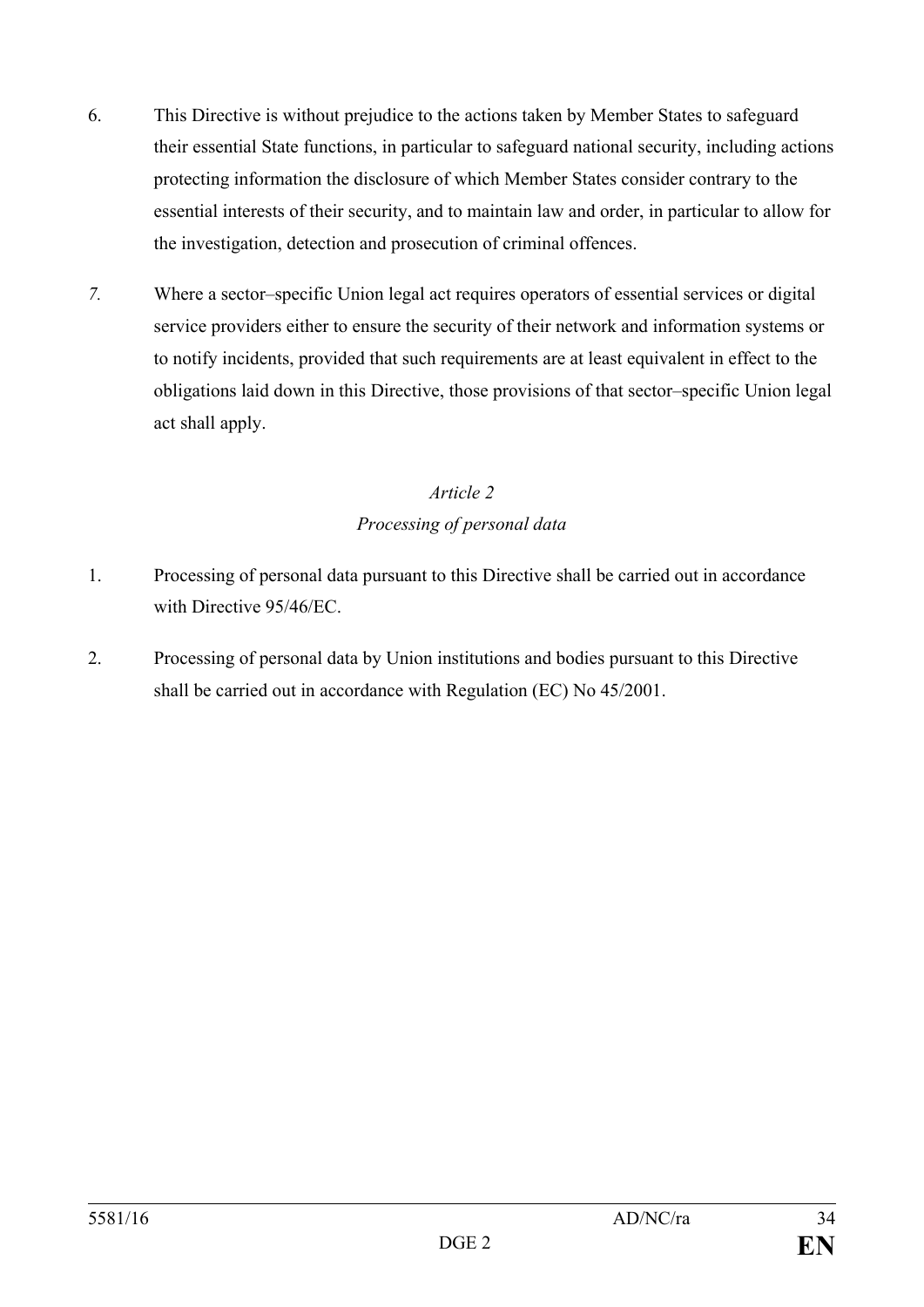6. This Directive is without prejudice to the actions taken by Member States to safeguard their essential State functions, in particular to safeguard national security, including actions protecting information the disclosure of which Member States consider contrary to the essential interests of their security, and to maintain law and order, in particular to allow for the investigation, detection and prosecution of criminal offences.

*7.* Where a sector–specific Union legal act requires operators of essential services or digital service providers either to ensure the security of their network and information systems or to notify incidents, provided that such requirements are at least equivalent in effect to the obligations laid down in this Directive, those provisions of that sector–specific Union legal act shall apply.

*Article 2*

*Processing of personal data*

1. Processing of personal data pursuant to this Directive shall be carried out in accordance with Directive 95/46/EC.

2. Processing of personal data by Union institutions and bodies pursuant to this Directive shall be carried out in accordance with Regulation (EC) No 45/2001.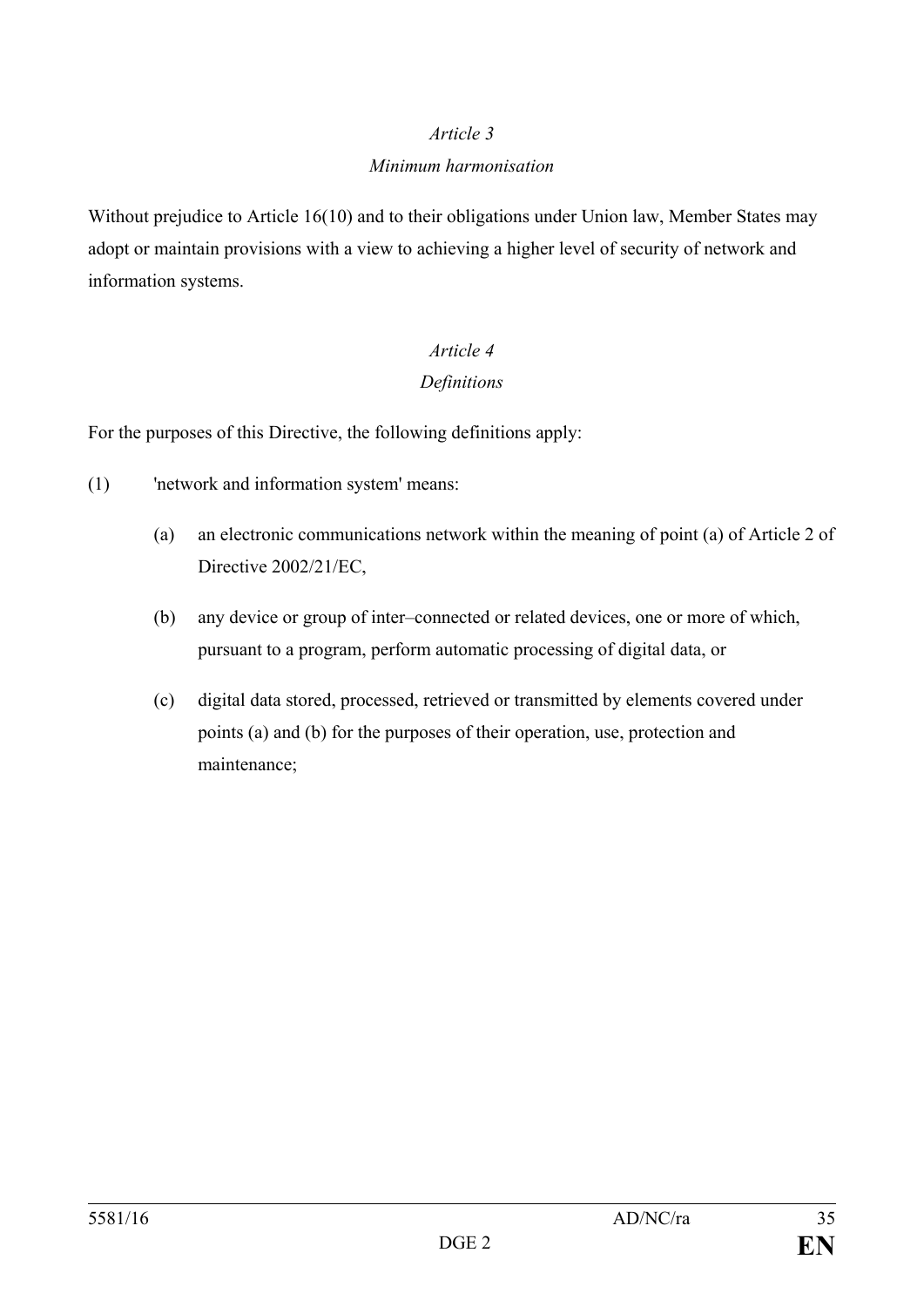*Article 3*

*Minimum harmonisation*

Without prejudice to Article 16(10) and to their obligations under Union law, Member States may adopt or maintain provisions with a view to achieving a higher level of security of network and information systems.

*Article 4*

*Definitions*

For the purposes of this Directive, the following definitions apply:

(1) 'network and information system' means:

  (a) an electronic communications network within the meaning of point (a) of Article 2 of Directive 2002/21/EC,

  (b) any device or group of inter–connected or related devices, one or more of which, pursuant to a program, perform automatic processing of digital data, or

  (c) digital data stored, processed, retrieved or transmitted by elements covered under points (a) and (b) for the purposes of their operation, use, protection and maintenance;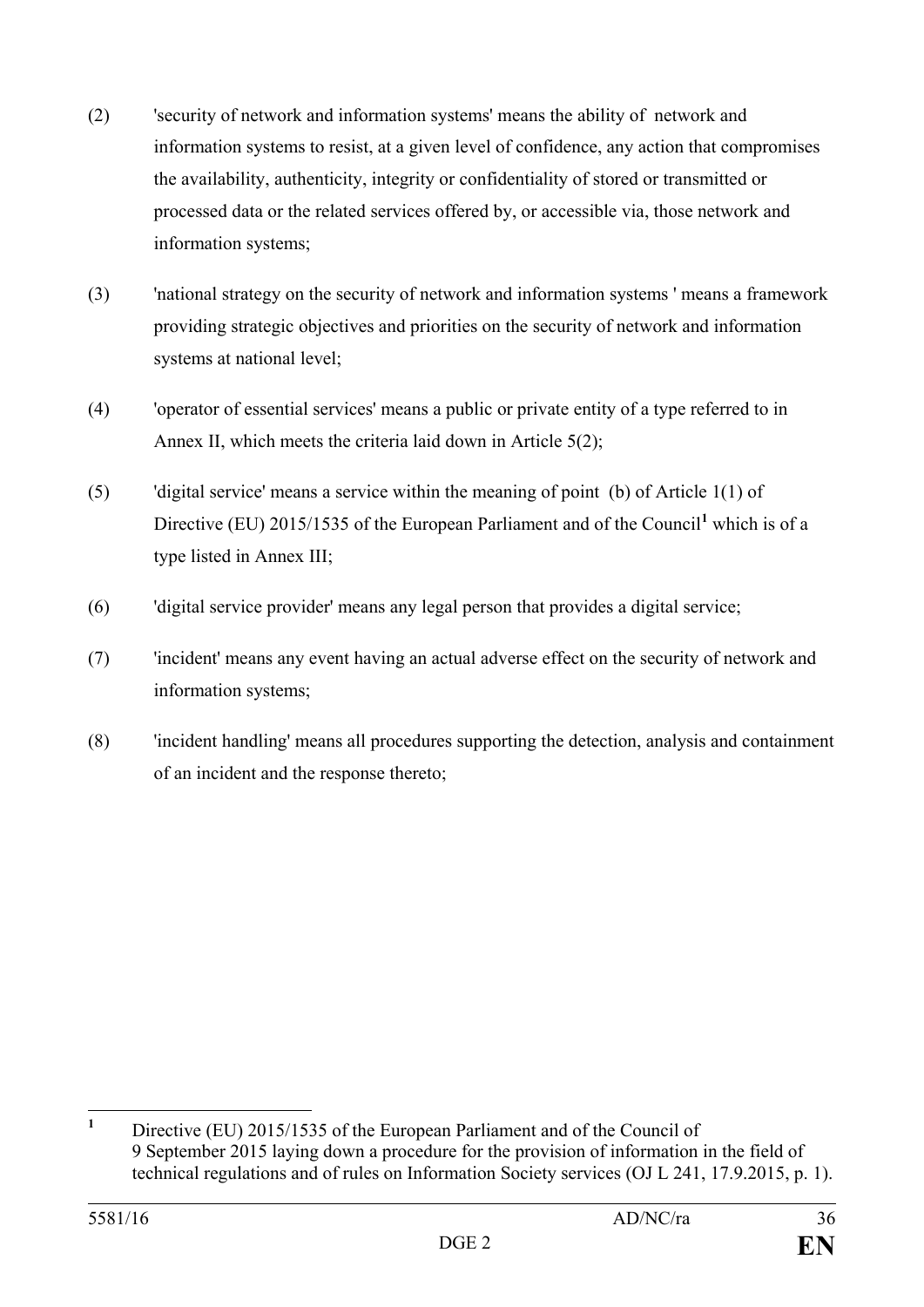(2) 'security of network and information systems' means the ability of network and information systems to resist, at a given level of confidence, any action that compromises the availability, authenticity, integrity or confidentiality of stored or transmitted or processed data or the related services offered by, or accessible via, those network and information systems;

(3) 'national strategy on the security of network and information systems ' means a framework providing strategic objectives and priorities on the security of network and information systems at national level;

(4) 'operator of essential services' means a public or private entity of a type referred to in Annex II, which meets the criteria laid down in Article 5(2);

(5) 'digital service' means a service within the meaning of point (b) of Article 1(1) of Directive (EU) 2015/1535 of the European Parliament and of the Council[1] which is of a type listed in Annex III;

(6) 'digital service provider' means any legal person that provides a digital service;

(7) 'incident' means any event having an actual adverse effect on the security of network and information systems;

(8) 'incident handling' means all procedures supporting the detection, analysis and containment of an incident and the response thereto;

---

[1] Directive (EU) 2015/1535 of the European Parliament and of the Council of 9 September 2015 laying down a procedure for the provision of information in the field of technical regulations and of rules on Information Society services (OJ L 241, 17.9.2015, p. 1).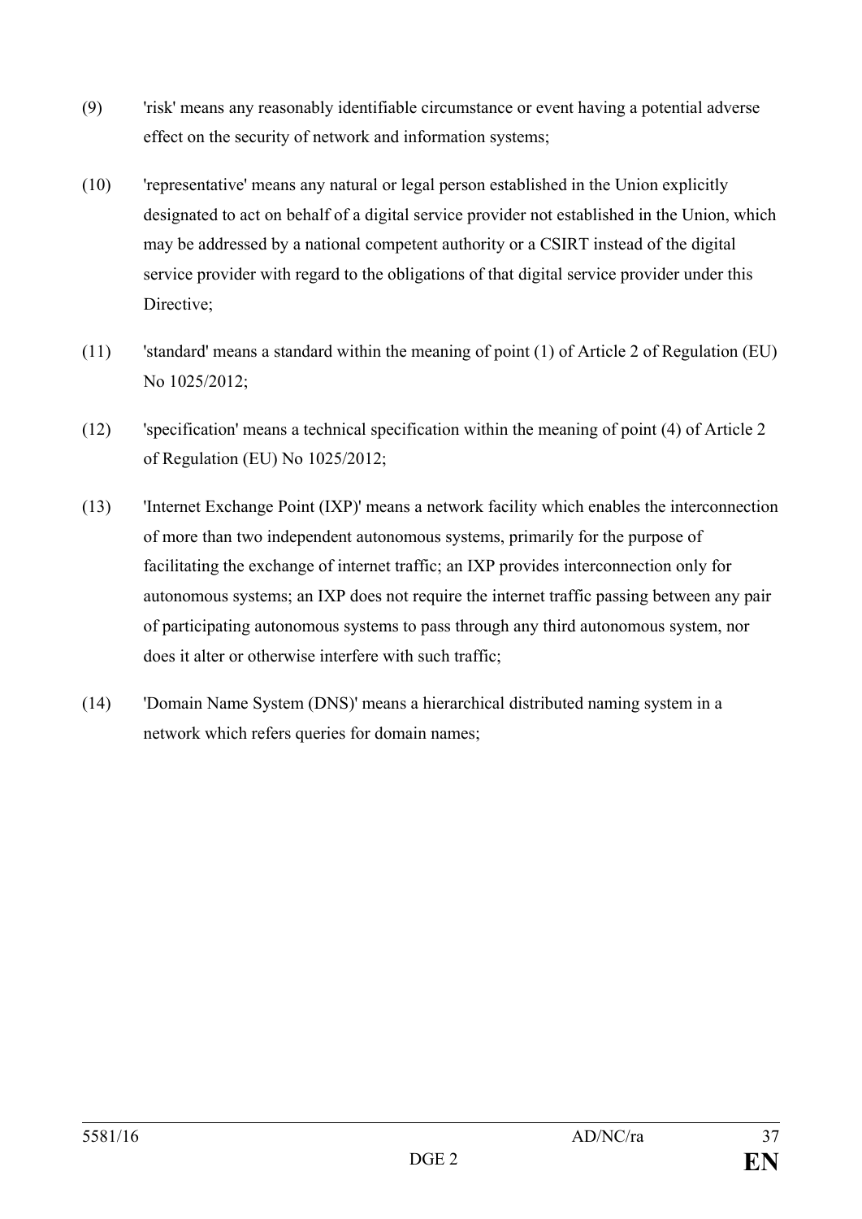(9) 'risk' means any reasonably identifiable circumstance or event having a potential adverse effect on the security of network and information systems;

(10) 'representative' means any natural or legal person established in the Union explicitly designated to act on behalf of a digital service provider not established in the Union, which may be addressed by a national competent authority or a CSIRT instead of the digital service provider with regard to the obligations of that digital service provider under this Directive;

(11) 'standard' means a standard within the meaning of point (1) of Article 2 of Regulation (EU) No 1025/2012;

(12) 'specification' means a technical specification within the meaning of point (4) of Article 2 of Regulation (EU) No 1025/2012;

(13) 'Internet Exchange Point (IXP)' means a network facility which enables the interconnection of more than two independent autonomous systems, primarily for the purpose of facilitating the exchange of internet traffic; an IXP provides interconnection only for autonomous systems; an IXP does not require the internet traffic passing between any pair of participating autonomous systems to pass through any third autonomous system, nor does it alter or otherwise interfere with such traffic;

(14) 'Domain Name System (DNS)' means a hierarchical distributed naming system in a network which refers queries for domain names;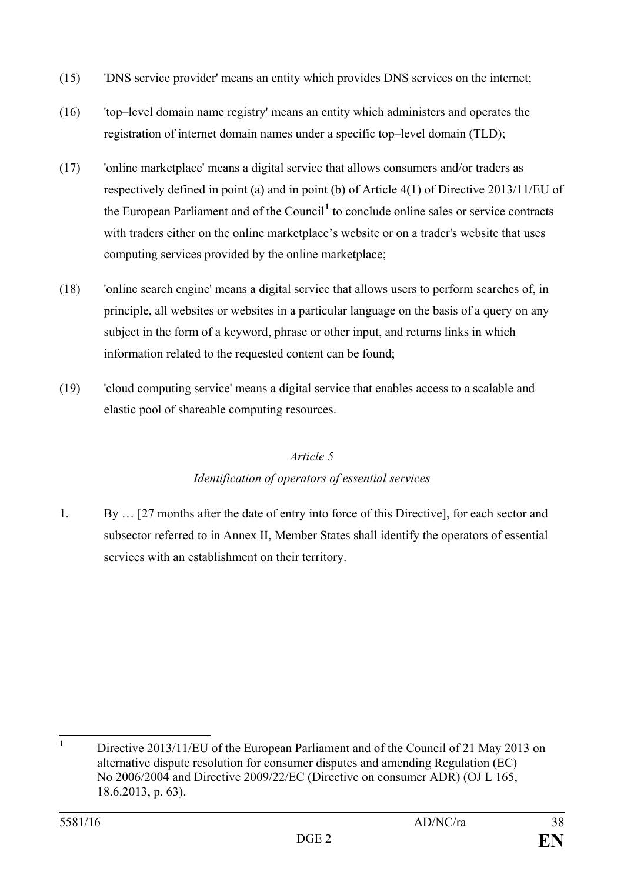(15) 'DNS service provider' means an entity which provides DNS services on the internet;

(16) 'top–level domain name registry' means an entity which administers and operates the registration of internet domain names under a specific top–level domain (TLD);

(17) 'online marketplace' means a digital service that allows consumers and/or traders as respectively defined in point (a) and in point (b) of Article 4(1) of Directive 2013/11/EU of the European Parliament and of the Council[1] to conclude online sales or service contracts with traders either on the online marketplace's website or on a trader's website that uses computing services provided by the online marketplace;

(18) 'online search engine' means a digital service that allows users to perform searches of, in principle, all websites or websites in a particular language on the basis of a query on any subject in the form of a keyword, phrase or other input, and returns links in which information related to the requested content can be found;

(19) 'cloud computing service' means a digital service that enables access to a scalable and elastic pool of shareable computing resources.

*Article 5*

*Identification of operators of essential services*

1. By … [27 months after the date of entry into force of this Directive], for each sector and subsector referred to in Annex II, Member States shall identify the operators of essential services with an establishment on their territory.

---

[1] Directive 2013/11/EU of the European Parliament and of the Council of 21 May 2013 on alternative dispute resolution for consumer disputes and amending Regulation (EC) No 2006/2004 and Directive 2009/22/EC (Directive on consumer ADR) (OJ L 165, 18.6.2013, p. 63).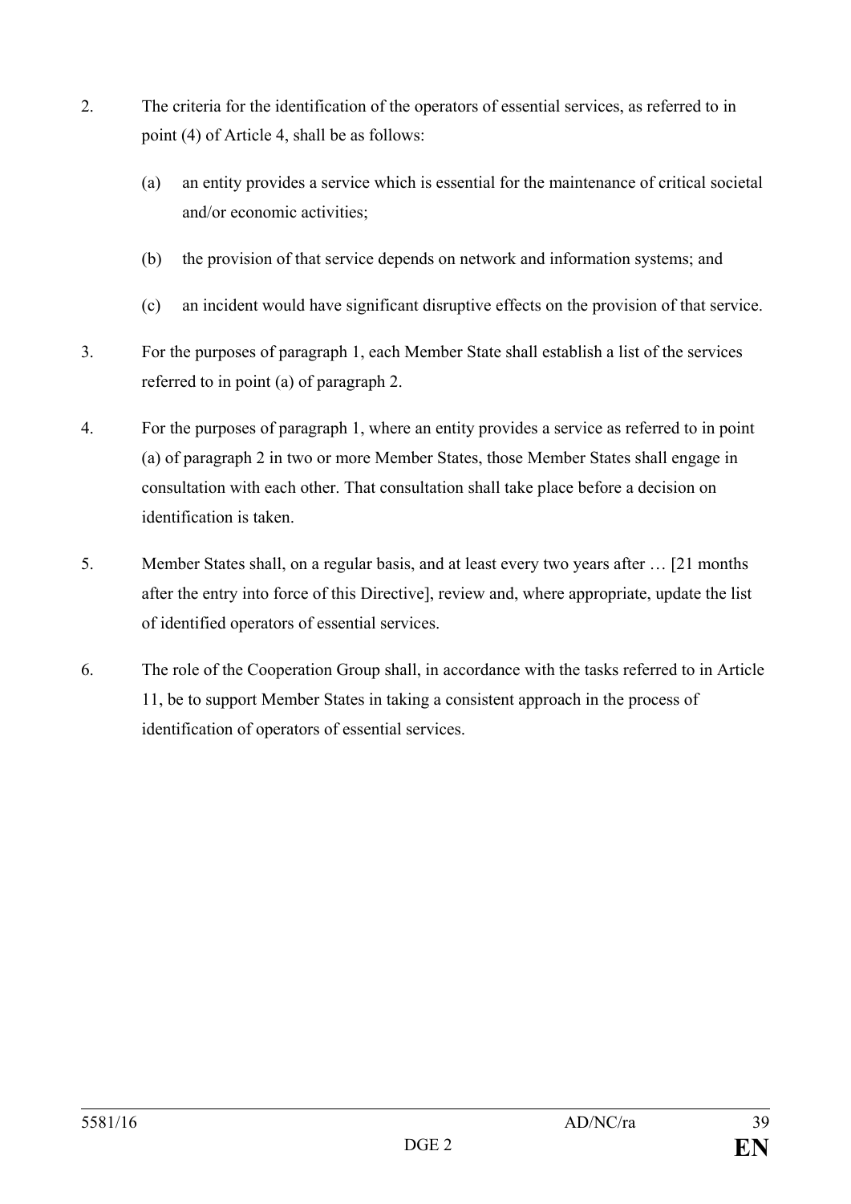2. The criteria for the identification of the operators of essential services, as referred to in point (4) of Article 4, shall be as follows:

   (a) an entity provides a service which is essential for the maintenance of critical societal and/or economic activities;

   (b) the provision of that service depends on network and information systems; and

   (c) an incident would have significant disruptive effects on the provision of that service.

3. For the purposes of paragraph 1, each Member State shall establish a list of the services referred to in point (a) of paragraph 2.

4. For the purposes of paragraph 1, where an entity provides a service as referred to in point (a) of paragraph 2 in two or more Member States, those Member States shall engage in consultation with each other. That consultation shall take place before a decision on identification is taken.

5. Member States shall, on a regular basis, and at least every two years after … [21 months after the entry into force of this Directive], review and, where appropriate, update the list of identified operators of essential services.

6. The role of the Cooperation Group shall, in accordance with the tasks referred to in Article 11, be to support Member States in taking a consistent approach in the process of identification of operators of essential services.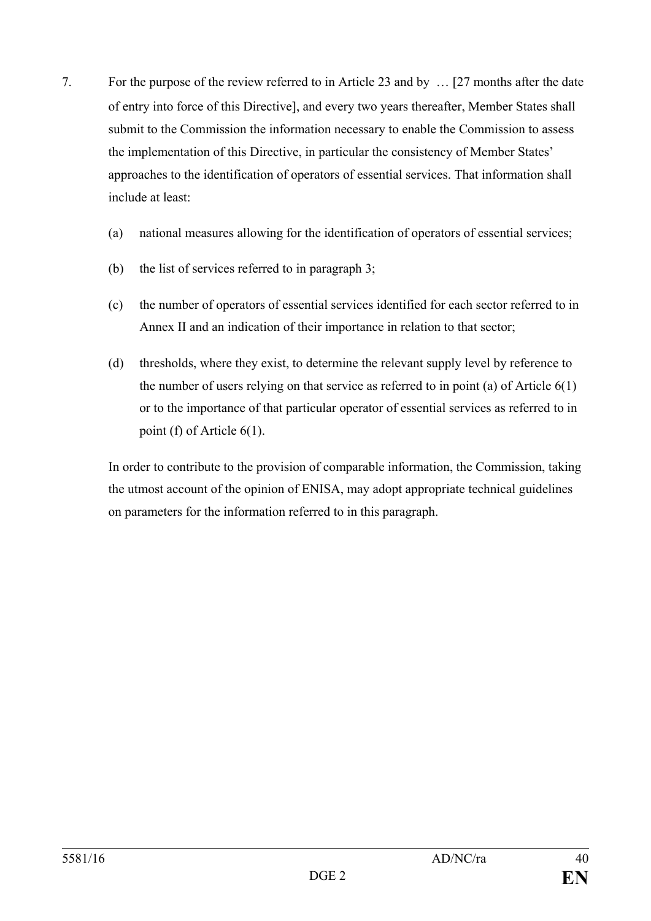7. For the purpose of the review referred to in Article 23 and by … [27 months after the date of entry into force of this Directive], and every two years thereafter, Member States shall submit to the Commission the information necessary to enable the Commission to assess the implementation of this Directive, in particular the consistency of Member States' approaches to the identification of operators of essential services. That information shall include at least:

   (a) national measures allowing for the identification of operators of essential services;

   (b) the list of services referred to in paragraph 3;

   (c) the number of operators of essential services identified for each sector referred to in Annex II and an indication of their importance in relation to that sector;

   (d) thresholds, where they exist, to determine the relevant supply level by reference to the number of users relying on that service as referred to in point (a) of Article 6(1) or to the importance of that particular operator of essential services as referred to in point (f) of Article 6(1).

   In order to contribute to the provision of comparable information, the Commission, taking the utmost account of the opinion of ENISA, may adopt appropriate technical guidelines on parameters for the information referred to in this paragraph.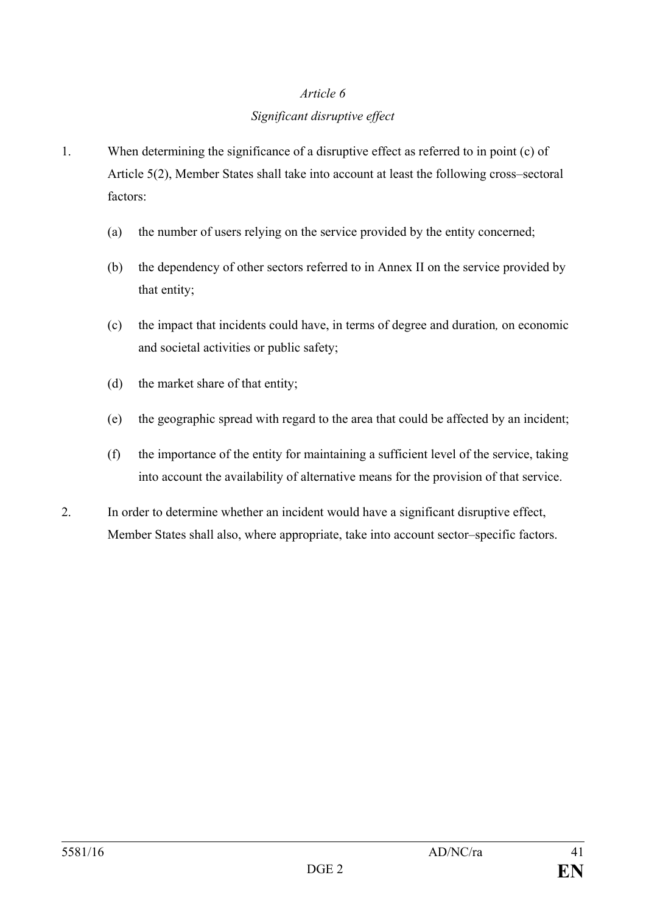*Article 6*

*Significant disruptive effect*

1. When determining the significance of a disruptive effect as referred to in point (c) of Article 5(2), Member States shall take into account at least the following cross–sectoral factors:

   (a) the number of users relying on the service provided by the entity concerned;

   (b) the dependency of other sectors referred to in Annex II on the service provided by that entity;

   (c) the impact that incidents could have, in terms of degree and duration*,* on economic and societal activities or public safety;

   (d) the market share of that entity;

   (e) the geographic spread with regard to the area that could be affected by an incident;

   (f) the importance of the entity for maintaining a sufficient level of the service, taking into account the availability of alternative means for the provision of that service.

2. In order to determine whether an incident would have a significant disruptive effect, Member States shall also, where appropriate, take into account sector–specific factors.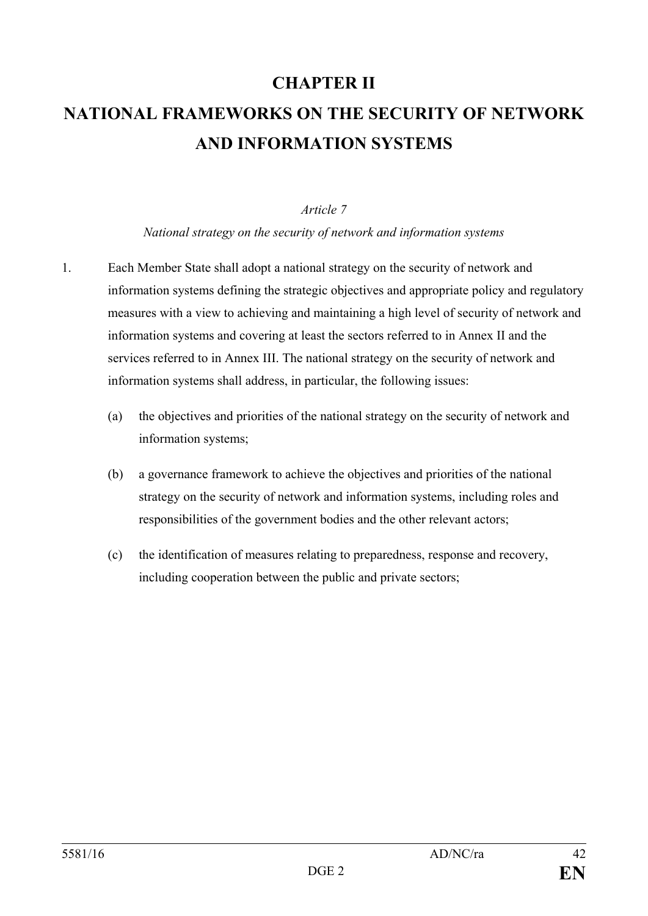# CHAPTER II

# NATIONAL FRAMEWORKS ON THE SECURITY OF NETWORK AND INFORMATION SYSTEMS

*Article 7*

*National strategy on the security of network and information systems*

1. Each Member State shall adopt a national strategy on the security of network and information systems defining the strategic objectives and appropriate policy and regulatory measures with a view to achieving and maintaining a high level of security of network and information systems and covering at least the sectors referred to in Annex II and the services referred to in Annex III. The national strategy on the security of network and information systems shall address, in particular, the following issues:

   (a) the objectives and priorities of the national strategy on the security of network and information systems;

   (b) a governance framework to achieve the objectives and priorities of the national strategy on the security of network and information systems, including roles and responsibilities of the government bodies and the other relevant actors;

   (c) the identification of measures relating to preparedness, response and recovery, including cooperation between the public and private sectors;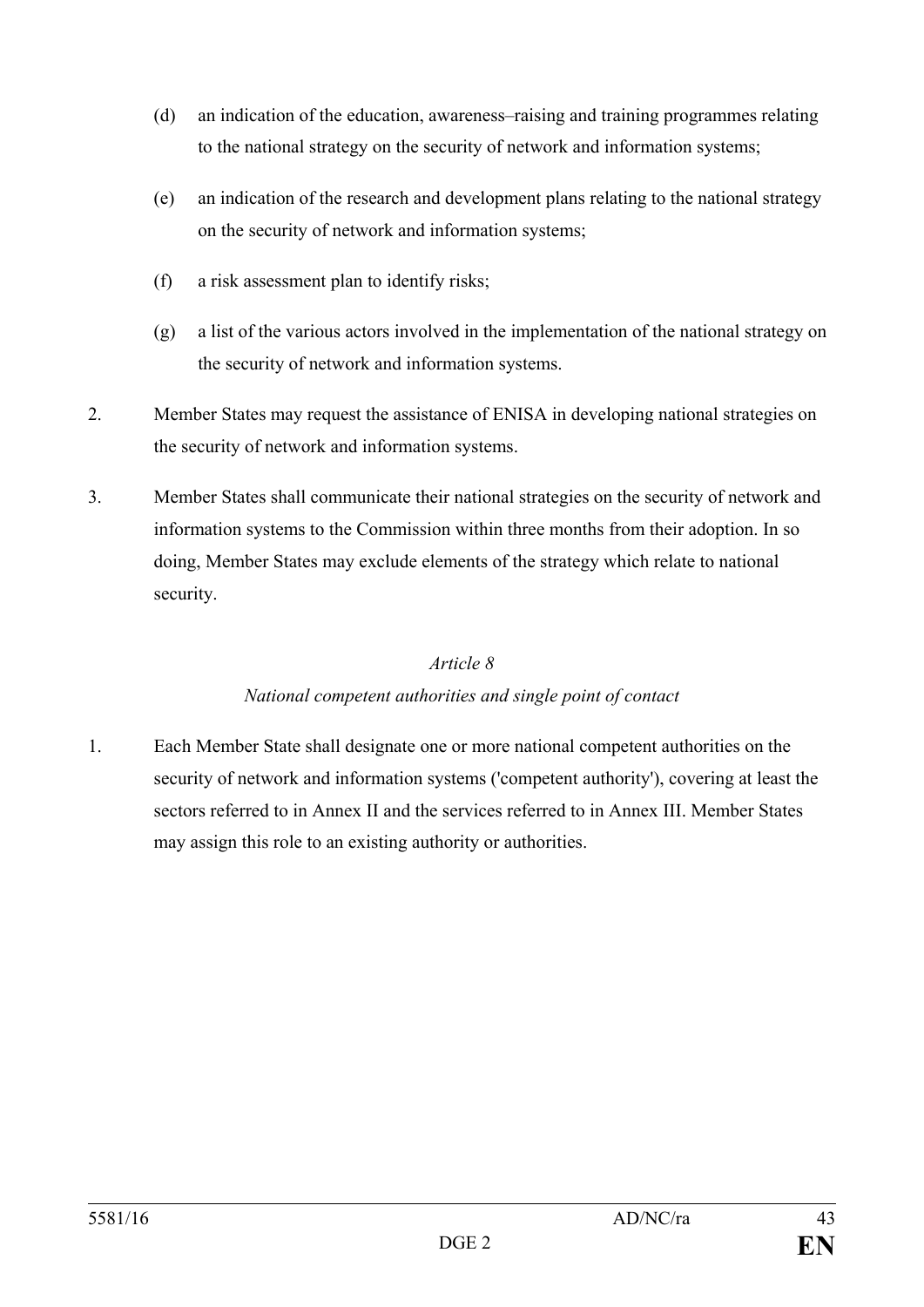(d) an indication of the education, awareness–raising and training programmes relating to the national strategy on the security of network and information systems;

(e) an indication of the research and development plans relating to the national strategy on the security of network and information systems;

(f) a risk assessment plan to identify risks;

(g) a list of the various actors involved in the implementation of the national strategy on the security of network and information systems.

2. Member States may request the assistance of ENISA in developing national strategies on the security of network and information systems.

3. Member States shall communicate their national strategies on the security of network and information systems to the Commission within three months from their adoption. In so doing, Member States may exclude elements of the strategy which relate to national security.

*Article 8*

*National competent authorities and single point of contact*

1. Each Member State shall designate one or more national competent authorities on the security of network and information systems ('competent authority'), covering at least the sectors referred to in Annex II and the services referred to in Annex III. Member States may assign this role to an existing authority or authorities.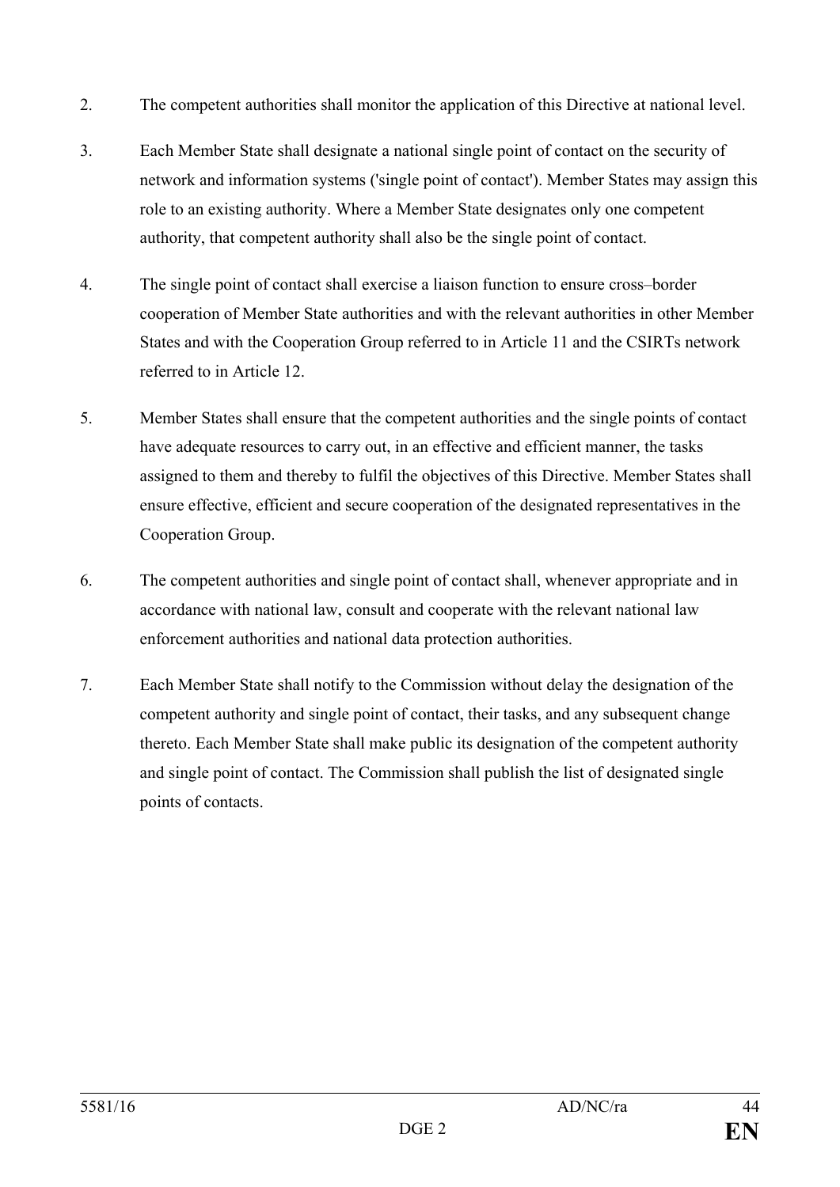2. The competent authorities shall monitor the application of this Directive at national level.

3. Each Member State shall designate a national single point of contact on the security of network and information systems ('single point of contact'). Member States may assign this role to an existing authority. Where a Member State designates only one competent authority, that competent authority shall also be the single point of contact.

4. The single point of contact shall exercise a liaison function to ensure cross–border cooperation of Member State authorities and with the relevant authorities in other Member States and with the Cooperation Group referred to in Article 11 and the CSIRTs network referred to in Article 12.

5. Member States shall ensure that the competent authorities and the single points of contact have adequate resources to carry out, in an effective and efficient manner, the tasks assigned to them and thereby to fulfil the objectives of this Directive. Member States shall ensure effective, efficient and secure cooperation of the designated representatives in the Cooperation Group.

6. The competent authorities and single point of contact shall, whenever appropriate and in accordance with national law, consult and cooperate with the relevant national law enforcement authorities and national data protection authorities.

7. Each Member State shall notify to the Commission without delay the designation of the competent authority and single point of contact, their tasks, and any subsequent change thereto. Each Member State shall make public its designation of the competent authority and single point of contact. The Commission shall publish the list of designated single points of contacts.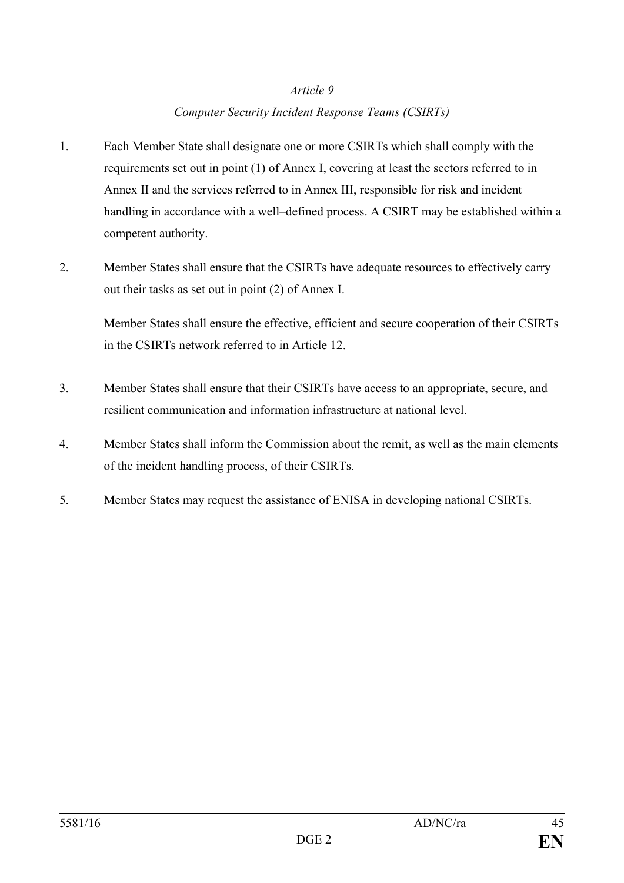*Article 9*

*Computer Security Incident Response Teams (CSIRTs)*

1. Each Member State shall designate one or more CSIRTs which shall comply with the requirements set out in point (1) of Annex I, covering at least the sectors referred to in Annex II and the services referred to in Annex III, responsible for risk and incident handling in accordance with a well–defined process. A CSIRT may be established within a competent authority.

2. Member States shall ensure that the CSIRTs have adequate resources to effectively carry out their tasks as set out in point (2) of Annex I.

   Member States shall ensure the effective, efficient and secure cooperation of their CSIRTs in the CSIRTs network referred to in Article 12.

3. Member States shall ensure that their CSIRTs have access to an appropriate, secure, and resilient communication and information infrastructure at national level.

4. Member States shall inform the Commission about the remit, as well as the main elements of the incident handling process, of their CSIRTs.

5. Member States may request the assistance of ENISA in developing national CSIRTs.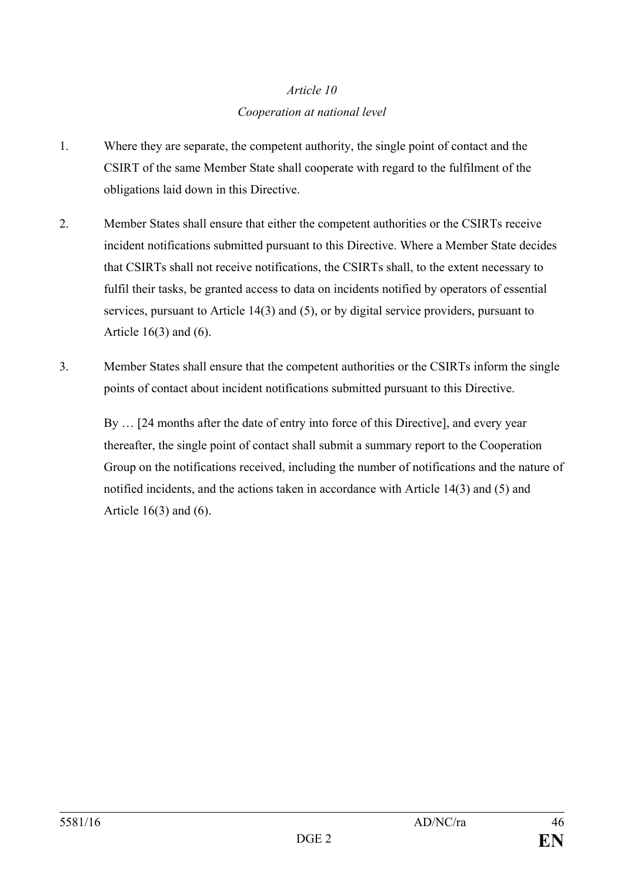*Article 10*

*Cooperation at national level*

1. Where they are separate, the competent authority, the single point of contact and the CSIRT of the same Member State shall cooperate with regard to the fulfilment of the obligations laid down in this Directive.

2. Member States shall ensure that either the competent authorities or the CSIRTs receive incident notifications submitted pursuant to this Directive. Where a Member State decides that CSIRTs shall not receive notifications, the CSIRTs shall, to the extent necessary to fulfil their tasks, be granted access to data on incidents notified by operators of essential services, pursuant to Article 14(3) and (5), or by digital service providers, pursuant to Article 16(3) and (6).

3. Member States shall ensure that the competent authorities or the CSIRTs inform the single points of contact about incident notifications submitted pursuant to this Directive.

   By … [24 months after the date of entry into force of this Directive], and every year thereafter, the single point of contact shall submit a summary report to the Cooperation Group on the notifications received, including the number of notifications and the nature of notified incidents, and the actions taken in accordance with Article 14(3) and (5) and Article 16(3) and (6).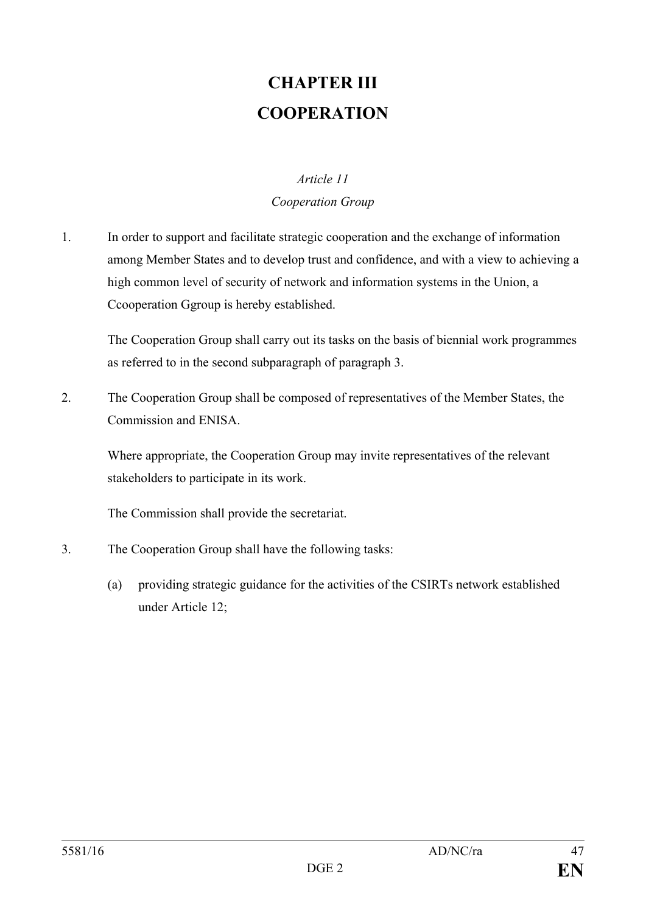# CHAPTER III
# COOPERATION

*Article 11*

*Cooperation Group*

1. In order to support and facilitate strategic cooperation and the exchange of information among Member States and to develop trust and confidence, and with a view to achieving a high common level of security of network and information systems in the Union, a Ccooperation Ggroup is hereby established.

   The Cooperation Group shall carry out its tasks on the basis of biennial work programmes as referred to in the second subparagraph of paragraph 3.

2. The Cooperation Group shall be composed of representatives of the Member States, the Commission and ENISA.

   Where appropriate, the Cooperation Group may invite representatives of the relevant stakeholders to participate in its work.

   The Commission shall provide the secretariat.

3. The Cooperation Group shall have the following tasks:

   (a) providing strategic guidance for the activities of the CSIRTs network established under Article 12;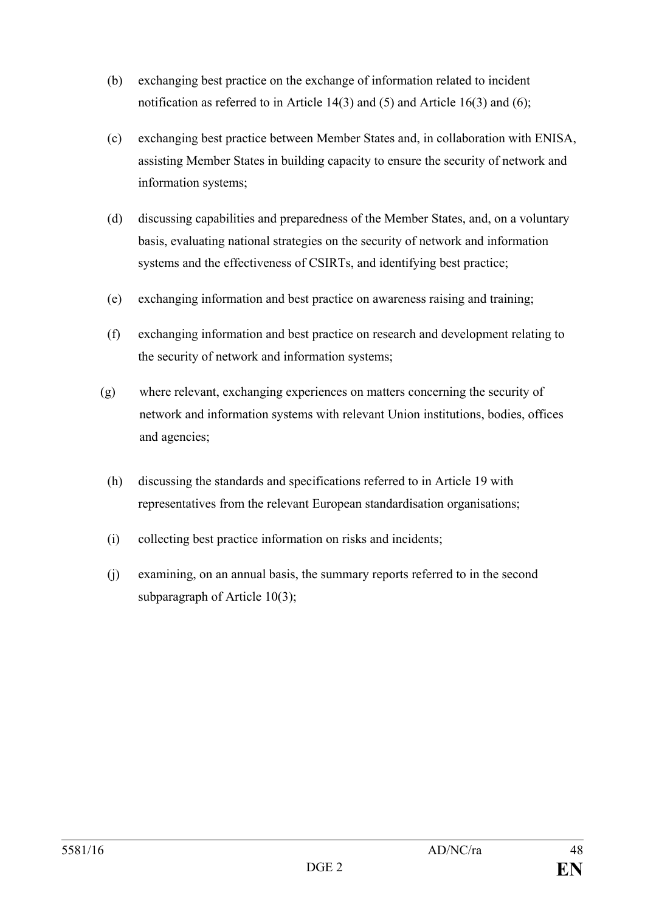(b) exchanging best practice on the exchange of information related to incident notification as referred to in Article 14(3) and (5) and Article 16(3) and (6);

(c) exchanging best practice between Member States and, in collaboration with ENISA, assisting Member States in building capacity to ensure the security of network and information systems;

(d) discussing capabilities and preparedness of the Member States, and, on a voluntary basis, evaluating national strategies on the security of network and information systems and the effectiveness of CSIRTs, and identifying best practice;

(e) exchanging information and best practice on awareness raising and training;

(f) exchanging information and best practice on research and development relating to the security of network and information systems;

(g) where relevant, exchanging experiences on matters concerning the security of network and information systems with relevant Union institutions, bodies, offices and agencies;

(h) discussing the standards and specifications referred to in Article 19 with representatives from the relevant European standardisation organisations;

(i) collecting best practice information on risks and incidents;

(j) examining, on an annual basis, the summary reports referred to in the second subparagraph of Article 10(3);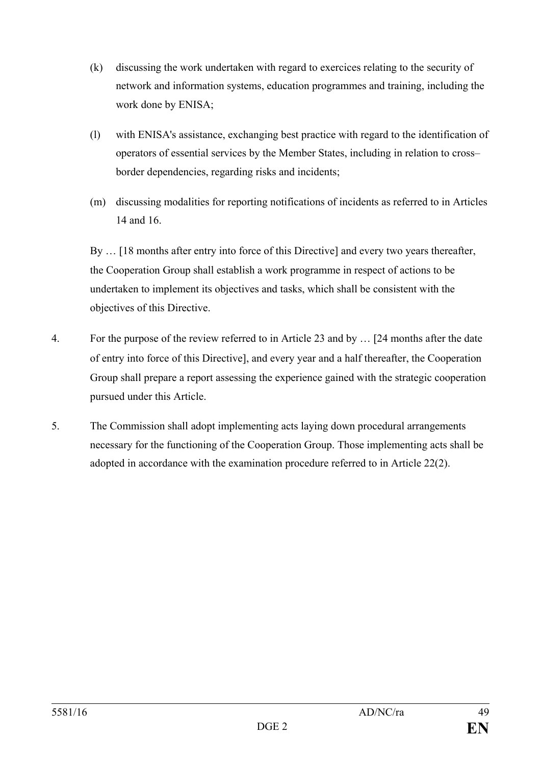(k) discussing the work undertaken with regard to exercices relating to the security of network and information systems, education programmes and training, including the work done by ENISA;

(l) with ENISA's assistance, exchanging best practice with regard to the identification of operators of essential services by the Member States, including in relation to cross–border dependencies, regarding risks and incidents;

(m) discussing modalities for reporting notifications of incidents as referred to in Articles 14 and 16.

By … [18 months after entry into force of this Directive] and every two years thereafter, the Cooperation Group shall establish a work programme in respect of actions to be undertaken to implement its objectives and tasks, which shall be consistent with the objectives of this Directive.

4. For the purpose of the review referred to in Article 23 and by … [24 months after the date of entry into force of this Directive], and every year and a half thereafter, the Cooperation Group shall prepare a report assessing the experience gained with the strategic cooperation pursued under this Article.

5. The Commission shall adopt implementing acts laying down procedural arrangements necessary for the functioning of the Cooperation Group. Those implementing acts shall be adopted in accordance with the examination procedure referred to in Article 22(2).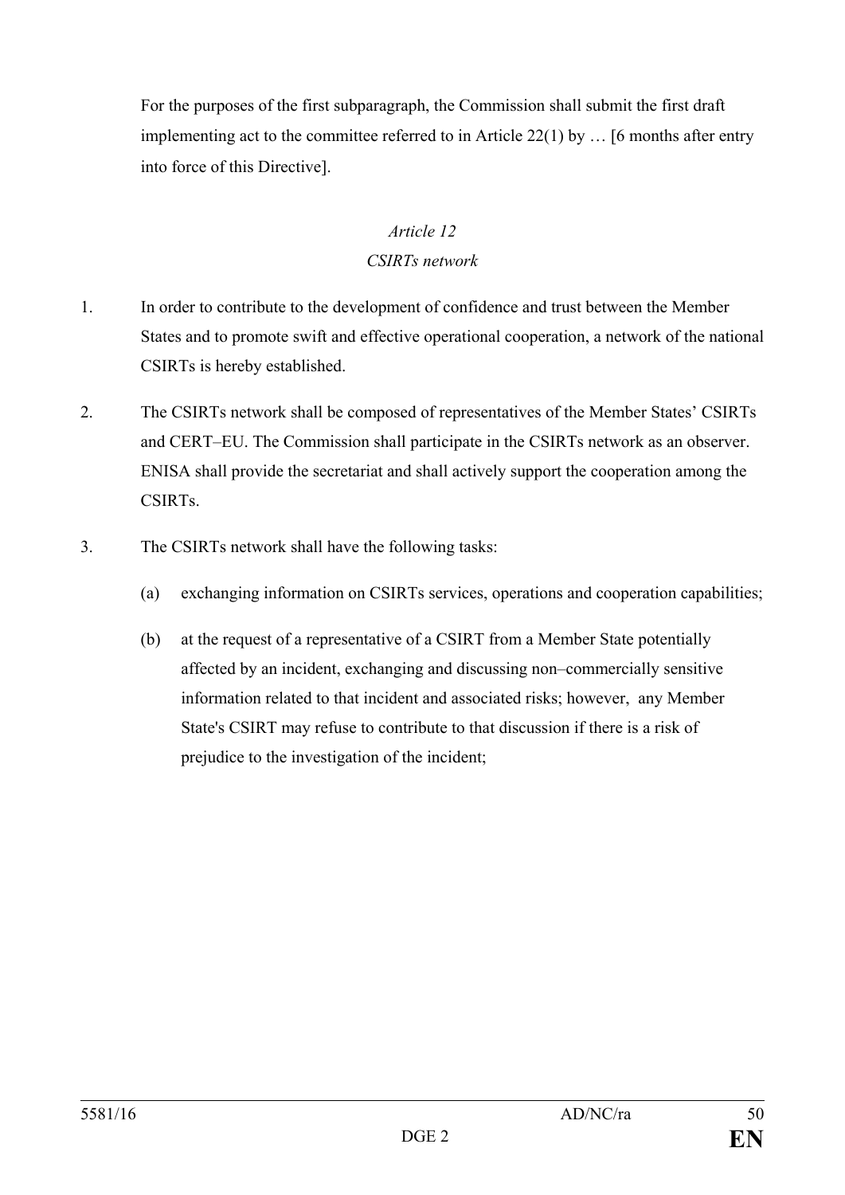For the purposes of the first subparagraph, the Commission shall submit the first draft implementing act to the committee referred to in Article 22(1) by … [6 months after entry into force of this Directive].

*Article 12*

*CSIRTs network*

1. In order to contribute to the development of confidence and trust between the Member States and to promote swift and effective operational cooperation, a network of the national CSIRTs is hereby established.

2. The CSIRTs network shall be composed of representatives of the Member States' CSIRTs and CERT–EU. The Commission shall participate in the CSIRTs network as an observer. ENISA shall provide the secretariat and shall actively support the cooperation among the CSIRTs.

3. The CSIRTs network shall have the following tasks:

   (a) exchanging information on CSIRTs services, operations and cooperation capabilities;

   (b) at the request of a representative of a CSIRT from a Member State potentially affected by an incident, exchanging and discussing non–commercially sensitive information related to that incident and associated risks; however, any Member State's CSIRT may refuse to contribute to that discussion if there is a risk of prejudice to the investigation of the incident;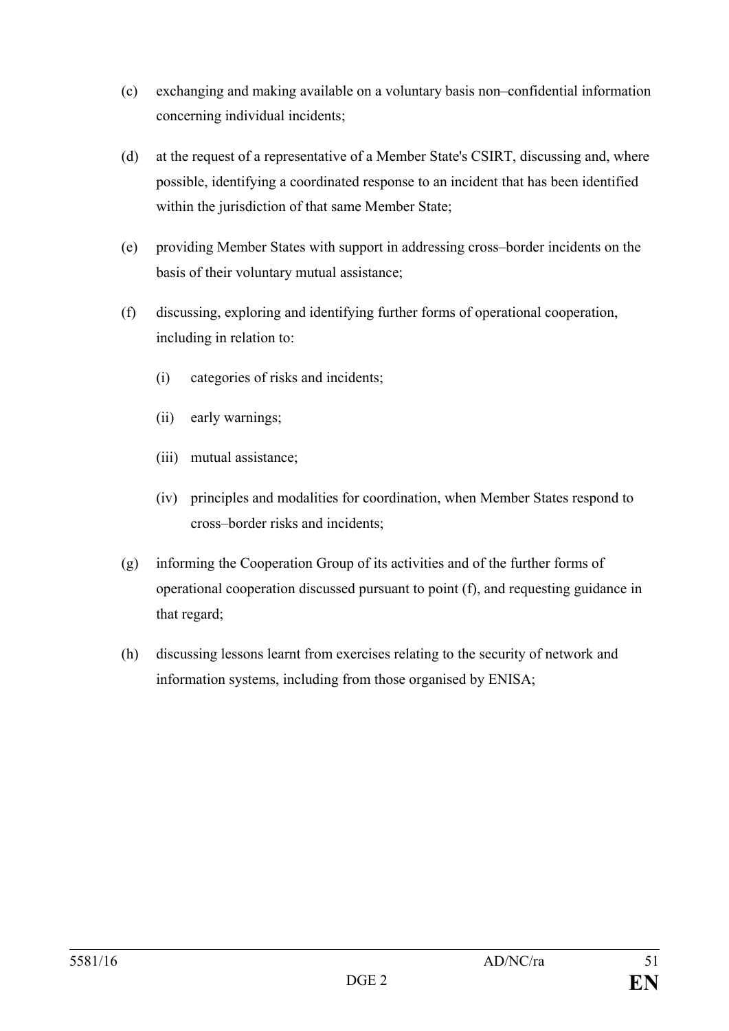(c) exchanging and making available on a voluntary basis non–confidential information concerning individual incidents;

(d) at the request of a representative of a Member State's CSIRT, discussing and, where possible, identifying a coordinated response to an incident that has been identified within the jurisdiction of that same Member State;

(e) providing Member States with support in addressing cross–border incidents on the basis of their voluntary mutual assistance;

(f) discussing, exploring and identifying further forms of operational cooperation, including in relation to:

  (i) categories of risks and incidents;

  (ii) early warnings;

  (iii) mutual assistance;

  (iv) principles and modalities for coordination, when Member States respond to cross–border risks and incidents;

(g) informing the Cooperation Group of its activities and of the further forms of operational cooperation discussed pursuant to point (f), and requesting guidance in that regard;

(h) discussing lessons learnt from exercises relating to the security of network and information systems, including from those organised by ENISA;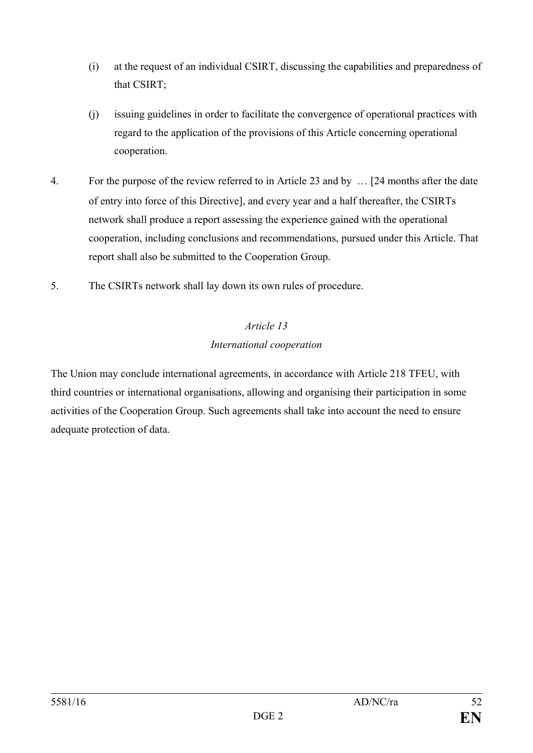(i) at the request of an individual CSIRT, discussing the capabilities and preparedness of that CSIRT;

(j) issuing guidelines in order to facilitate the convergence of operational practices with regard to the application of the provisions of this Article concerning operational cooperation.

4. For the purpose of the review referred to in Article 23 and by … [24 months after the date of entry into force of this Directive], and every year and a half thereafter, the CSIRTs network shall produce a report assessing the experience gained with the operational cooperation, including conclusions and recommendations, pursued under this Article. That report shall also be submitted to the Cooperation Group.

5. The CSIRTs network shall lay down its own rules of procedure.

### *Article 13*
### *International cooperation*

The Union may conclude international agreements, in accordance with Article 218 TFEU, with third countries or international organisations, allowing and organising their participation in some activities of the Cooperation Group. Such agreements shall take into account the need to ensure adequate protection of data.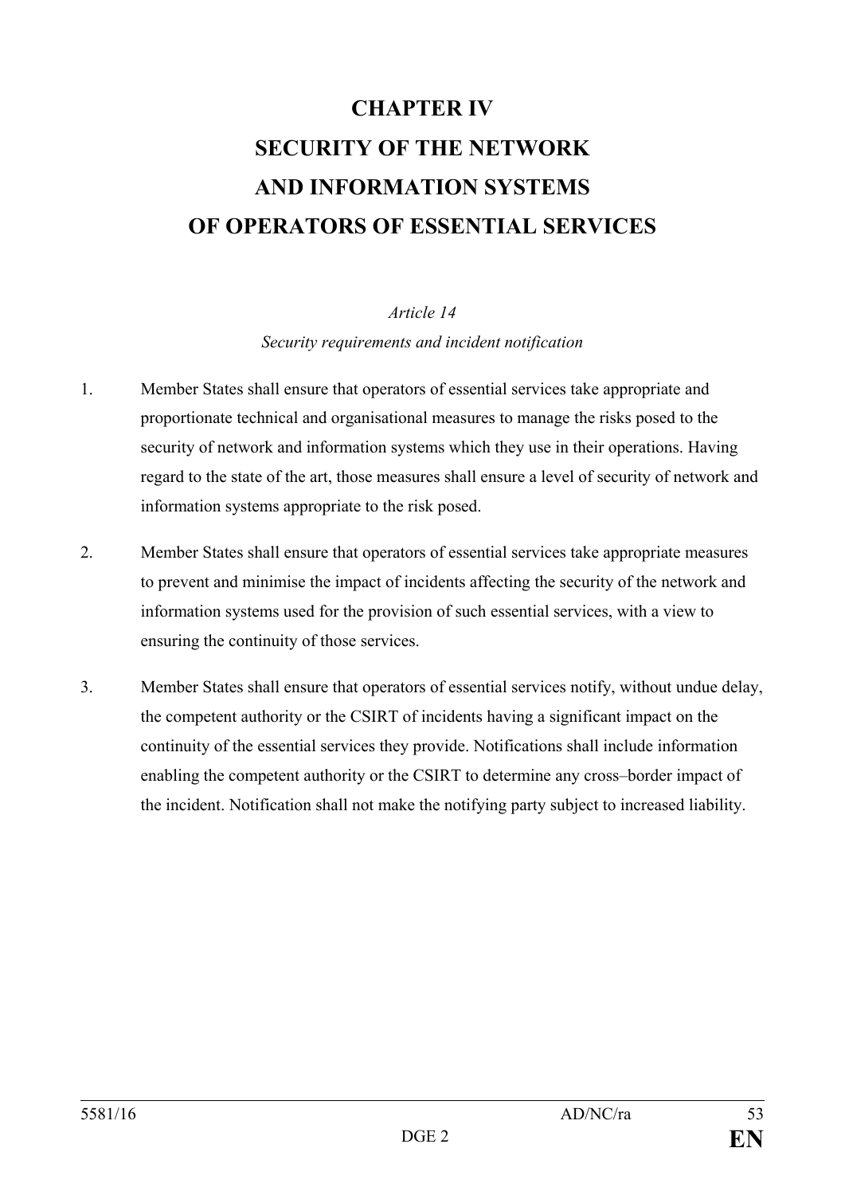# CHAPTER IV
# SECURITY OF THE NETWORK AND INFORMATION SYSTEMS OF OPERATORS OF ESSENTIAL SERVICES

*Article 14*

*Security requirements and incident notification*

1. Member States shall ensure that operators of essential services take appropriate and proportionate technical and organisational measures to manage the risks posed to the security of network and information systems which they use in their operations. Having regard to the state of the art, those measures shall ensure a level of security of network and information systems appropriate to the risk posed.

2. Member States shall ensure that operators of essential services take appropriate measures to prevent and minimise the impact of incidents affecting the security of the network and information systems used for the provision of such essential services, with a view to ensuring the continuity of those services.

3. Member States shall ensure that operators of essential services notify, without undue delay, the competent authority or the CSIRT of incidents having a significant impact on the continuity of the essential services they provide. Notifications shall include information enabling the competent authority or the CSIRT to determine any cross–border impact of the incident. Notification shall not make the notifying party subject to increased liability.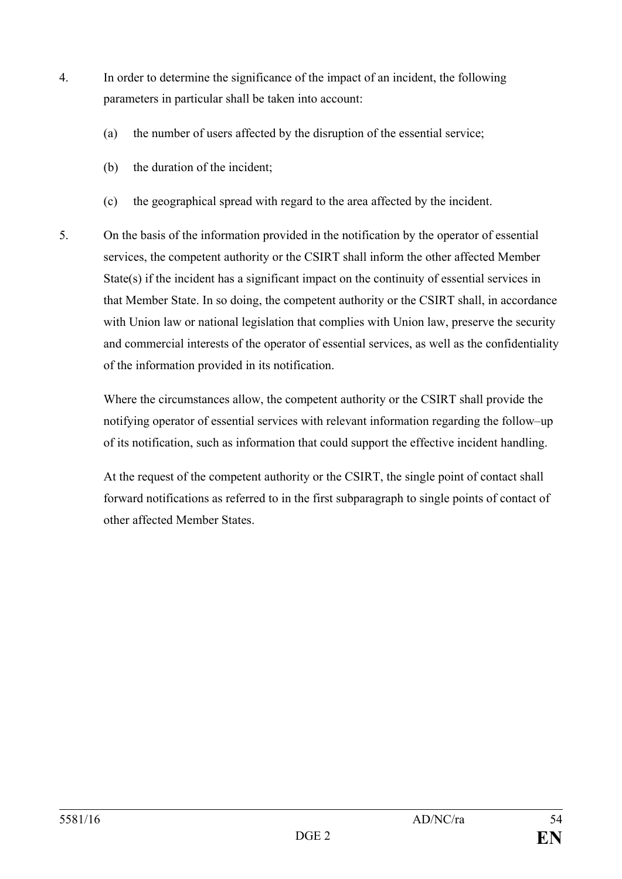4. In order to determine the significance of the impact of an incident, the following parameters in particular shall be taken into account:

   (a) the number of users affected by the disruption of the essential service;

   (b) the duration of the incident;

   (c) the geographical spread with regard to the area affected by the incident.

5. On the basis of the information provided in the notification by the operator of essential services, the competent authority or the CSIRT shall inform the other affected Member State(s) if the incident has a significant impact on the continuity of essential services in that Member State. In so doing, the competent authority or the CSIRT shall, in accordance with Union law or national legislation that complies with Union law, preserve the security and commercial interests of the operator of essential services, as well as the confidentiality of the information provided in its notification.

   Where the circumstances allow, the competent authority or the CSIRT shall provide the notifying operator of essential services with relevant information regarding the follow–up of its notification, such as information that could support the effective incident handling.

   At the request of the competent authority or the CSIRT, the single point of contact shall forward notifications as referred to in the first subparagraph to single points of contact of other affected Member States.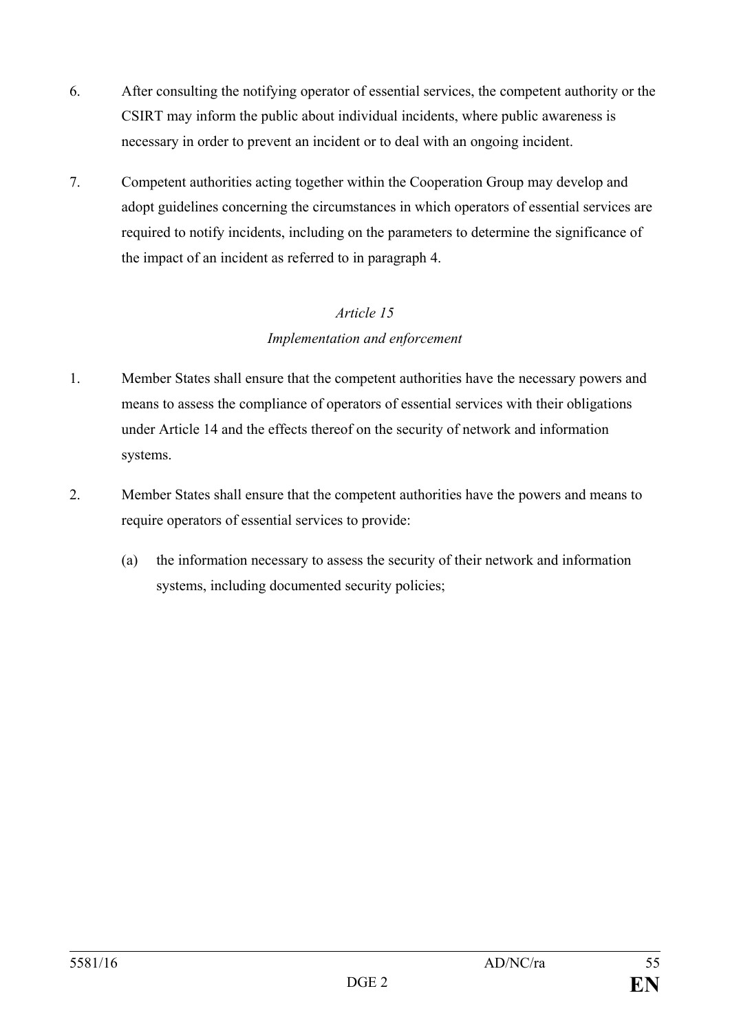6. After consulting the notifying operator of essential services, the competent authority or the CSIRT may inform the public about individual incidents, where public awareness is necessary in order to prevent an incident or to deal with an ongoing incident.

7. Competent authorities acting together within the Cooperation Group may develop and adopt guidelines concerning the circumstances in which operators of essential services are required to notify incidents, including on the parameters to determine the significance of the impact of an incident as referred to in paragraph 4.

*Article 15*

*Implementation and enforcement*

1. Member States shall ensure that the competent authorities have the necessary powers and means to assess the compliance of operators of essential services with their obligations under Article 14 and the effects thereof on the security of network and information systems.

2. Member States shall ensure that the competent authorities have the powers and means to require operators of essential services to provide:

   (a) the information necessary to assess the security of their network and information systems, including documented security policies;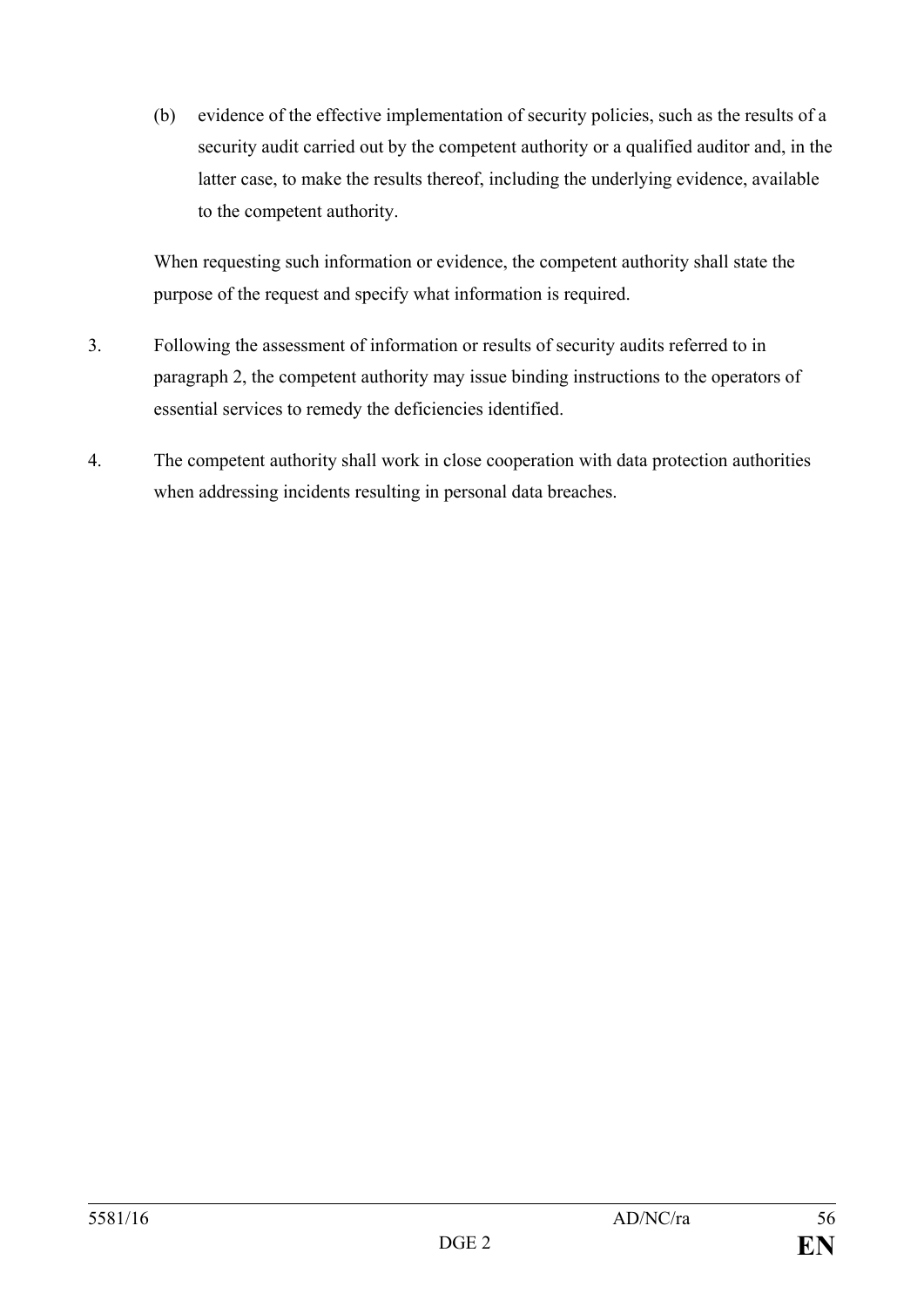(b) evidence of the effective implementation of security policies, such as the results of a security audit carried out by the competent authority or a qualified auditor and, in the latter case, to make the results thereof, including the underlying evidence, available to the competent authority.

When requesting such information or evidence, the competent authority shall state the purpose of the request and specify what information is required.

3. Following the assessment of information or results of security audits referred to in paragraph 2, the competent authority may issue binding instructions to the operators of essential services to remedy the deficiencies identified.

4. The competent authority shall work in close cooperation with data protection authorities when addressing incidents resulting in personal data breaches.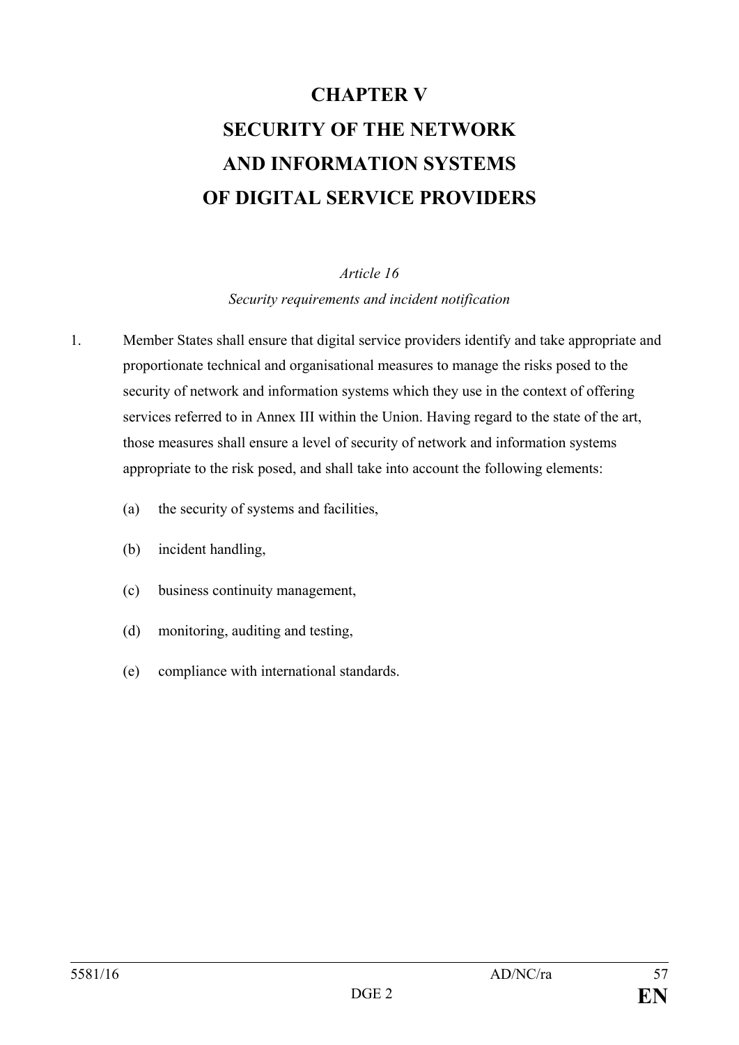# CHAPTER V
# SECURITY OF THE NETWORK AND INFORMATION SYSTEMS OF DIGITAL SERVICE PROVIDERS

*Article 16*

*Security requirements and incident notification*

1. Member States shall ensure that digital service providers identify and take appropriate and proportionate technical and organisational measures to manage the risks posed to the security of network and information systems which they use in the context of offering services referred to in Annex III within the Union. Having regard to the state of the art, those measures shall ensure a level of security of network and information systems appropriate to the risk posed, and shall take into account the following elements:

   (a) the security of systems and facilities,

   (b) incident handling,

   (c) business continuity management,

   (d) monitoring, auditing and testing,

   (e) compliance with international standards.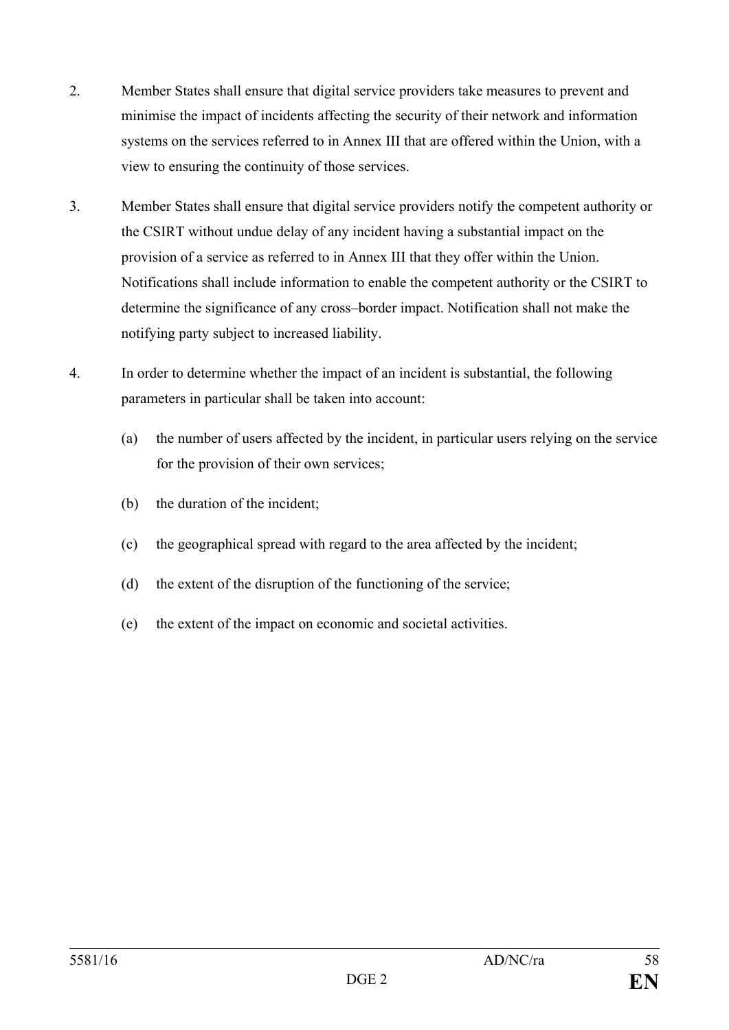2. Member States shall ensure that digital service providers take measures to prevent and minimise the impact of incidents affecting the security of their network and information systems on the services referred to in Annex III that are offered within the Union, with a view to ensuring the continuity of those services.

3. Member States shall ensure that digital service providers notify the competent authority or the CSIRT without undue delay of any incident having a substantial impact on the provision of a service as referred to in Annex III that they offer within the Union. Notifications shall include information to enable the competent authority or the CSIRT to determine the significance of any cross–border impact. Notification shall not make the notifying party subject to increased liability.

4. In order to determine whether the impact of an incident is substantial, the following parameters in particular shall be taken into account:

   (a) the number of users affected by the incident, in particular users relying on the service for the provision of their own services;

   (b) the duration of the incident;

   (c) the geographical spread with regard to the area affected by the incident;

   (d) the extent of the disruption of the functioning of the service;

   (e) the extent of the impact on economic and societal activities.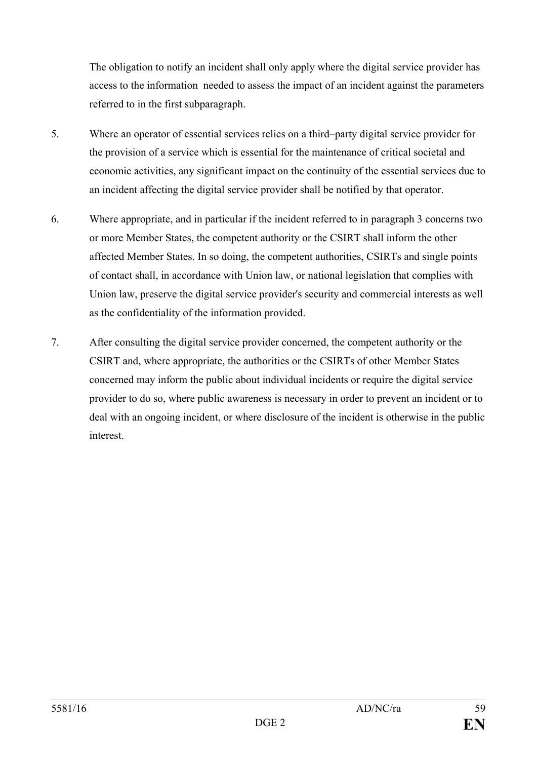The obligation to notify an incident shall only apply where the digital service provider has access to the information needed to assess the impact of an incident against the parameters referred to in the first subparagraph.

5. Where an operator of essential services relies on a third–party digital service provider for the provision of a service which is essential for the maintenance of critical societal and economic activities, any significant impact on the continuity of the essential services due to an incident affecting the digital service provider shall be notified by that operator.

6. Where appropriate, and in particular if the incident referred to in paragraph 3 concerns two or more Member States, the competent authority or the CSIRT shall inform the other affected Member States. In so doing, the competent authorities, CSIRTs and single points of contact shall, in accordance with Union law, or national legislation that complies with Union law, preserve the digital service provider's security and commercial interests as well as the confidentiality of the information provided.

7. After consulting the digital service provider concerned, the competent authority or the CSIRT and, where appropriate, the authorities or the CSIRTs of other Member States concerned may inform the public about individual incidents or require the digital service provider to do so, where public awareness is necessary in order to prevent an incident or to deal with an ongoing incident, or where disclosure of the incident is otherwise in the public interest.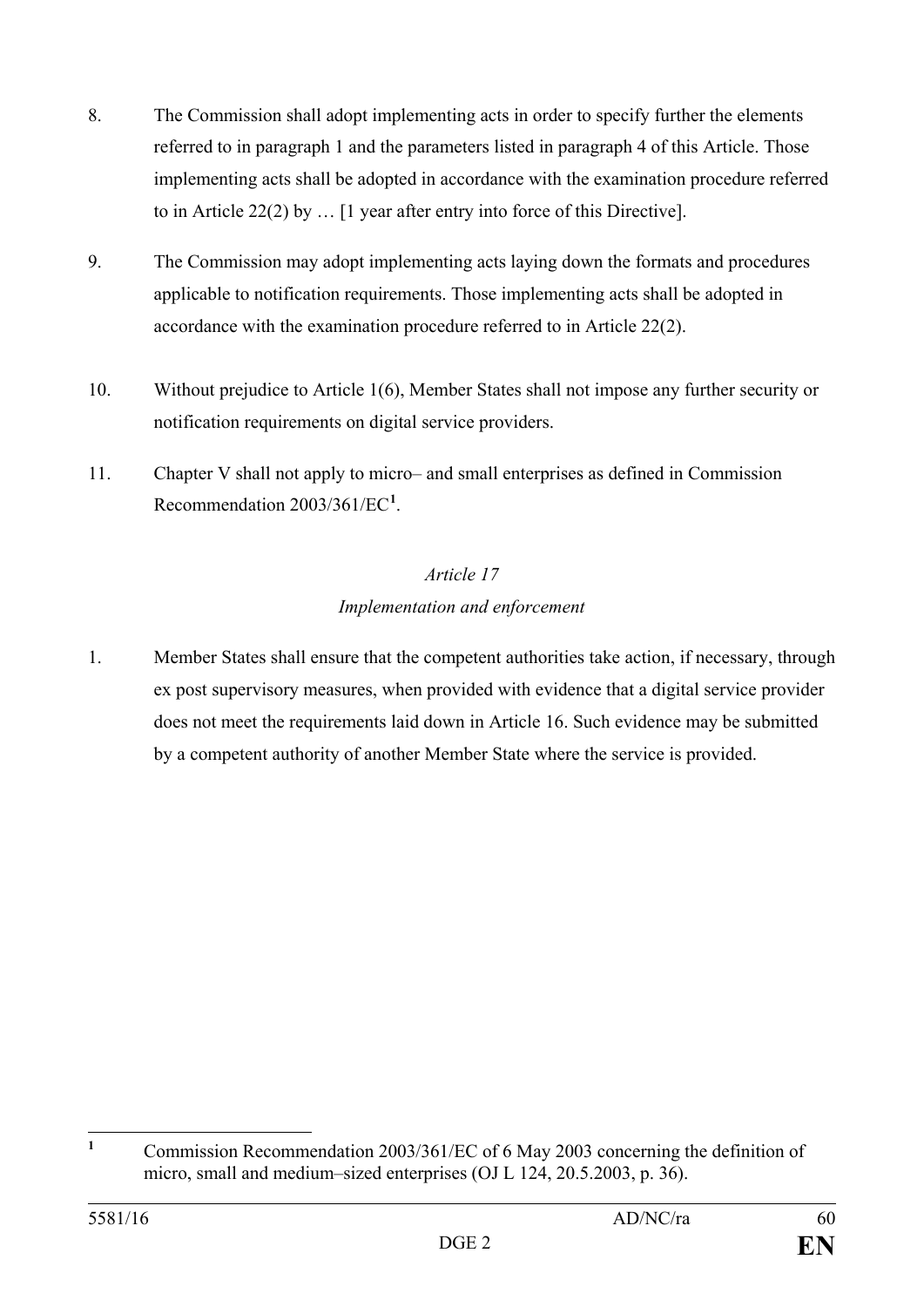8. The Commission shall adopt implementing acts in order to specify further the elements referred to in paragraph 1 and the parameters listed in paragraph 4 of this Article. Those implementing acts shall be adopted in accordance with the examination procedure referred to in Article 22(2) by … [1 year after entry into force of this Directive].

9. The Commission may adopt implementing acts laying down the formats and procedures applicable to notification requirements. Those implementing acts shall be adopted in accordance with the examination procedure referred to in Article 22(2).

10. Without prejudice to Article 1(6), Member States shall not impose any further security or notification requirements on digital service providers.

11. Chapter V shall not apply to micro– and small enterprises as defined in Commission Recommendation 2003/361/EC[1].

*Article 17*

*Implementation and enforcement*

1. Member States shall ensure that the competent authorities take action, if necessary, through ex post supervisory measures, when provided with evidence that a digital service provider does not meet the requirements laid down in Article 16. Such evidence may be submitted by a competent authority of another Member State where the service is provided.

---

[1] Commission Recommendation 2003/361/EC of 6 May 2003 concerning the definition of micro, small and medium–sized enterprises (OJ L 124, 20.5.2003, p. 36).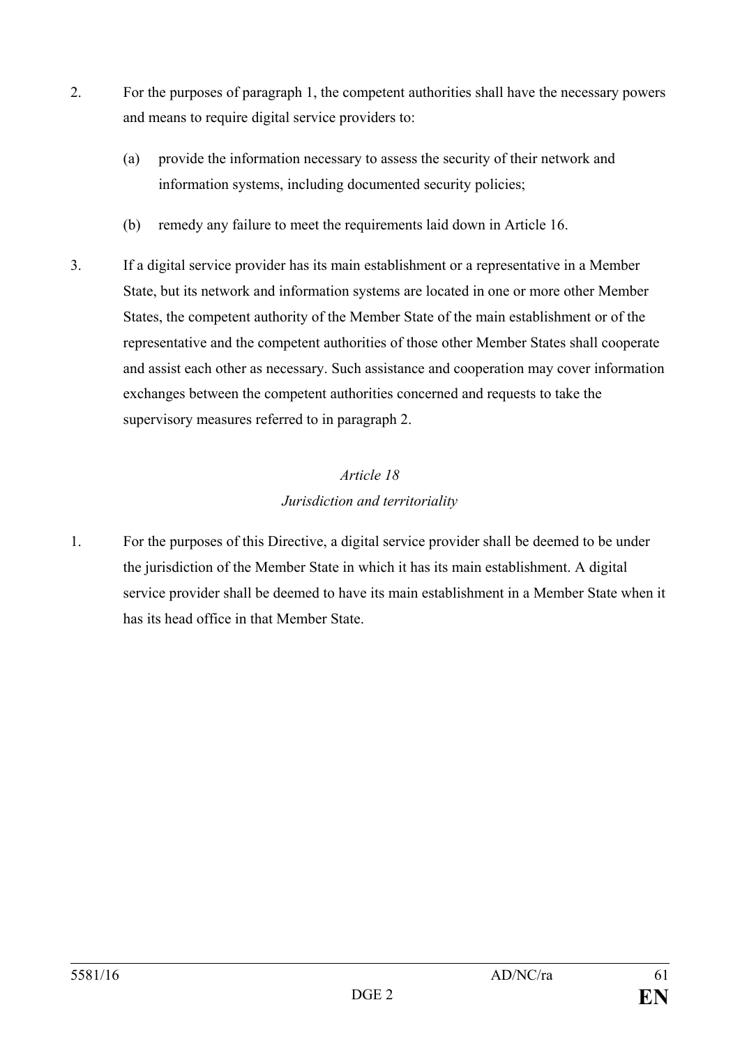2. For the purposes of paragraph 1, the competent authorities shall have the necessary powers and means to require digital service providers to:

   (a) provide the information necessary to assess the security of their network and information systems, including documented security policies;

   (b) remedy any failure to meet the requirements laid down in Article 16.

3. If a digital service provider has its main establishment or a representative in a Member State, but its network and information systems are located in one or more other Member States, the competent authority of the Member State of the main establishment or of the representative and the competent authorities of those other Member States shall cooperate and assist each other as necessary. Such assistance and cooperation may cover information exchanges between the competent authorities concerned and requests to take the supervisory measures referred to in paragraph 2.

*Article 18*

*Jurisdiction and territoriality*

1. For the purposes of this Directive, a digital service provider shall be deemed to be under the jurisdiction of the Member State in which it has its main establishment. A digital service provider shall be deemed to have its main establishment in a Member State when it has its head office in that Member State.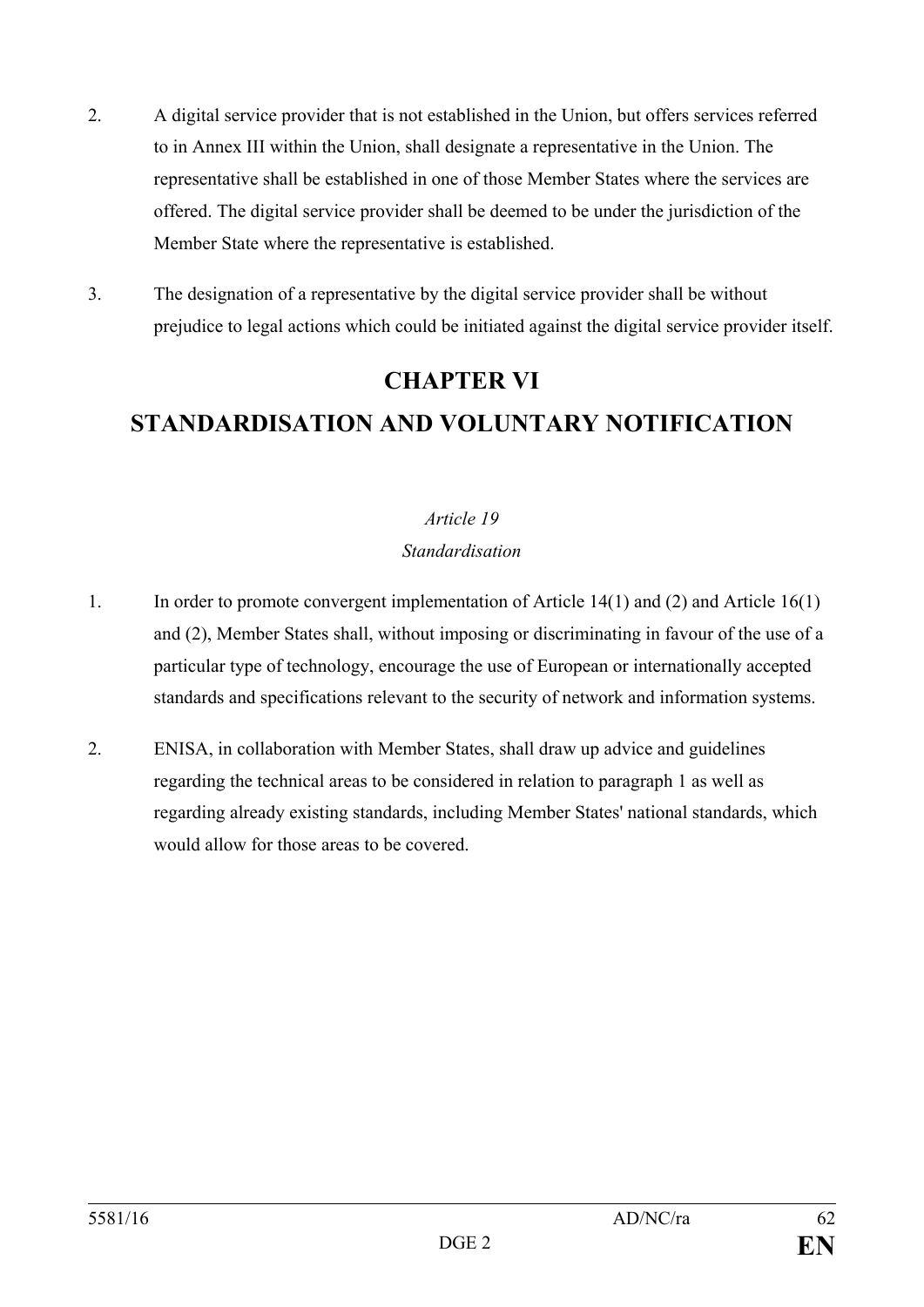2. A digital service provider that is not established in the Union, but offers services referred to in Annex III within the Union, shall designate a representative in the Union. The representative shall be established in one of those Member States where the services are offered. The digital service provider shall be deemed to be under the jurisdiction of the Member State where the representative is established.

3. The designation of a representative by the digital service provider shall be without prejudice to legal actions which could be initiated against the digital service provider itself.

# CHAPTER VI

# STANDARDISATION AND VOLUNTARY NOTIFICATION

*Article 19*

*Standardisation*

1. In order to promote convergent implementation of Article 14(1) and (2) and Article 16(1) and (2), Member States shall, without imposing or discriminating in favour of the use of a particular type of technology, encourage the use of European or internationally accepted standards and specifications relevant to the security of network and information systems.

2. ENISA, in collaboration with Member States, shall draw up advice and guidelines regarding the technical areas to be considered in relation to paragraph 1 as well as regarding already existing standards, including Member States' national standards, which would allow for those areas to be covered.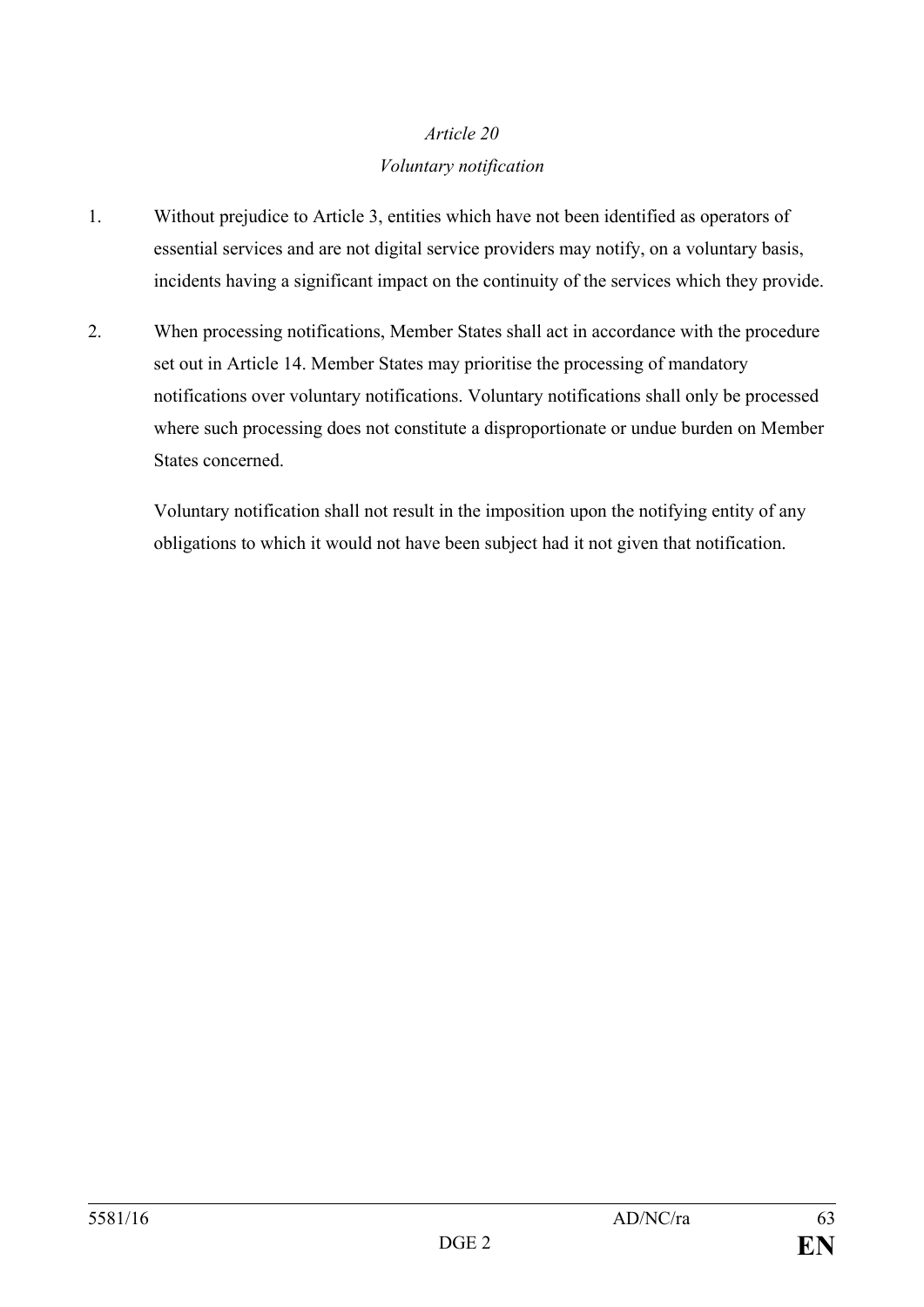*Article 20*

*Voluntary notification*

1. Without prejudice to Article 3, entities which have not been identified as operators of essential services and are not digital service providers may notify, on a voluntary basis, incidents having a significant impact on the continuity of the services which they provide.

2. When processing notifications, Member States shall act in accordance with the procedure set out in Article 14. Member States may prioritise the processing of mandatory notifications over voluntary notifications. Voluntary notifications shall only be processed where such processing does not constitute a disproportionate or undue burden on Member States concerned.

   Voluntary notification shall not result in the imposition upon the notifying entity of any obligations to which it would not have been subject had it not given that notification.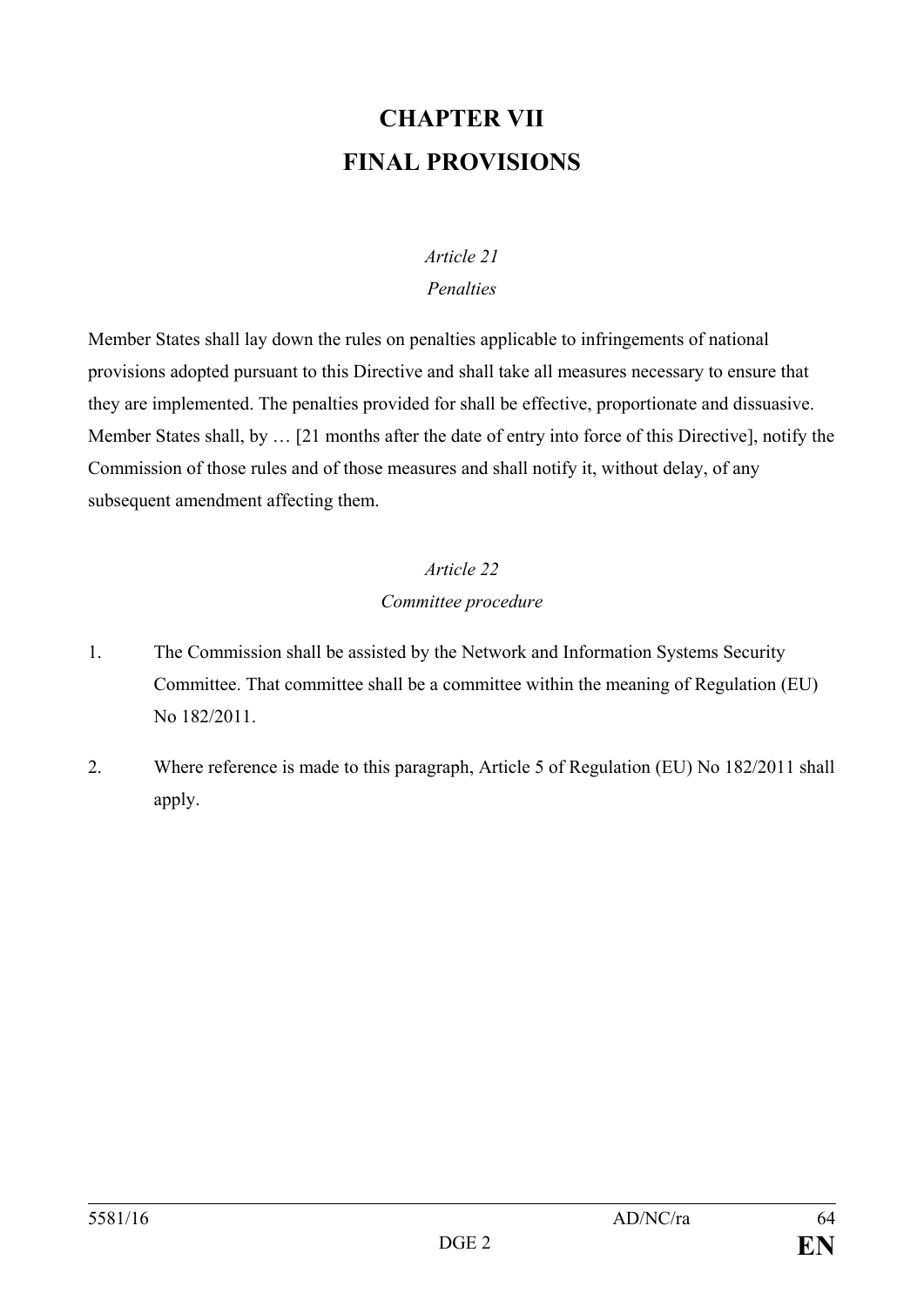# CHAPTER VII
# FINAL PROVISIONS

*Article 21*

*Penalties*

Member States shall lay down the rules on penalties applicable to infringements of national provisions adopted pursuant to this Directive and shall take all measures necessary to ensure that they are implemented. The penalties provided for shall be effective, proportionate and dissuasive. Member States shall, by … [21 months after the date of entry into force of this Directive], notify the Commission of those rules and of those measures and shall notify it, without delay, of any subsequent amendment affecting them.

*Article 22*

*Committee procedure*

1. The Commission shall be assisted by the Network and Information Systems Security Committee. That committee shall be a committee within the meaning of Regulation (EU) No 182/2011.

2. Where reference is made to this paragraph, Article 5 of Regulation (EU) No 182/2011 shall apply.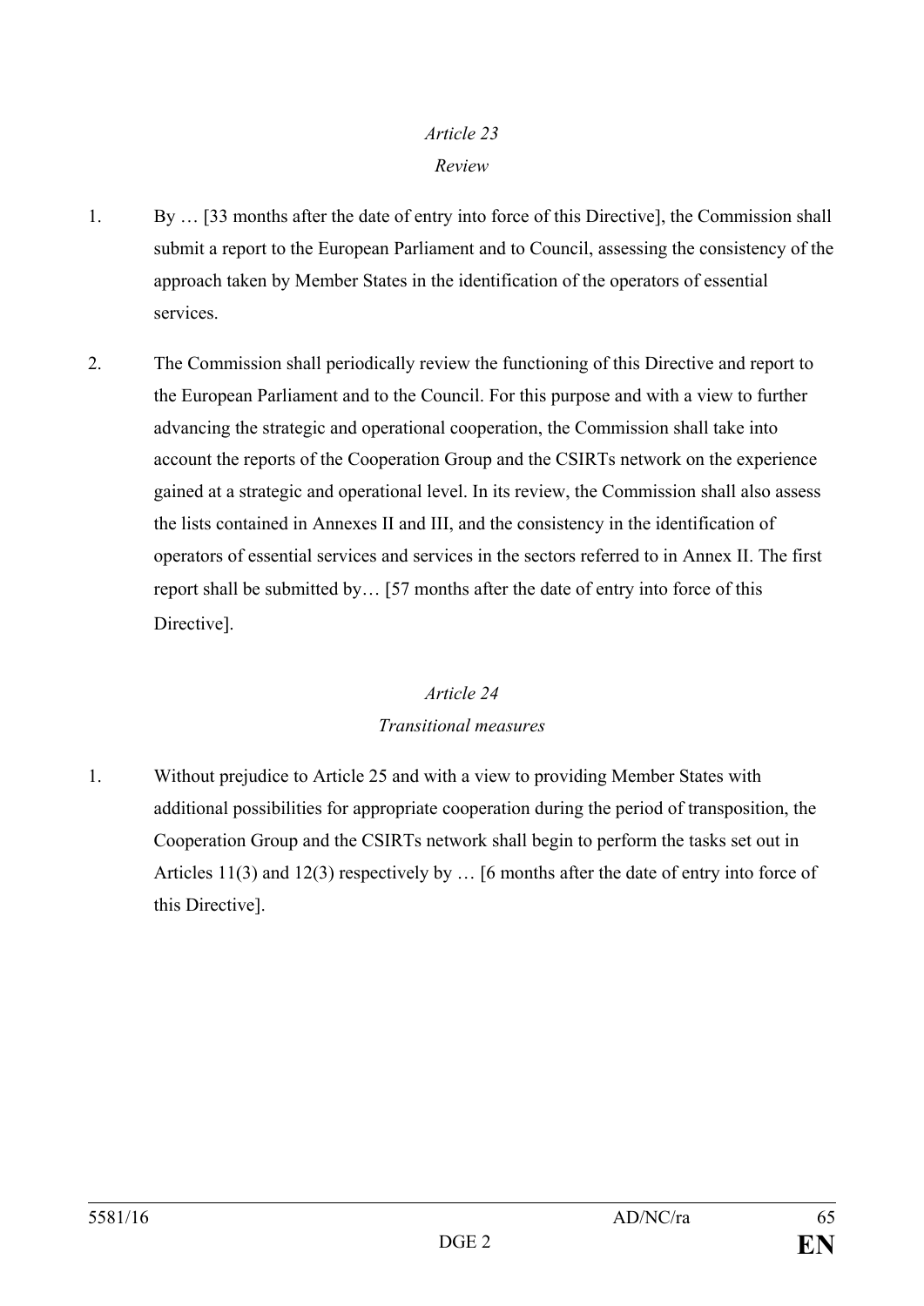*Article 23*

*Review*

1. By … [33 months after the date of entry into force of this Directive], the Commission shall submit a report to the European Parliament and to Council, assessing the consistency of the approach taken by Member States in the identification of the operators of essential services.

2. The Commission shall periodically review the functioning of this Directive and report to the European Parliament and to the Council. For this purpose and with a view to further advancing the strategic and operational cooperation, the Commission shall take into account the reports of the Cooperation Group and the CSIRTs network on the experience gained at a strategic and operational level. In its review, the Commission shall also assess the lists contained in Annexes II and III, and the consistency in the identification of operators of essential services and services in the sectors referred to in Annex II. The first report shall be submitted by… [57 months after the date of entry into force of this Directive].

*Article 24*

*Transitional measures*

1. Without prejudice to Article 25 and with a view to providing Member States with additional possibilities for appropriate cooperation during the period of transposition, the Cooperation Group and the CSIRTs network shall begin to perform the tasks set out in Articles 11(3) and 12(3) respectively by … [6 months after the date of entry into force of this Directive].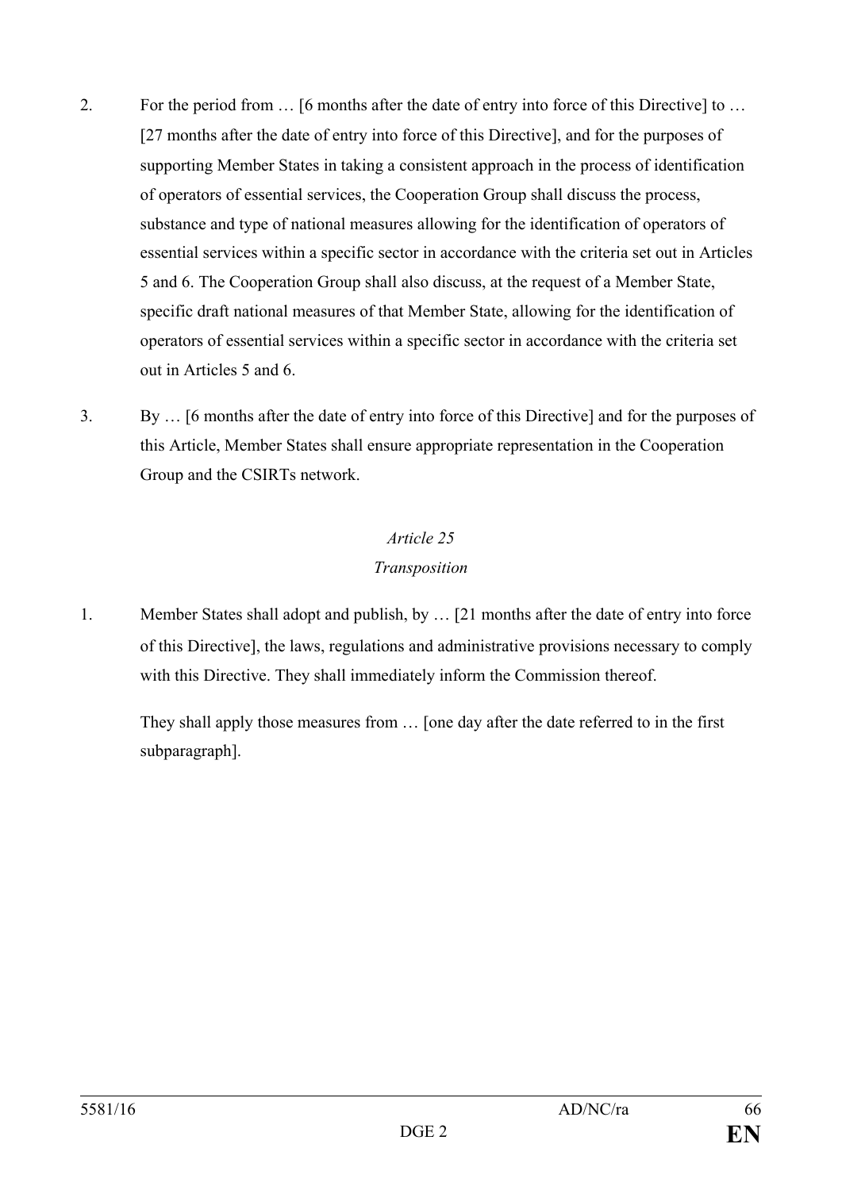2. For the period from … [6 months after the date of entry into force of this Directive] to … [27 months after the date of entry into force of this Directive], and for the purposes of supporting Member States in taking a consistent approach in the process of identification of operators of essential services, the Cooperation Group shall discuss the process, substance and type of national measures allowing for the identification of operators of essential services within a specific sector in accordance with the criteria set out in Articles 5 and 6. The Cooperation Group shall also discuss, at the request of a Member State, specific draft national measures of that Member State, allowing for the identification of operators of essential services within a specific sector in accordance with the criteria set out in Articles 5 and 6.

3. By … [6 months after the date of entry into force of this Directive] and for the purposes of this Article, Member States shall ensure appropriate representation in the Cooperation Group and the CSIRTs network.

*Article 25*

*Transposition*

1. Member States shall adopt and publish, by … [21 months after the date of entry into force of this Directive], the laws, regulations and administrative provisions necessary to comply with this Directive. They shall immediately inform the Commission thereof.

   They shall apply those measures from … [one day after the date referred to in the first subparagraph].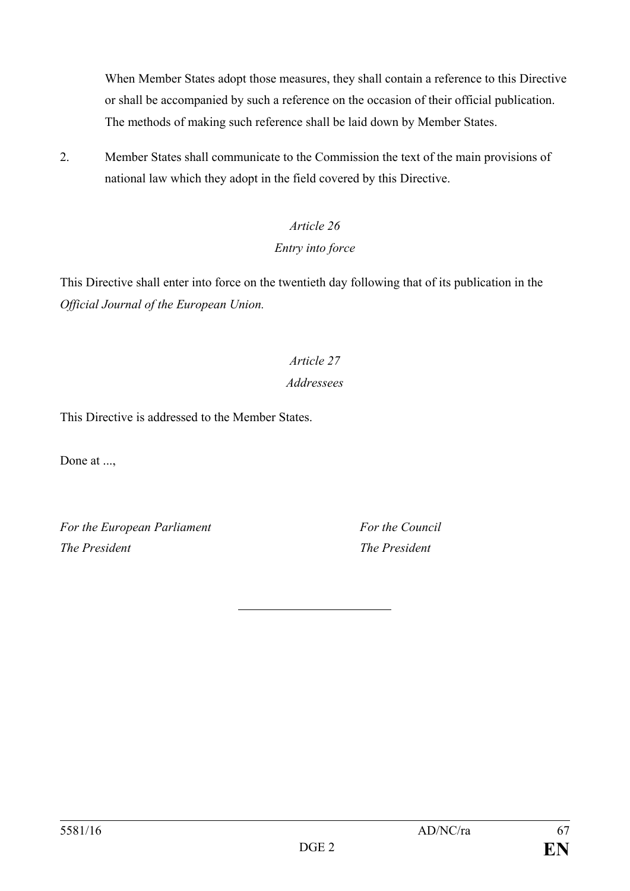When Member States adopt those measures, they shall contain a reference to this Directive or shall be accompanied by such a reference on the occasion of their official publication. The methods of making such reference shall be laid down by Member States.

2. Member States shall communicate to the Commission the text of the main provisions of national law which they adopt in the field covered by this Directive.

*Article 26*

*Entry into force*

This Directive shall enter into force on the twentieth day following that of its publication in the *Official Journal of the European Union.*

*Article 27*

*Addressees*

This Directive is addressed to the Member States.

Done at ...,

*For the European Parliament*
*The President*

*For the Council*
*The President*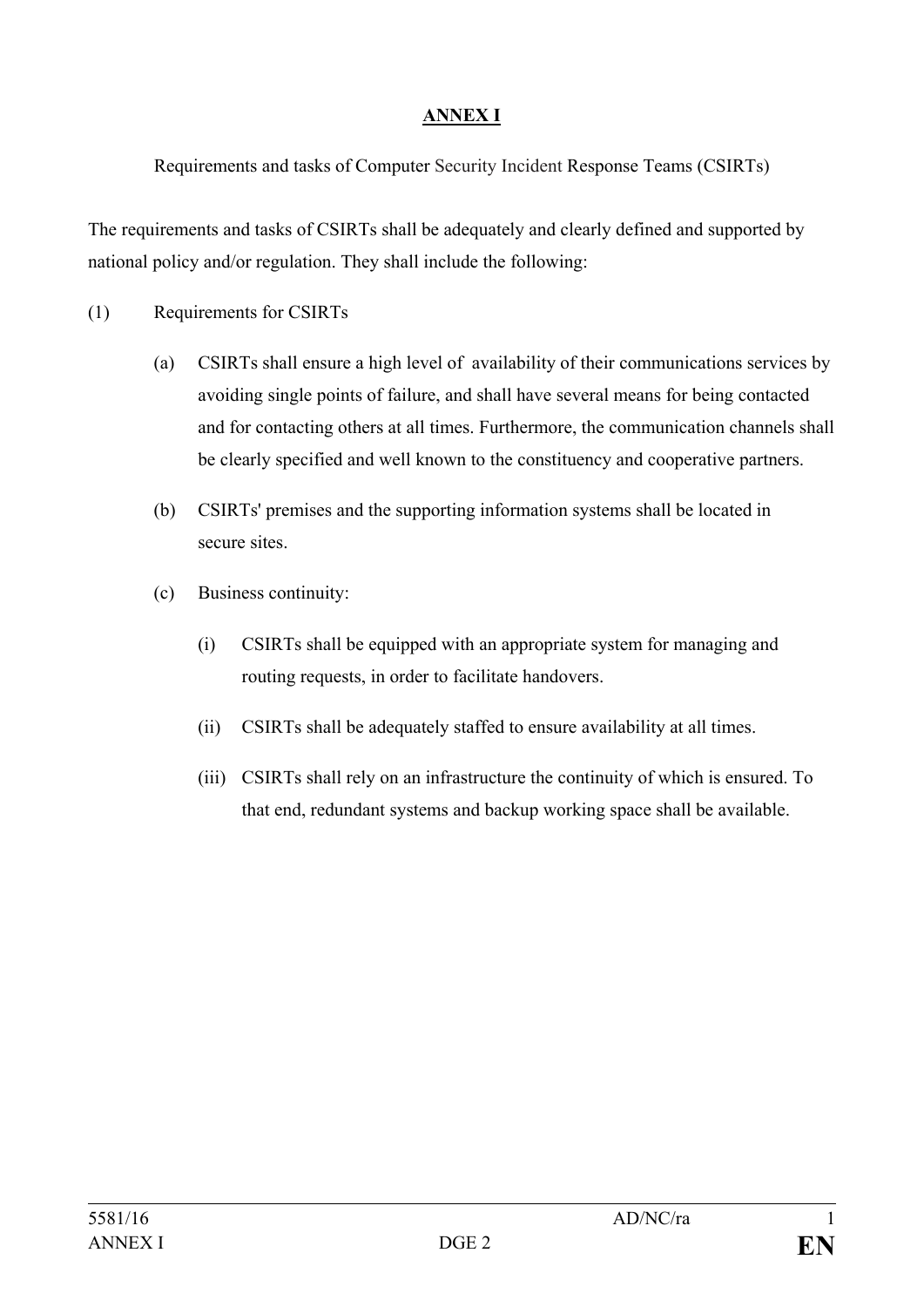# ANNEX I

Requirements and tasks of Computer Security Incident Response Teams (CSIRTs)

The requirements and tasks of CSIRTs shall be adequately and clearly defined and supported by national policy and/or regulation. They shall include the following:

(1) Requirements for CSIRTs

(a) CSIRTs shall ensure a high level of availability of their communications services by avoiding single points of failure, and shall have several means for being contacted and for contacting others at all times. Furthermore, the communication channels shall be clearly specified and well known to the constituency and cooperative partners.

(b) CSIRTs' premises and the supporting information systems shall be located in secure sites.

(c) Business continuity:

(i) CSIRTs shall be equipped with an appropriate system for managing and routing requests, in order to facilitate handovers.

(ii) CSIRTs shall be adequately staffed to ensure availability at all times.

(iii) CSIRTs shall rely on an infrastructure the continuity of which is ensured. To that end, redundant systems and backup working space shall be available.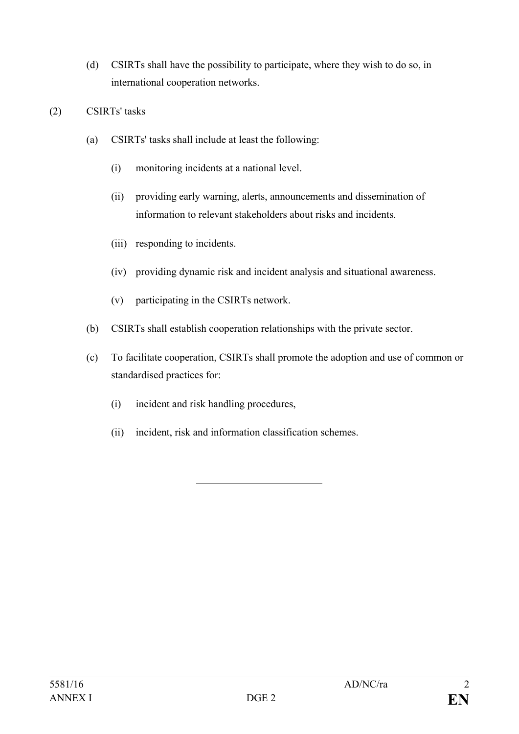(d) CSIRTs shall have the possibility to participate, where they wish to do so, in international cooperation networks.

(2) CSIRTs' tasks

(a) CSIRTs' tasks shall include at least the following:

(i) monitoring incidents at a national level.

(ii) providing early warning, alerts, announcements and dissemination of information to relevant stakeholders about risks and incidents.

(iii) responding to incidents.

(iv) providing dynamic risk and incident analysis and situational awareness.

(v) participating in the CSIRTs network.

(b) CSIRTs shall establish cooperation relationships with the private sector.

(c) To facilitate cooperation, CSIRTs shall promote the adoption and use of common or standardised practices for:

(i) incident and risk handling procedures,

(ii) incident, risk and information classification schemes.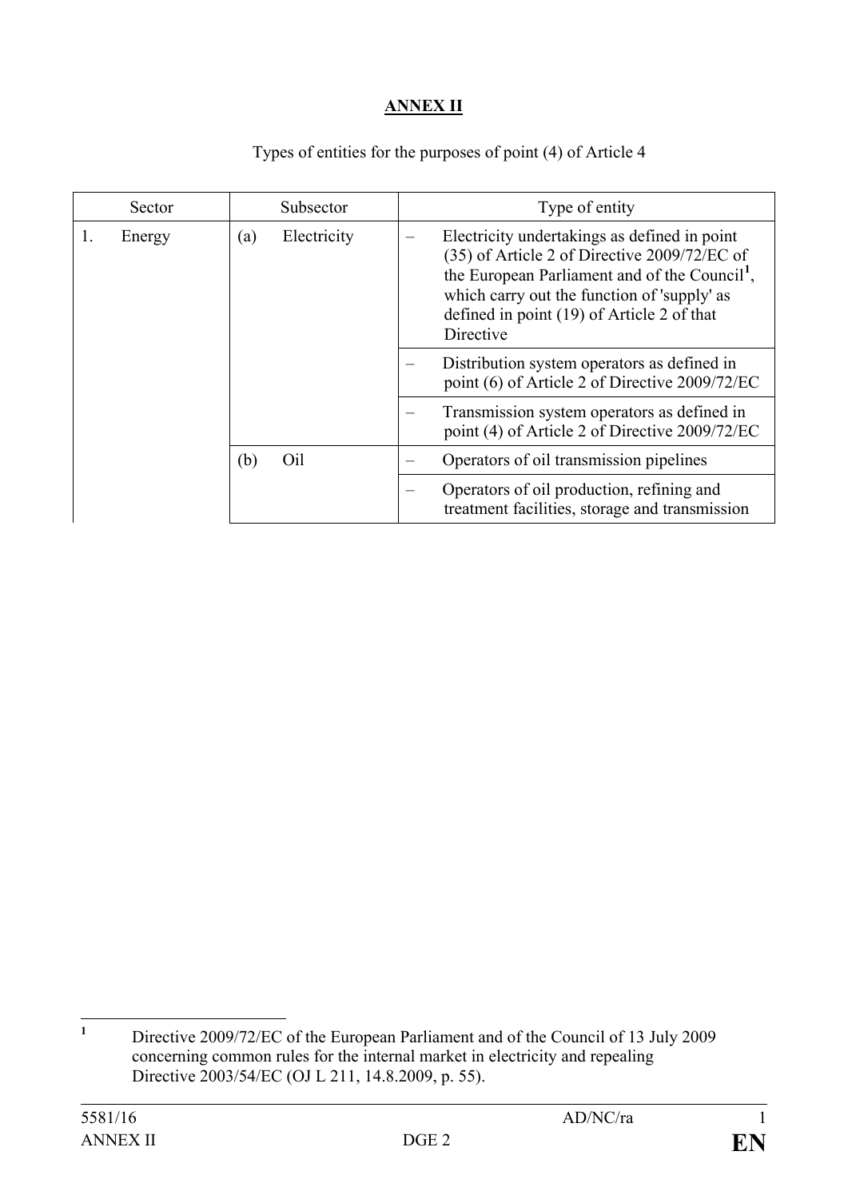**ANNEX II**

Types of entities for the purposes of point (4) of Article 4

| Sector | Subsector | Type of entity |
|---|---|---|
| 1. Energy | (a) Electricity | – Electricity undertakings as defined in point (35) of Article 2 of Directive 2009/72/EC of the European Parliament and of the Council[1], which carry out the function of 'supply' as defined in point (19) of Article 2 of that Directive |
| | | – Distribution system operators as defined in point (6) of Article 2 of Directive 2009/72/EC |
| | | – Transmission system operators as defined in point (4) of Article 2 of Directive 2009/72/EC |
| | (b) Oil | – Operators of oil transmission pipelines |
| | | – Operators of oil production, refining and treatment facilities, storage and transmission |

[1] Directive 2009/72/EC of the European Parliament and of the Council of 13 July 2009 concerning common rules for the internal market in electricity and repealing Directive 2003/54/EC (OJ L 211, 14.8.2009, p. 55).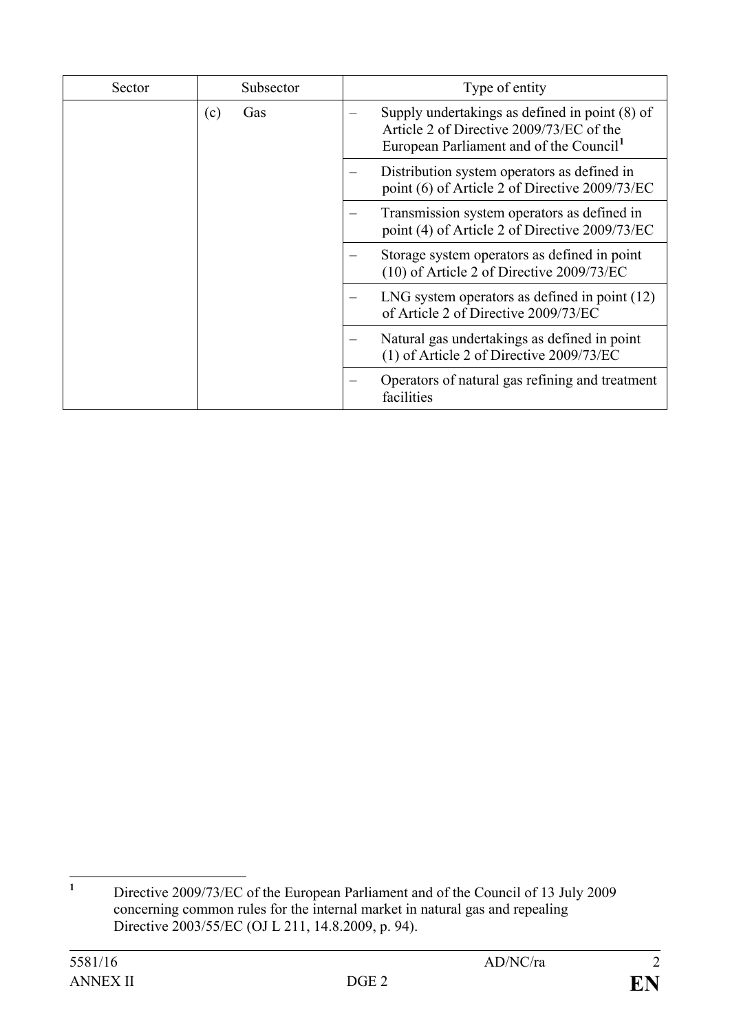| Sector | Subsector | Type of entity |
| --- | --- | --- |
| | (c) Gas | – Supply undertakings as defined in point (8) of Article 2 of Directive 2009/73/EC of the European Parliament and of the Council[1] |
| | | – Distribution system operators as defined in point (6) of Article 2 of Directive 2009/73/EC |
| | | – Transmission system operators as defined in point (4) of Article 2 of Directive 2009/73/EC |
| | | – Storage system operators as defined in point (10) of Article 2 of Directive 2009/73/EC |
| | | – LNG system operators as defined in point (12) of Article 2 of Directive 2009/73/EC |
| | | – Natural gas undertakings as defined in point (1) of Article 2 of Directive 2009/73/EC |
| | | – Operators of natural gas refining and treatment facilities |

[1] Directive 2009/73/EC of the European Parliament and of the Council of 13 July 2009 concerning common rules for the internal market in natural gas and repealing Directive 2003/55/EC (OJ L 211, 14.8.2009, p. 94).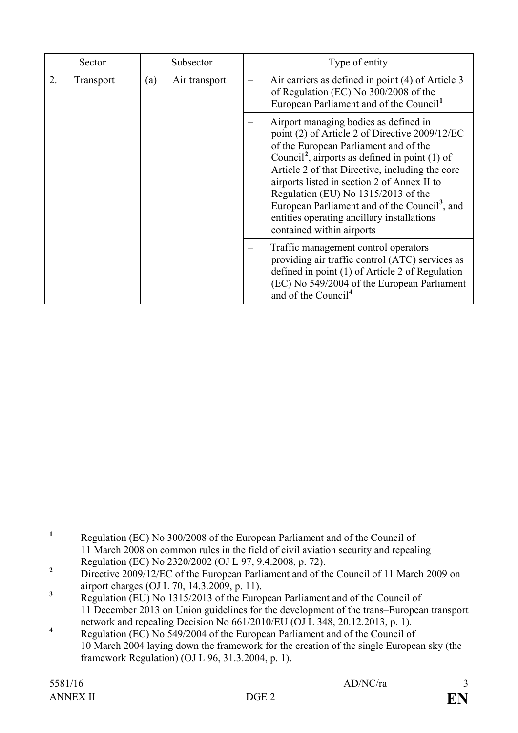| Sector | Subsector | Type of entity |
|---|---|---|
| 2. Transport | (a) Air transport | – Air carriers as defined in point (4) of Article 3 of Regulation (EC) No 300/2008 of the European Parliament and of the Council[1] |
| | | – Airport managing bodies as defined in point (2) of Article 2 of Directive 2009/12/EC of the European Parliament and of the Council[2], airports as defined in point (1) of Article 2 of that Directive, including the core airports listed in section 2 of Annex II to Regulation (EU) No 1315/2013 of the European Parliament and of the Council[3], and entities operating ancillary installations contained within airports |
| | | – Traffic management control operators providing air traffic control (ATC) services as defined in point (1) of Article 2 of Regulation (EC) No 549/2004 of the European Parliament and of the Council[4] |

[1] Regulation (EC) No 300/2008 of the European Parliament and of the Council of 11 March 2008 on common rules in the field of civil aviation security and repealing Regulation (EC) No 2320/2002 (OJ L 97, 9.4.2008, p. 72).

[2] Directive 2009/12/EC of the European Parliament and of the Council of 11 March 2009 on airport charges (OJ L 70, 14.3.2009, p. 11).

[3] Regulation (EU) No 1315/2013 of the European Parliament and of the Council of 11 December 2013 on Union guidelines for the development of the trans–European transport network and repealing Decision No 661/2010/EU (OJ L 348, 20.12.2013, p. 1).

[4] Regulation (EC) No 549/2004 of the European Parliament and of the Council of 10 March 2004 laying down the framework for the creation of the single European sky (the framework Regulation) (OJ L 96, 31.3.2004, p. 1).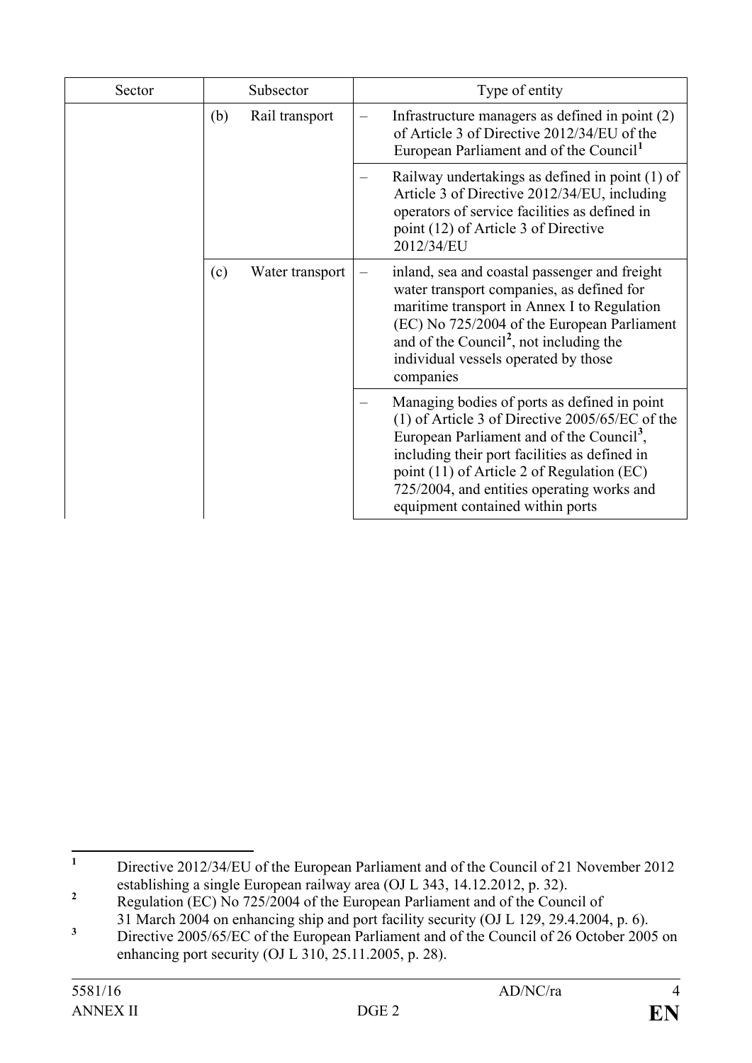| Sector | Subsector | Type of entity |
|---|---|---|
| | (b) Rail transport | – Infrastructure managers as defined in point (2) of Article 3 of Directive 2012/34/EU of the European Parliament and of the Council[1] |
| | | – Railway undertakings as defined in point (1) of Article 3 of Directive 2012/34/EU, including operators of service facilities as defined in point (12) of Article 3 of Directive 2012/34/EU |
| | (c) Water transport | – inland, sea and coastal passenger and freight water transport companies, as defined for maritime transport in Annex I to Regulation (EC) No 725/2004 of the European Parliament and of the Council[2], not including the individual vessels operated by those companies |
| | | – Managing bodies of ports as defined in point (1) of Article 3 of Directive 2005/65/EC of the European Parliament and of the Council[3], including their port facilities as defined in point (11) of Article 2 of Regulation (EC) 725/2004, and entities operating works and equipment contained within ports |

[1] Directive 2012/34/EU of the European Parliament and of the Council of 21 November 2012 establishing a single European railway area (OJ L 343, 14.12.2012, p. 32).

[2] Regulation (EC) No 725/2004 of the European Parliament and of the Council of 31 March 2004 on enhancing ship and port facility security (OJ L 129, 29.4.2004, p. 6).

[3] Directive 2005/65/EC of the European Parliament and of the Council of 26 October 2005 on enhancing port security (OJ L 310, 25.11.2005, p. 28).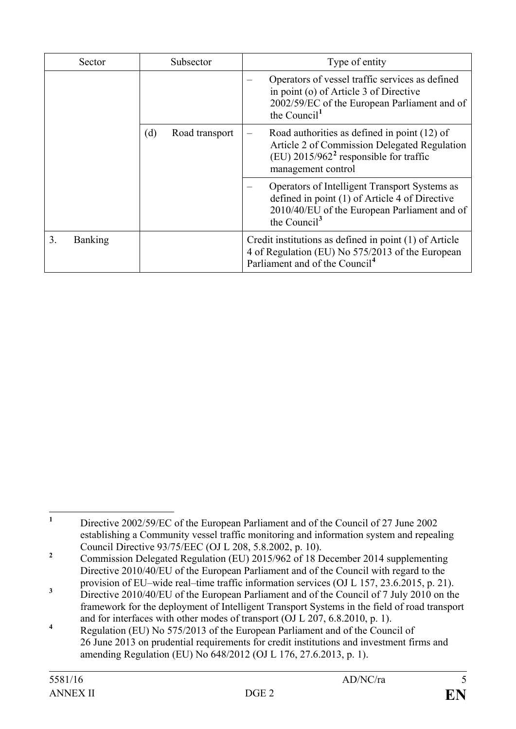| Sector | Subsector | Type of entity |
| --- | --- | --- |
| | | – Operators of vessel traffic services as defined in point (o) of Article 3 of Directive 2002/59/EC of the European Parliament and of the Council[1] |
| | (d) Road transport | – Road authorities as defined in point (12) of Article 2 of Commission Delegated Regulation (EU) 2015/962[2] responsible for traffic management control |
| | | – Operators of Intelligent Transport Systems as defined in point (1) of Article 4 of Directive 2010/40/EU of the European Parliament and of the Council[3] |
| 3. Banking | | Credit institutions as defined in point (1) of Article 4 of Regulation (EU) No 575/2013 of the European Parliament and of the Council[4] |

---

[1] Directive 2002/59/EC of the European Parliament and of the Council of 27 June 2002 establishing a Community vessel traffic monitoring and information system and repealing Council Directive 93/75/EEC (OJ L 208, 5.8.2002, p. 10).

[2] Commission Delegated Regulation (EU) 2015/962 of 18 December 2014 supplementing Directive 2010/40/EU of the European Parliament and of the Council with regard to the provision of EU–wide real–time traffic information services (OJ L 157, 23.6.2015, p. 21).

[3] Directive 2010/40/EU of the European Parliament and of the Council of 7 July 2010 on the framework for the deployment of Intelligent Transport Systems in the field of road transport and for interfaces with other modes of transport (OJ L 207, 6.8.2010, p. 1).

[4] Regulation (EU) No 575/2013 of the European Parliament and of the Council of 26 June 2013 on prudential requirements for credit institutions and investment firms and amending Regulation (EU) No 648/2012 (OJ L 176, 27.6.2013, p. 1).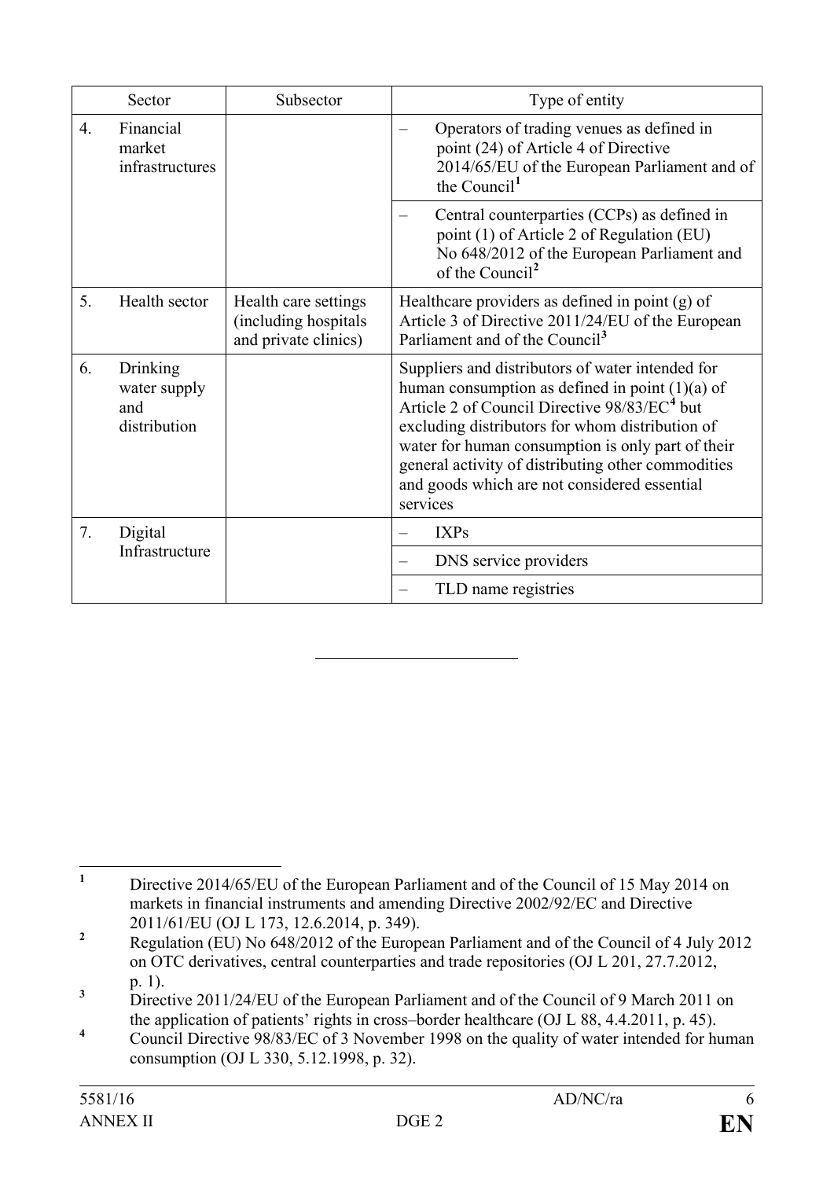| Sector | Subsector | Type of entity |
|---|---|---|
| 4. Financial market infrastructures | | – Operators of trading venues as defined in point (24) of Article 4 of Directive 2014/65/EU of the European Parliament and of the Council[1] |
| | | – Central counterparties (CCPs) as defined in point (1) of Article 2 of Regulation (EU) No 648/2012 of the European Parliament and of the Council[2] |
| 5. Health sector | Health care settings (including hospitals and private clinics) | Healthcare providers as defined in point (g) of Article 3 of Directive 2011/24/EU of the European Parliament and of the Council[3] |
| 6. Drinking water supply and distribution | | Suppliers and distributors of water intended for human consumption as defined in point (1)(a) of Article 2 of Council Directive 98/83/EC[4] but excluding distributors for whom distribution of water for human consumption is only part of their general activity of distributing other commodities and goods which are not considered essential services |
| 7. Digital Infrastructure | | – IXPs |
| | | – DNS service providers |
| | | – TLD name registries |

---

[1] Directive 2014/65/EU of the European Parliament and of the Council of 15 May 2014 on markets in financial instruments and amending Directive 2002/92/EC and Directive 2011/61/EU (OJ L 173, 12.6.2014, p. 349).

[2] Regulation (EU) No 648/2012 of the European Parliament and of the Council of 4 July 2012 on OTC derivatives, central counterparties and trade repositories (OJ L 201, 27.7.2012, p. 1).

[3] Directive 2011/24/EU of the European Parliament and of the Council of 9 March 2011 on the application of patients' rights in cross–border healthcare (OJ L 88, 4.4.2011, p. 45).

[4] Council Directive 98/83/EC of 3 November 1998 on the quality of water intended for human consumption (OJ L 330, 5.12.1998, p. 32).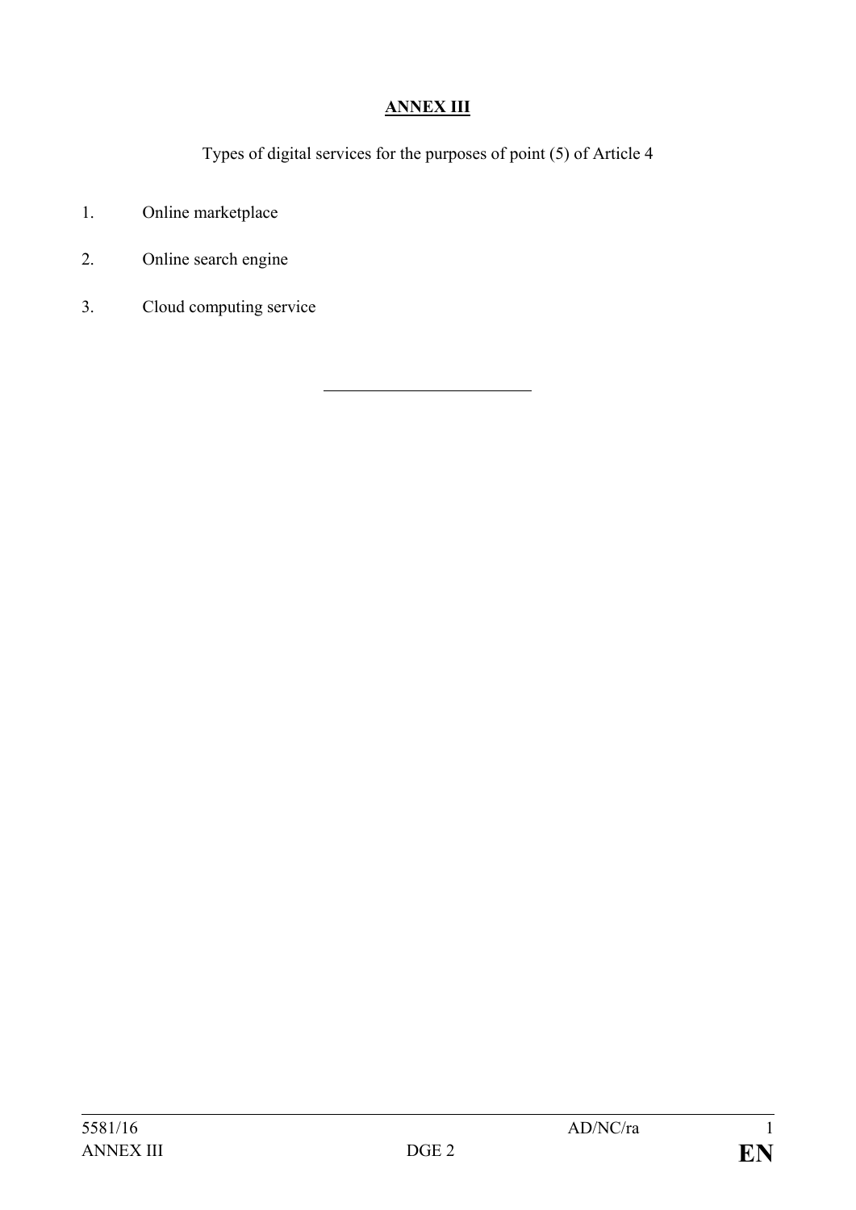# ANNEX III

Types of digital services for the purposes of point (5) of Article 4

1. Online marketplace
2. Online search engine
3. Cloud computing service